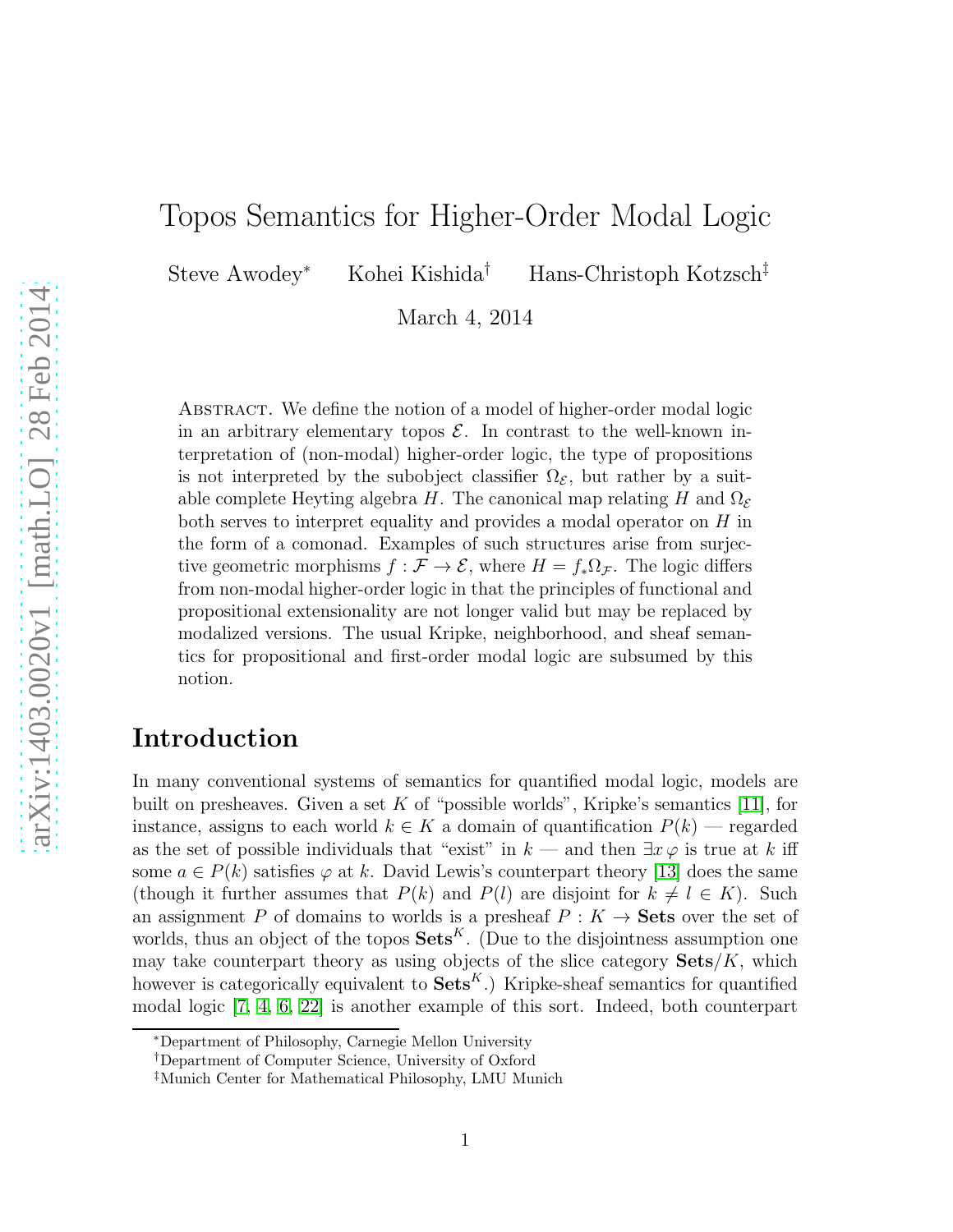# Topos Semantics for Higher-Order Modal Logic

Steve Awodey[*] Kohei Kishida[†] Hans-Christoph Kotzsch[‡]

March 4, 2014

Abstract. We define the notion of a model of higher-order modal logic in an arbitrary elementary topos $\mathcal{E}$. In contrast to the well-known interpretation of (non-modal) higher-order logic, the type of propositions is not interpreted by the subobject classifier $\Omega_{\mathcal{E}}$, but rather by a suitable complete Heyting algebra $H$. The canonical map relating $H$ and $\Omega_{\mathcal{E}}$ both serves to interpret equality and provides a modal operator on $H$ in the form of a comonad. Examples of such structures arise from surjective geometric morphisms $f : \mathcal{F} \to \mathcal{E}$, where $H = f_*\Omega_{\mathcal{F}}$. The logic differs from non-modal higher-order logic in that the principles of functional and propositional extensionality are not longer valid but may be replaced by modalized versions. The usual Kripke, neighborhood, and sheaf semantics for propositional and first-order modal logic are subsumed by this notion.

## Introduction

In many conventional systems of semantics for quantified modal logic, models are built on presheaves. Given a set $K$ of "possible worlds", Kripke's semantics [11], for instance, assigns to each world $k \in K$ a domain of quantification $P(k)$ — regarded as the set of possible individuals that "exist" in $k$ — and then $\exists x\, \varphi$ is true at $k$ iff some $a \in P(k)$ satisfies $\varphi$ at $k$. David Lewis's counterpart theory [13] does the same (though it further assumes that $P(k)$ and $P(l)$ are disjoint for $k \neq l \in K$). Such an assignment $P$ of domains to worlds is a presheaf $P : K \to \mathbf{Sets}$ over the set of worlds, thus an object of the topos $\mathbf{Sets}^K$. (Due to the disjointness assumption one may take counterpart theory as using objects of the slice category $\mathbf{Sets}/K$, which however is categorically equivalent to $\mathbf{Sets}^K$.) Kripke-sheaf semantics for quantified modal logic [7, 4, 6, 22] is another example of this sort. Indeed, both counterpart

[*] Department of Philosophy, Carnegie Mellon University
[†] Department of Computer Science, University of Oxford
[‡] Munich Center for Mathematical Philosophy, LMU Munich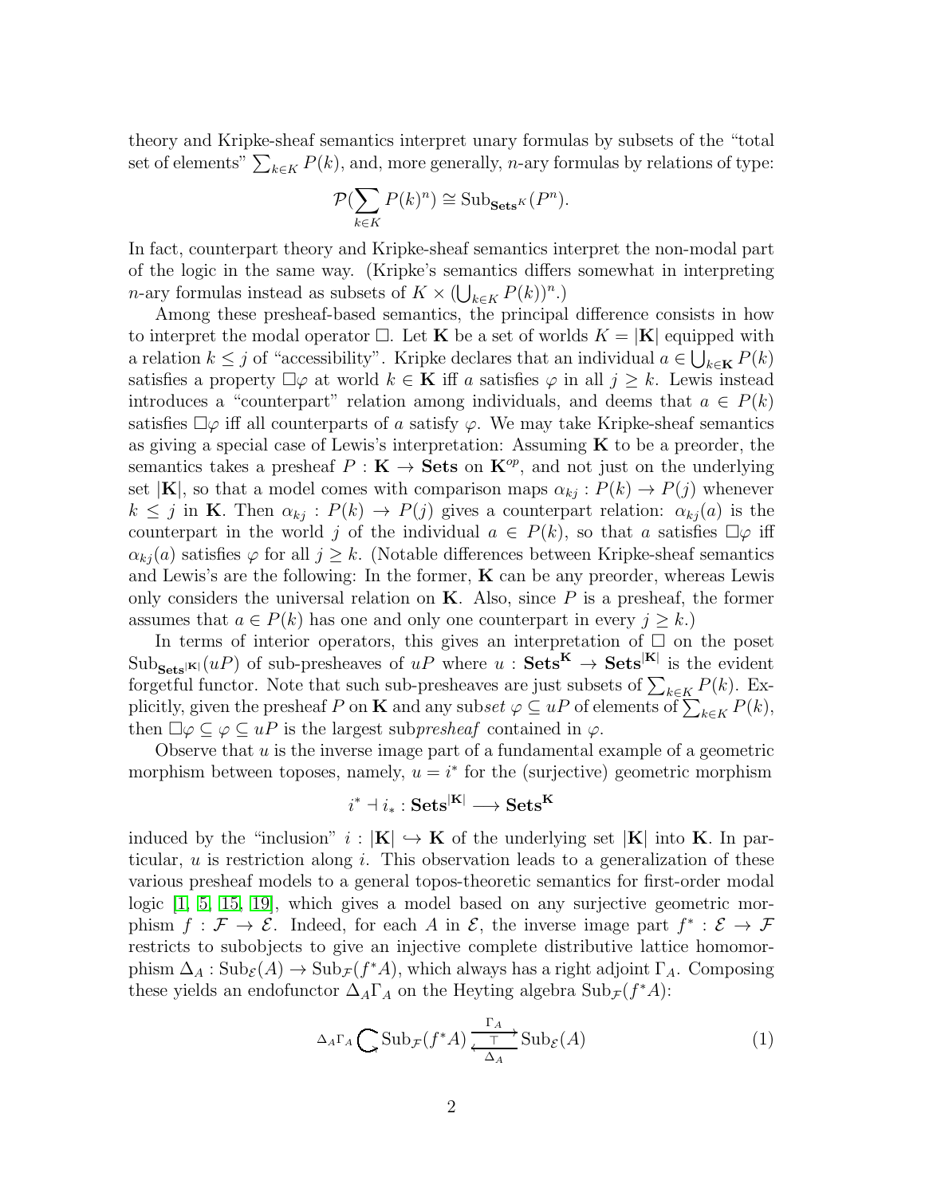theory and Kripke-sheaf semantics interpret unary formulas by subsets of the "total set of elements" $\sum_{k \in K} P(k)$, and, more generally, $n$-ary formulas by relations of type:

$$\mathcal{P}(\sum_{k \in K} P(k)^n) \cong \mathrm{Sub}_{\mathbf{Sets}^K}(P^n).$$

In fact, counterpart theory and Kripke-sheaf semantics interpret the non-modal part of the logic in the same way. (Kripke's semantics differs somewhat in interpreting $n$-ary formulas instead as subsets of $K \times (\bigcup_{k \in K} P(k))^n$.)

Among these presheaf-based semantics, the principal difference consists in how to interpret the modal operator $\Box$. Let $\mathbf{K}$ be a set of worlds $K = |\mathbf{K}|$ equipped with a relation $k \leq j$ of "accessibility". Kripke declares that an individual $a \in \bigcup_{k \in \mathbf{K}} P(k)$ satisfies a property $\Box\varphi$ at world $k \in \mathbf{K}$ iff $a$ satisfies $\varphi$ in all $j \geq k$. Lewis instead introduces a "counterpart" relation among individuals, and deems that $a \in P(k)$ satisfies $\Box\varphi$ iff all counterparts of $a$ satisfy $\varphi$. We may take Kripke-sheaf semantics as giving a special case of Lewis's interpretation: Assuming $\mathbf{K}$ to be a preorder, the semantics takes a presheaf $P : \mathbf{K} \to \mathbf{Sets}$ on $\mathbf{K}^{op}$, and not just on the underlying set $|\mathbf{K}|$, so that a model comes with comparison maps $\alpha_{kj} : P(k) \to P(j)$ whenever $k \leq j$ in $\mathbf{K}$. Then $\alpha_{kj} : P(k) \to P(j)$ gives a counterpart relation: $\alpha_{kj}(a)$ is the counterpart in the world $j$ of the individual $a \in P(k)$, so that $a$ satisfies $\Box\varphi$ iff $\alpha_{kj}(a)$ satisfies $\varphi$ for all $j \geq k$. (Notable differences between Kripke-sheaf semantics and Lewis's are the following: In the former, $\mathbf{K}$ can be any preorder, whereas Lewis only considers the universal relation on $\mathbf{K}$. Also, since $P$ is a presheaf, the former assumes that $a \in P(k)$ has one and only one counterpart in every $j \geq k$.)

In terms of interior operators, this gives an interpretation of $\Box$ on the poset $\mathrm{Sub}_{\mathbf{Sets}^{|\mathbf{K}|}}(uP)$ of sub-presheaves of $uP$ where $u : \mathbf{Sets}^{\mathbf{K}} \to \mathbf{Sets}^{|\mathbf{K}|}$ is the evident forgetful functor. Note that such sub-presheaves are just subsets of $\sum_{k \in K} P(k)$. Explicitly, given the presheaf $P$ on $\mathbf{K}$ and any sub*set* $\varphi \subseteq uP$ of elements of $\sum_{k \in K} P(k)$, then $\Box\varphi \subseteq \varphi \subseteq uP$ is the largest sub*presheaf* contained in $\varphi$.

Observe that $u$ is the inverse image part of a fundamental example of a geometric morphism between toposes, namely, $u = i^*$ for the (surjective) geometric morphism

$$i^* \dashv i_* : \mathbf{Sets}^{|\mathbf{K}|} \longrightarrow \mathbf{Sets}^{\mathbf{K}}$$

induced by the "inclusion" $i : |\mathbf{K}| \hookrightarrow \mathbf{K}$ of the underlying set $|\mathbf{K}|$ into $\mathbf{K}$. In particular, $u$ is restriction along $i$. This observation leads to a generalization of these various presheaf models to a general topos-theoretic semantics for first-order modal logic [1, 5, 15, 19], which gives a model based on any surjective geometric morphism $f : \mathcal{F} \to \mathcal{E}$. Indeed, for each $A$ in $\mathcal{E}$, the inverse image part $f^* : \mathcal{E} \to \mathcal{F}$ restricts to subobjects to give an injective complete distributive lattice homomorphism $\Delta_A : \mathrm{Sub}_{\mathcal{E}}(A) \to \mathrm{Sub}_{\mathcal{F}}(f^*A)$, which always has a right adjoint $\Gamma_A$. Composing these yields an endofunctor $\Delta_A\Gamma_A$ on the Heyting algebra $\mathrm{Sub}_{\mathcal{F}}(f^*A)$:

$$\Delta_A\Gamma_A \circlearrowright \mathrm{Sub}_{\mathcal{F}}(f^*A) \underset{\Delta_A}{\overset{\Gamma_A}{\underset{\top}{\rightleftarrows}}} \mathrm{Sub}_{\mathcal{E}}(A) \tag{1}$$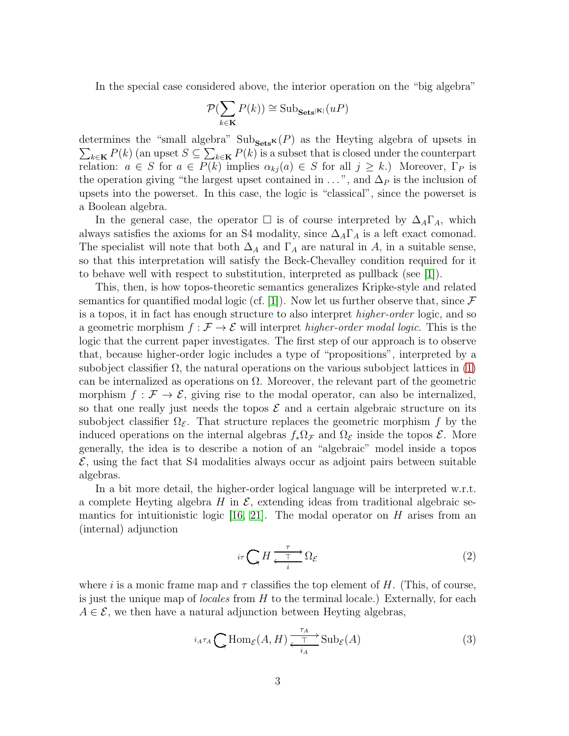In the special case considered above, the interior operation on the "big algebra"

$$\mathcal{P}(\sum_{k\in\mathbf{K}} P(k)) \cong \mathrm{Sub}_{\mathbf{Sets}^{|\mathbf{K}|}}(uP)$$

determines the "small algebra" $\mathrm{Sub}_{\mathbf{Sets}^{\mathbf{K}}}(P)$ as the Heyting algebra of upsets in $\sum_{k\in\mathbf{K}} P(k)$ (an upset $S \subseteq \sum_{k\in\mathbf{K}} P(k)$ is a subset that is closed under the counterpart relation: $a \in S$ for $a \in P(k)$ implies $\alpha_{kj}(a) \in S$ for all $j \geq k$.) Moreover, $\Gamma_P$ is the operation giving "the largest upset contained in ...", and $\Delta_P$ is the inclusion of upsets into the powerset. In this case, the logic is "classical", since the powerset is a Boolean algebra.

In the general case, the operator $\Box$ is of course interpreted by $\Delta_A \Gamma_A$, which always satisfies the axioms for an S4 modality, since $\Delta_A \Gamma_A$ is a left exact comonad. The specialist will note that both $\Delta_A$ and $\Gamma_A$ are natural in $A$, in a suitable sense, so that this interpretation will satisfy the Beck-Chevalley condition required for it to behave well with respect to substitution, interpreted as pullback (see [1]).

This, then, is how topos-theoretic semantics generalizes Kripke-style and related semantics for quantified modal logic (cf. [1]). Now let us further observe that, since $\mathcal{F}$ is a topos, it in fact has enough structure to also interpret *higher-order* logic, and so a geometric morphism $f : \mathcal{F} \to \mathcal{E}$ will interpret *higher-order modal logic*. This is the logic that the current paper investigates. The first step of our approach is to observe that, because higher-order logic includes a type of "propositions", interpreted by a subobject classifier $\Omega$, the natural operations on the various subobject lattices in (1) can be internalized as operations on $\Omega$. Moreover, the relevant part of the geometric morphism $f : \mathcal{F} \to \mathcal{E}$, giving rise to the modal operator, can also be internalized, so that one really just needs the topos $\mathcal{E}$ and a certain algebraic structure on its subobject classifier $\Omega_{\mathcal{E}}$. That structure replaces the geometric morphism $f$ by the induced operations on the internal algebras $f_*\Omega_{\mathcal{F}}$ and $\Omega_{\mathcal{E}}$ inside the topos $\mathcal{E}$. More generally, the idea is to describe a notion of an "algebraic" model inside a topos $\mathcal{E}$, using the fact that S4 modalities always occur as adjoint pairs between suitable algebras.

In a bit more detail, the higher-order logical language will be interpreted w.r.t. a complete Heyting algebra $H$ in $\mathcal{E}$, extending ideas from traditional algebraic semantics for intuitionistic logic [16, 21]. The modal operator on $H$ arises from an (internal) adjunction

$$i\tau \circlearrowright H \underset{i}{\overset{\tau}{\underset{\top}{\rightleftarrows}}} \Omega_{\mathcal{E}} \tag{2}$$

where $i$ is a monic frame map and $\tau$ classifies the top element of $H$. (This, of course, is just the unique map of *locales* from $H$ to the terminal locale.) Externally, for each $A \in \mathcal{E}$, we then have a natural adjunction between Heyting algebras,

$$i_A\tau_A \circlearrowright \mathrm{Hom}_{\mathcal{E}}(A, H) \underset{i_A}{\overset{\tau_A}{\underset{\top}{\rightleftarrows}}} \mathrm{Sub}_{\mathcal{E}}(A) \tag{3}$$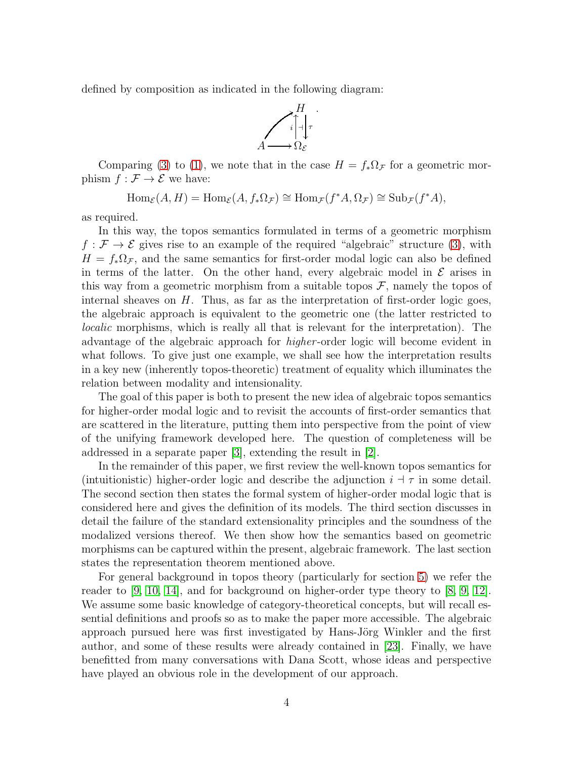defined by composition as indicated in the following diagram:

$$\begin{array}{ccc} & & H \\ & \nearrow & i \uparrow \dashv \downarrow \tau \\ A & \longrightarrow & \Omega_{\mathcal{E}} \end{array}.$$

Comparing (3) to (1), we note that in the case $H = f_*\Omega_{\mathcal{F}}$ for a geometric morphism $f : \mathcal{F} \to \mathcal{E}$ we have:

$$\mathrm{Hom}_{\mathcal{E}}(A, H) = \mathrm{Hom}_{\mathcal{E}}(A, f_*\Omega_{\mathcal{F}}) \cong \mathrm{Hom}_{\mathcal{F}}(f^*A, \Omega_{\mathcal{F}}) \cong \mathrm{Sub}_{\mathcal{F}}(f^*A),$$

as required.

In this way, the topos semantics formulated in terms of a geometric morphism $f : \mathcal{F} \to \mathcal{E}$ gives rise to an example of the required "algebraic" structure (3), with $H = f_*\Omega_{\mathcal{F}}$, and the same semantics for first-order modal logic can also be defined in terms of the latter. On the other hand, every algebraic model in $\mathcal{E}$ arises in this way from a geometric morphism from a suitable topos $\mathcal{F}$, namely the topos of internal sheaves on $H$. Thus, as far as the interpretation of first-order logic goes, the algebraic approach is equivalent to the geometric one (the latter restricted to *localic* morphisms, which is really all that is relevant for the interpretation). The advantage of the algebraic approach for *higher*-order logic will become evident in what follows. To give just one example, we shall see how the interpretation results in a key new (inherently topos-theoretic) treatment of equality which illuminates the relation between modality and intensionality.

The goal of this paper is both to present the new idea of algebraic topos semantics for higher-order modal logic and to revisit the accounts of first-order semantics that are scattered in the literature, putting them into perspective from the point of view of the unifying framework developed here. The question of completeness will be addressed in a separate paper [3], extending the result in [2].

In the remainder of this paper, we first review the well-known topos semantics for (intuitionistic) higher-order logic and describe the adjunction $i \dashv \tau$ in some detail. The second section then states the formal system of higher-order modal logic that is considered here and gives the definition of its models. The third section discusses in detail the failure of the standard extensionality principles and the soundness of the modalized versions thereof. We then show how the semantics based on geometric morphisms can be captured within the present, algebraic framework. The last section states the representation theorem mentioned above.

For general background in topos theory (particularly for section 5) we refer the reader to [9, 10, 14], and for background on higher-order type theory to [8, 9, 12]. We assume some basic knowledge of category-theoretical concepts, but will recall essential definitions and proofs so as to make the paper more accessible. The algebraic approach pursued here was first investigated by Hans-Jörg Winkler and the first author, and some of these results were already contained in [23]. Finally, we have benefitted from many conversations with Dana Scott, whose ideas and perspective have played an obvious role in the development of our approach.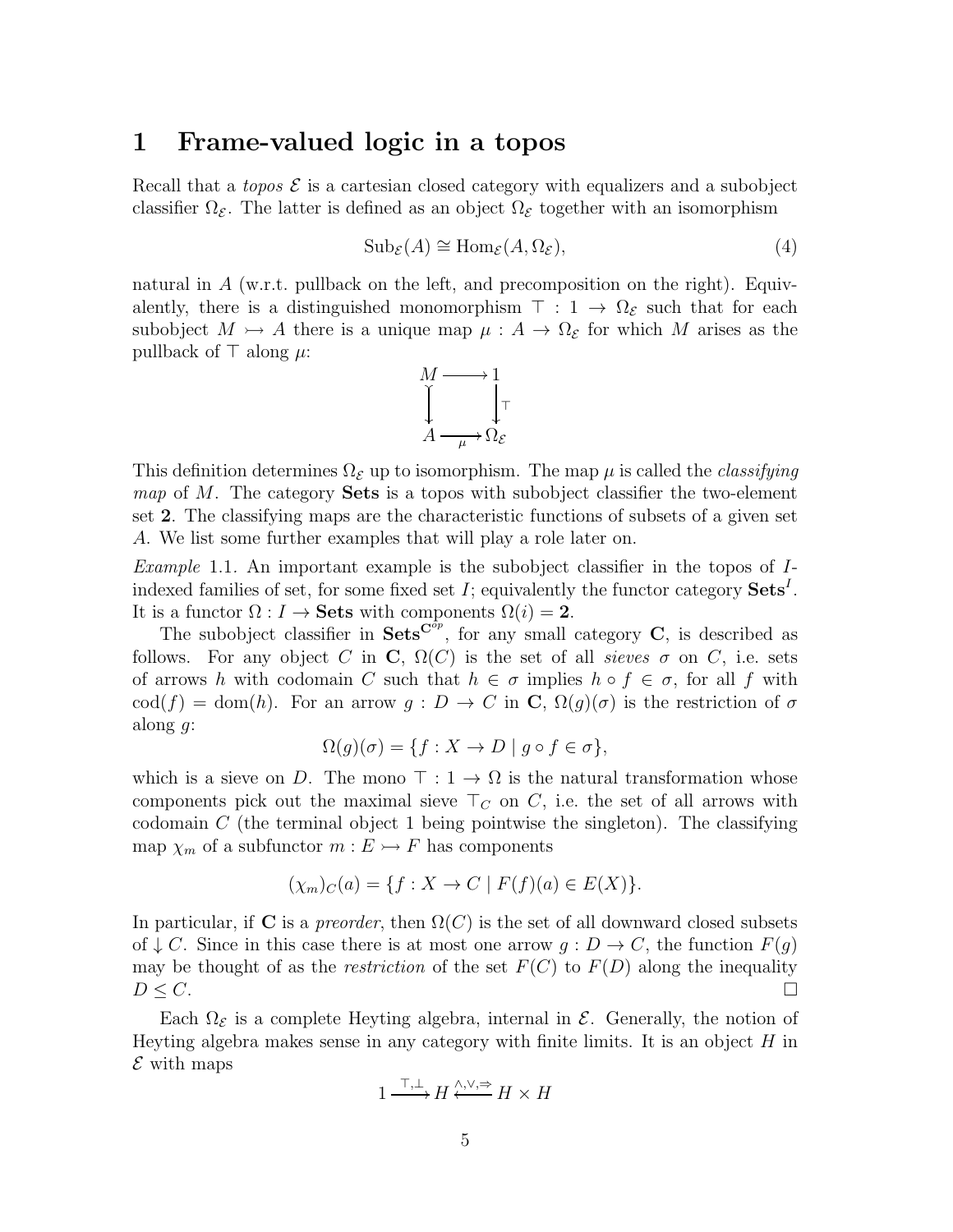# 1 Frame-valued logic in a topos

Recall that a *topos* $\mathcal{E}$ is a cartesian closed category with equalizers and a subobject classifier $\Omega_\mathcal{E}$. The latter is defined as an object $\Omega_\mathcal{E}$ together with an isomorphism

$$\mathrm{Sub}_\mathcal{E}(A) \cong \mathrm{Hom}_\mathcal{E}(A, \Omega_\mathcal{E}), \tag{4}$$

natural in $A$ (w.r.t. pullback on the left, and precomposition on the right). Equivalently, there is a distinguished monomorphism $\top : 1 \to \Omega_\mathcal{E}$ such that for each subobject $M \rightarrowtail A$ there is a unique map $\mu : A \to \Omega_\mathcal{E}$ for which $M$ arises as the pullback of $\top$ along $\mu$:

$$\begin{array}{ccc} M & \longrightarrow & 1 \\ \downarrow & & \downarrow \top \\ A & \xrightarrow[\mu]{} & \Omega_\mathcal{E} \end{array}$$

This definition determines $\Omega_\mathcal{E}$ up to isomorphism. The map $\mu$ is called the *classifying map* of $M$. The category **Sets** is a topos with subobject classifier the two-element set **2**. The classifying maps are the characteristic functions of subsets of a given set $A$. We list some further examples that will play a role later on.

*Example* 1.1. An important example is the subobject classifier in the topos of $I$-indexed families of set, for some fixed set $I$; equivalently the functor category $\mathbf{Sets}^I$. It is a functor $\Omega : I \to \mathbf{Sets}$ with components $\Omega(i) = \mathbf{2}$.

The subobject classifier in $\mathbf{Sets}^{\mathbf{C}^{op}}$, for any small category $\mathbf{C}$, is described as follows. For any object $C$ in $\mathbf{C}$, $\Omega(C)$ is the set of all *sieves* $\sigma$ on $C$, i.e. sets of arrows $h$ with codomain $C$ such that $h \in \sigma$ implies $h \circ f \in \sigma$, for all $f$ with $\mathrm{cod}(f) = \mathrm{dom}(h)$. For an arrow $g : D \to C$ in $\mathbf{C}$, $\Omega(g)(\sigma)$ is the restriction of $\sigma$ along $g$:

$$\Omega(g)(\sigma) = \{f : X \to D \mid g \circ f \in \sigma\},$$

which is a sieve on $D$. The mono $\top : 1 \to \Omega$ is the natural transformation whose components pick out the maximal sieve $\top_C$ on $C$, i.e. the set of all arrows with codomain $C$ (the terminal object 1 being pointwise the singleton). The classifying map $\chi_m$ of a subfunctor $m : E \rightarrowtail F$ has components

$$(\chi_m)_C(a) = \{f : X \to C \mid F(f)(a) \in E(X)\}.$$

In particular, if $\mathbf{C}$ is a *preorder*, then $\Omega(C)$ is the set of all downward closed subsets of $\downarrow C$. Since in this case there is at most one arrow $g : D \to C$, the function $F(g)$ may be thought of as the *restriction* of the set $F(C)$ to $F(D)$ along the inequality $D \leq C$. $\square$

Each $\Omega_\mathcal{E}$ is a complete Heyting algebra, internal in $\mathcal{E}$. Generally, the notion of Heyting algebra makes sense in any category with finite limits. It is an object $H$ in $\mathcal{E}$ with maps

$$1 \xrightarrow{\top, \bot} H \xleftarrow{\wedge, \vee, \Rightarrow} H \times H$$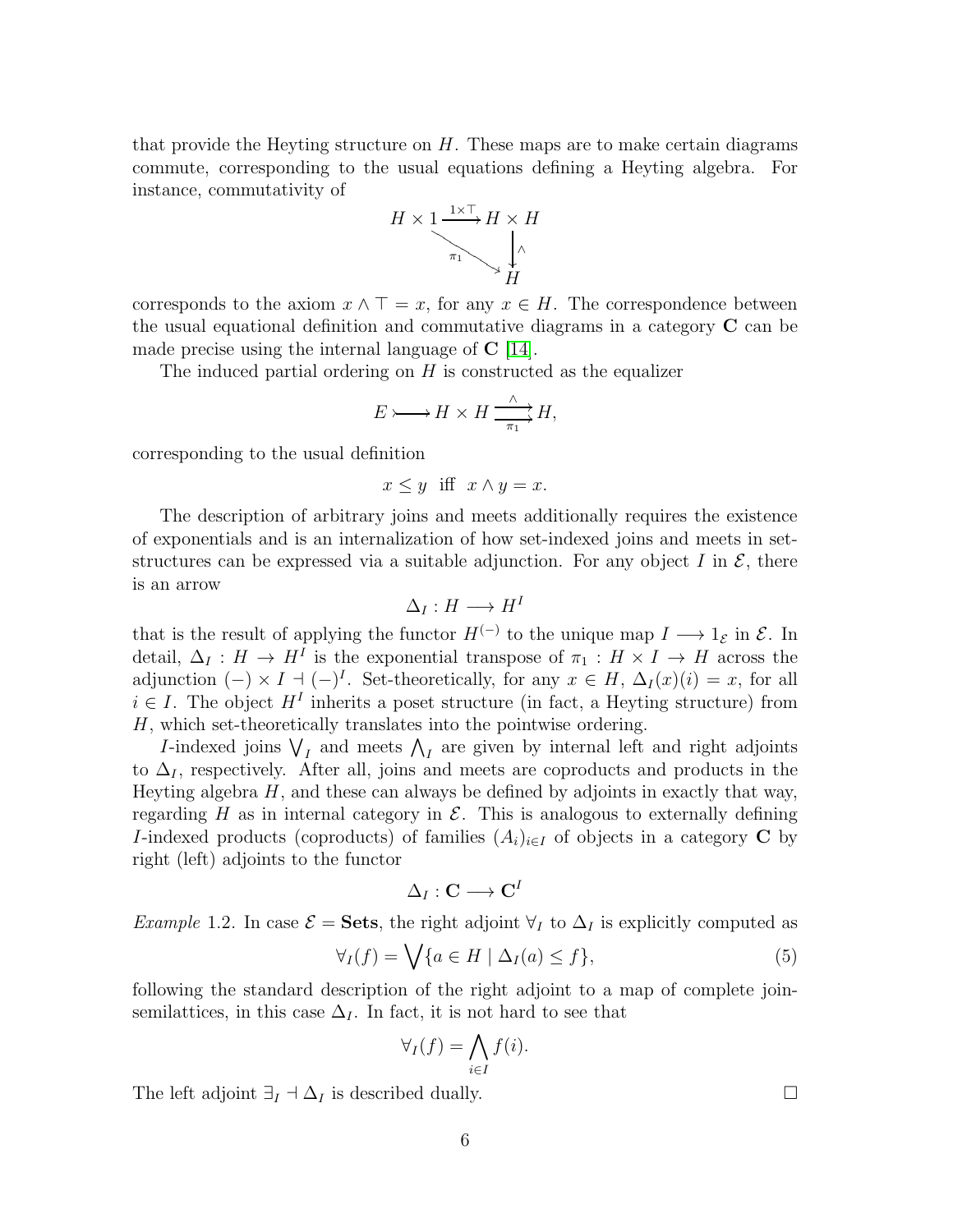that provide the Heyting structure on $H$. These maps are to make certain diagrams commute, corresponding to the usual equations defining a Heyting algebra. For instance, commutativity of

$$\begin{array}{ccc} H \times 1 & \xrightarrow{1\times\top} & H \times H \\ & {\scriptstyle \pi_1} \searrow & \downarrow {\scriptstyle \wedge} \\ & & H \end{array}$$

corresponds to the axiom $x \wedge \top = x$, for any $x \in H$. The correspondence between the usual equational definition and commutative diagrams in a category $\mathbf{C}$ can be made precise using the internal language of $\mathbf{C}$ [14].

The induced partial ordering on $H$ is constructed as the equalizer

$$E \rightarrowtail H \times H \underset{\pi_1}{\overset{\wedge}{\rightrightarrows}} H,$$

corresponding to the usual definition

$$x \leq y \ \text{ iff } \ x \wedge y = x.$$

The description of arbitrary joins and meets additionally requires the existence of exponentials and is an internalization of how set-indexed joins and meets in set-structures can be expressed via a suitable adjunction. For any object $I$ in $\mathcal{E}$, there is an arrow

$$\Delta_I : H \longrightarrow H^I$$

that is the result of applying the functor $H^{(-)}$ to the unique map $I \longrightarrow 1_{\mathcal{E}}$ in $\mathcal{E}$. In detail, $\Delta_I : H \to H^I$ is the exponential transpose of $\pi_1 : H \times I \to H$ across the adjunction $(-) \times I \dashv (-)^I$. Set-theoretically, for any $x \in H$, $\Delta_I(x)(i) = x$, for all $i \in I$. The object $H^I$ inherits a poset structure (in fact, a Heyting structure) from $H$, which set-theoretically translates into the pointwise ordering.

$I$-indexed joins $\bigvee_I$ and meets $\bigwedge_I$ are given by internal left and right adjoints to $\Delta_I$, respectively. After all, joins and meets are coproducts and products in the Heyting algebra $H$, and these can always be defined by adjoints in exactly that way, regarding $H$ as in internal category in $\mathcal{E}$. This is analogous to externally defining $I$-indexed products (coproducts) of families $(A_i)_{i \in I}$ of objects in a category $\mathbf{C}$ by right (left) adjoints to the functor

$$\Delta_I : \mathbf{C} \longrightarrow \mathbf{C}^I$$

*Example* 1.2. In case $\mathcal{E} = \mathbf{Sets}$, the right adjoint $\forall_I$ to $\Delta_I$ is explicitly computed as

$$\forall_I(f) = \bigvee \{a \in H \mid \Delta_I(a) \leq f\}, \tag{5}$$

following the standard description of the right adjoint to a map of complete join-semilattices, in this case $\Delta_I$. In fact, it is not hard to see that

$$\forall_I(f) = \bigwedge_{i \in I} f(i).$$

The left adjoint $\exists_I \dashv \Delta_I$ is described dually. □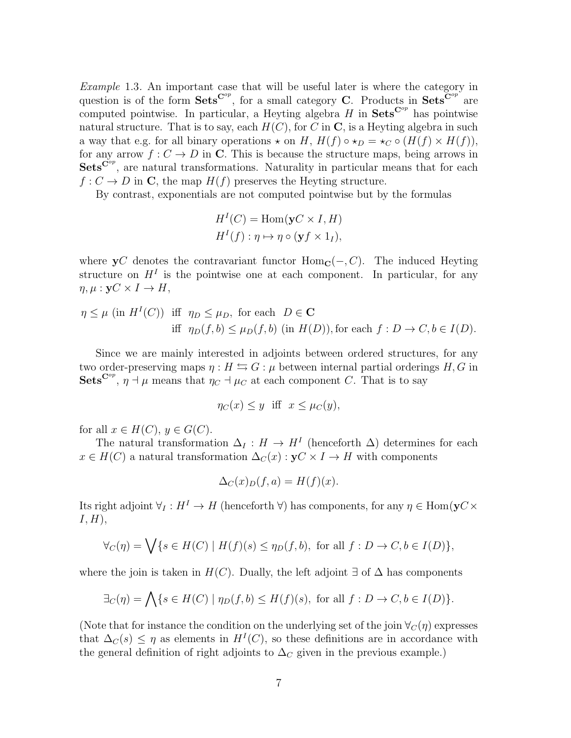*Example* 1.3. An important case that will be useful later is where the category in question is of the form $\mathbf{Sets}^{\mathbf{C}^{op}}$, for a small category $\mathbf{C}$. Products in $\mathbf{Sets}^{\mathbf{C}^{op}}$ are computed pointwise. In particular, a Heyting algebra $H$ in $\mathbf{Sets}^{\mathbf{C}^{op}}$ has pointwise natural structure. That is to say, each $H(C)$, for $C$ in $\mathbf{C}$, is a Heyting algebra in such a way that e.g. for all binary operations $\star$ on $H$, $H(f) \circ \star_D = \star_C \circ (H(f) \times H(f))$, for any arrow $f : C \to D$ in $\mathbf{C}$. This is because the structure maps, being arrows in $\mathbf{Sets}^{\mathbf{C}^{op}}$, are natural transformations. Naturality in particular means that for each $f : C \to D$ in $\mathbf{C}$, the map $H(f)$ preserves the Heyting structure.

By contrast, exponentials are not computed pointwise but by the formulas

$$H^I(C) = \mathrm{Hom}(\mathbf{y}C \times I, H)$$
$$H^I(f) : \eta \mapsto \eta \circ (\mathbf{y}f \times 1_I),$$

where $\mathbf{y}C$ denotes the contravariant functor $\mathrm{Hom}_{\mathbf{C}}(-, C)$. The induced Heyting structure on $H^I$ is the pointwise one at each component. In particular, for any $\eta, \mu : \mathbf{y}C \times I \to H$,

$$\begin{aligned} \eta \leq \mu \text{ (in } H^I(C)) \quad &\text{iff} \quad \eta_D \leq \mu_D, \text{ for each } \; D \in \mathbf{C} \\ &\text{iff} \quad \eta_D(f, b) \leq \mu_D(f, b) \text{ (in } H(D)), \text{for each } f : D \to C, b \in I(D). \end{aligned}$$

Since we are mainly interested in adjoints between ordered structures, for any two order-preserving maps $\eta : H \leftrightarrows G : \mu$ between internal partial orderings $H, G$ in $\mathbf{Sets}^{\mathbf{C}^{op}}$, $\eta \dashv \mu$ means that $\eta_C \dashv \mu_C$ at each component $C$. That is to say

$$\eta_C(x) \leq y \quad \text{iff} \quad x \leq \mu_C(y),$$

for all $x \in H(C)$, $y \in G(C)$.

The natural transformation $\Delta_I : H \to H^I$ (henceforth $\Delta$) determines for each $x \in H(C)$ a natural transformation $\Delta_C(x) : \mathbf{y}C \times I \to H$ with components

$$\Delta_C(x)_D(f, a) = H(f)(x).$$

Its right adjoint $\forall_I : H^I \to H$ (henceforth $\forall$) has components, for any $\eta \in \mathrm{Hom}(\mathbf{y}C \times I, H)$,

$$\forall_C(\eta) = \bigvee \{s \in H(C) \mid H(f)(s) \leq \eta_D(f, b), \text{ for all } f : D \to C, b \in I(D)\},$$

where the join is taken in $H(C)$. Dually, the left adjoint $\exists$ of $\Delta$ has components

$$\exists_C(\eta) = \bigwedge \{s \in H(C) \mid \eta_D(f, b) \leq H(f)(s), \text{ for all } f : D \to C, b \in I(D)\}.$$

(Note that for instance the condition on the underlying set of the join $\forall_C(\eta)$ expresses that $\Delta_C(s) \leq \eta$ as elements in $H^I(C)$, so these definitions are in accordance with the general definition of right adjoints to $\Delta_C$ given in the previous example.)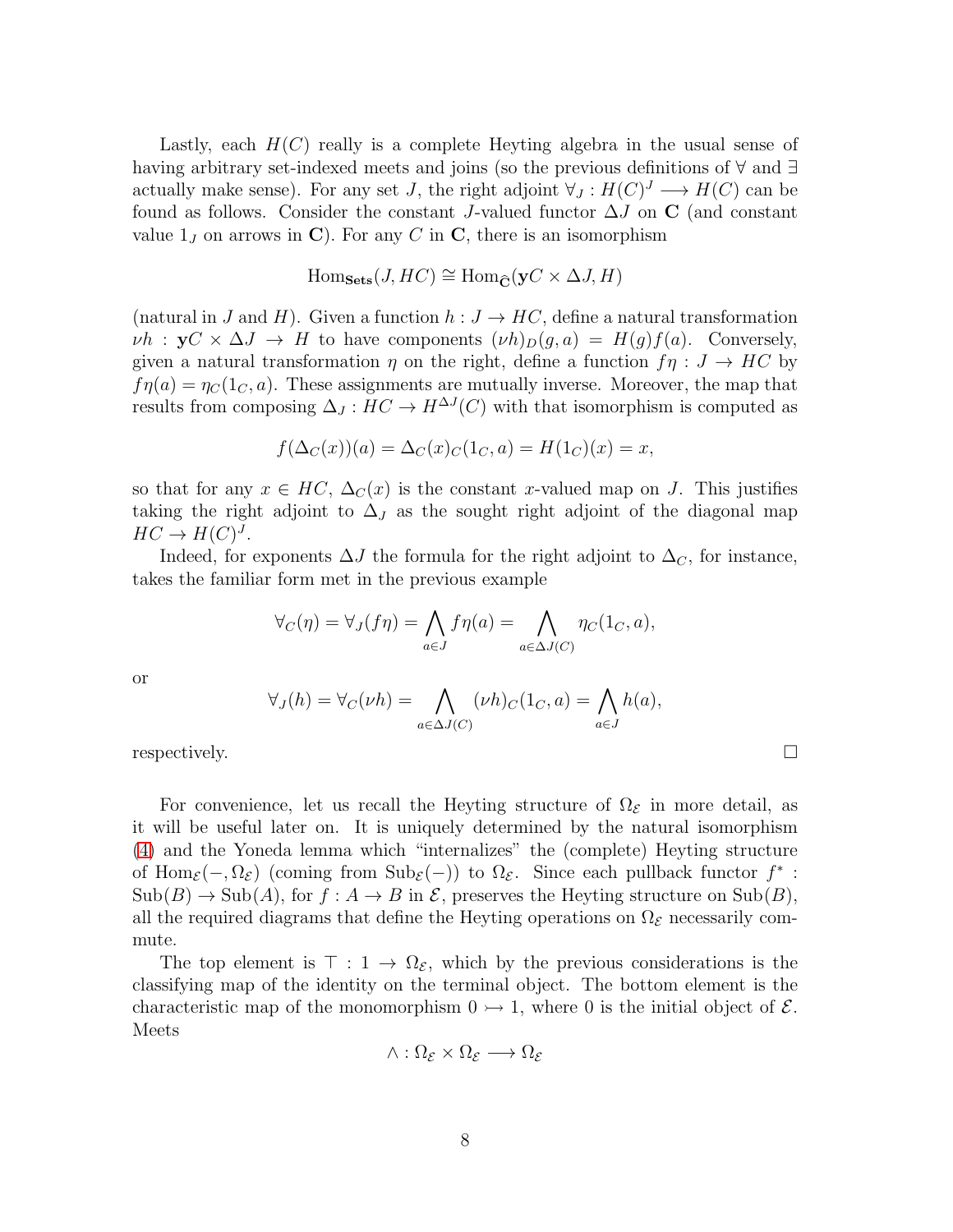Lastly, each $H(C)$ really is a complete Heyting algebra in the usual sense of having arbitrary set-indexed meets and joins (so the previous definitions of $\forall$ and $\exists$ actually make sense). For any set $J$, the right adjoint $\forall_J : H(C)^J \longrightarrow H(C)$ can be found as follows. Consider the constant $J$-valued functor $\Delta J$ on $\mathbf{C}$ (and constant value $1_J$ on arrows in $\mathbf{C}$). For any $C$ in $\mathbf{C}$, there is an isomorphism

$$\mathrm{Hom}_{\mathbf{Sets}}(J, HC) \cong \mathrm{Hom}_{\widehat{\mathbf{C}}}(\mathbf{y}C \times \Delta J, H)$$

(natural in $J$ and $H$). Given a function $h : J \to HC$, define a natural transformation $\nu h : \mathbf{y}C \times \Delta J \to H$ to have components $(\nu h)_D(g, a) = H(g)f(a)$. Conversely, given a natural transformation $\eta$ on the right, define a function $f\eta : J \to HC$ by $f\eta(a) = \eta_C(1_C, a)$. These assignments are mutually inverse. Moreover, the map that results from composing $\Delta_J : HC \to H^{\Delta J}(C)$ with that isomorphism is computed as

$$f(\Delta_C(x))(a) = \Delta_C(x)_C(1_C, a) = H(1_C)(x) = x,$$

so that for any $x \in HC$, $\Delta_C(x)$ is the constant $x$-valued map on $J$. This justifies taking the right adjoint to $\Delta_J$ as the sought right adjoint of the diagonal map $HC \to H(C)^J$.

Indeed, for exponents $\Delta J$ the formula for the right adjoint to $\Delta_C$, for instance, takes the familiar form met in the previous example

$$\forall_C(\eta) = \forall_J(f\eta) = \bigwedge_{a \in J} f\eta(a) = \bigwedge_{a \in \Delta J(C)} \eta_C(1_C, a),$$

or

$$\forall_J(h) = \forall_C(\nu h) = \bigwedge_{a \in \Delta J(C)} (\nu h)_C(1_C, a) = \bigwedge_{a \in J} h(a),$$

respectively. $\square$

For convenience, let us recall the Heyting structure of $\Omega_{\mathcal{E}}$ in more detail, as it will be useful later on. It is uniquely determined by the natural isomorphism (4) and the Yoneda lemma which "internalizes" the (complete) Heyting structure of $\mathrm{Hom}_{\mathcal{E}}(-, \Omega_{\mathcal{E}})$ (coming from $\mathrm{Sub}_{\mathcal{E}}(-)$) to $\Omega_{\mathcal{E}}$. Since each pullback functor $f^* : \mathrm{Sub}(B) \to \mathrm{Sub}(A)$, for $f : A \to B$ in $\mathcal{E}$, preserves the Heyting structure on $\mathrm{Sub}(B)$, all the required diagrams that define the Heyting operations on $\Omega_{\mathcal{E}}$ necessarily commute.

The top element is $\top : 1 \to \Omega_{\mathcal{E}}$, which by the previous considerations is the classifying map of the identity on the terminal object. The bottom element is the characteristic map of the monomorphism $0 \rightarrowtail 1$, where $0$ is the initial object of $\mathcal{E}$. Meets

$$\wedge : \Omega_{\mathcal{E}} \times \Omega_{\mathcal{E}} \longrightarrow \Omega_{\mathcal{E}}$$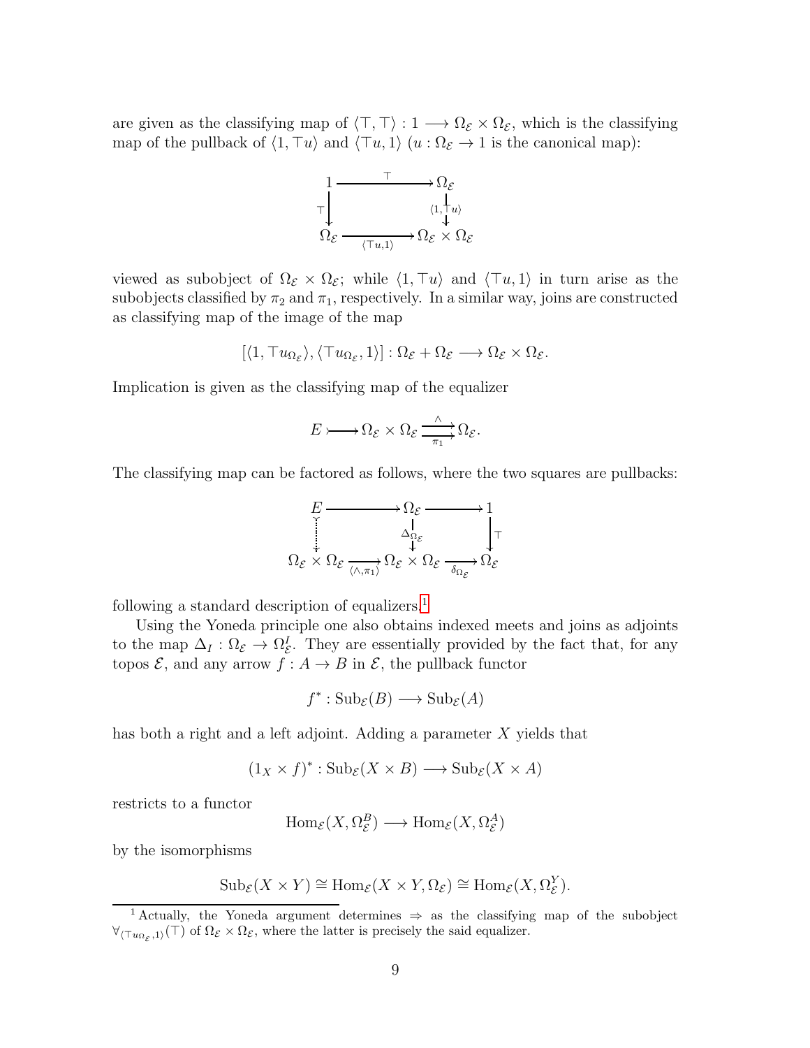are given as the classifying map of $\langle \top, \top \rangle : 1 \longrightarrow \Omega_{\mathcal{E}} \times \Omega_{\mathcal{E}}$, which is the classifying map of the pullback of $\langle 1, \top u \rangle$ and $\langle \top u, 1 \rangle$ ($u : \Omega_{\mathcal{E}} \to 1$ is the canonical map):

$$\begin{array}{ccc} 1 & \xrightarrow{\top} & \Omega_{\mathcal{E}} \\ {\scriptstyle \top}\downarrow & & \downarrow{\scriptstyle \langle 1, \top u \rangle} \\ \Omega_{\mathcal{E}} & \xrightarrow[\langle \top u, 1 \rangle]{} & \Omega_{\mathcal{E}} \times \Omega_{\mathcal{E}} \end{array}$$

viewed as subobject of $\Omega_{\mathcal{E}} \times \Omega_{\mathcal{E}}$; while $\langle 1, \top u \rangle$ and $\langle \top u, 1 \rangle$ in turn arise as the subobjects classified by $\pi_2$ and $\pi_1$, respectively. In a similar way, joins are constructed as classifying map of the image of the map

$$[\langle 1, \top u_{\Omega_{\mathcal{E}}} \rangle, \langle \top u_{\Omega_{\mathcal{E}}}, 1 \rangle] : \Omega_{\mathcal{E}} + \Omega_{\mathcal{E}} \longrightarrow \Omega_{\mathcal{E}} \times \Omega_{\mathcal{E}}.$$

Implication is given as the classifying map of the equalizer

$$E \rightarrowtail \Omega_{\mathcal{E}} \times \Omega_{\mathcal{E}} \underset{\pi_1}{\overset{\wedge}{\rightrightarrows}} \Omega_{\mathcal{E}}.$$

The classifying map can be factored as follows, where the two squares are pullbacks:

$$\begin{array}{ccccc} E & \longrightarrow & \Omega_{\mathcal{E}} & \longrightarrow & 1 \\ \downarrow & & \downarrow{\scriptstyle \Delta_{\Omega_{\mathcal{E}}}} & & \downarrow{\scriptstyle \top} \\ \Omega_{\mathcal{E}} \times \Omega_{\mathcal{E}} & \xrightarrow[\langle \wedge, \pi_1 \rangle]{} & \Omega_{\mathcal{E}} \times \Omega_{\mathcal{E}} & \xrightarrow[\delta_{\Omega_{\mathcal{E}}}]{} & \Omega_{\mathcal{E}} \end{array}$$

following a standard description of equalizers.[1]

Using the Yoneda principle one also obtains indexed meets and joins as adjoints to the map $\Delta_I : \Omega_{\mathcal{E}} \to \Omega_{\mathcal{E}}^I$. They are essentially provided by the fact that, for any topos $\mathcal{E}$, and any arrow $f : A \to B$ in $\mathcal{E}$, the pullback functor

$$f^* : \mathrm{Sub}_{\mathcal{E}}(B) \longrightarrow \mathrm{Sub}_{\mathcal{E}}(A)$$

has both a right and a left adjoint. Adding a parameter $X$ yields that

$$(1_X \times f)^* : \mathrm{Sub}_{\mathcal{E}}(X \times B) \longrightarrow \mathrm{Sub}_{\mathcal{E}}(X \times A)$$

restricts to a functor

$$\mathrm{Hom}_{\mathcal{E}}(X, \Omega_{\mathcal{E}}^B) \longrightarrow \mathrm{Hom}_{\mathcal{E}}(X, \Omega_{\mathcal{E}}^A)$$

by the isomorphisms

$$\mathrm{Sub}_{\mathcal{E}}(X \times Y) \cong \mathrm{Hom}_{\mathcal{E}}(X \times Y, \Omega_{\mathcal{E}}) \cong \mathrm{Hom}_{\mathcal{E}}(X, \Omega_{\mathcal{E}}^Y).$$

[1] Actually, the Yoneda argument determines $\Rightarrow$ as the classifying map of the subobject $\forall_{\langle \top u_{\Omega_{\mathcal{E}}}, 1 \rangle}(\top)$ of $\Omega_{\mathcal{E}} \times \Omega_{\mathcal{E}}$, where the latter is precisely the said equalizer.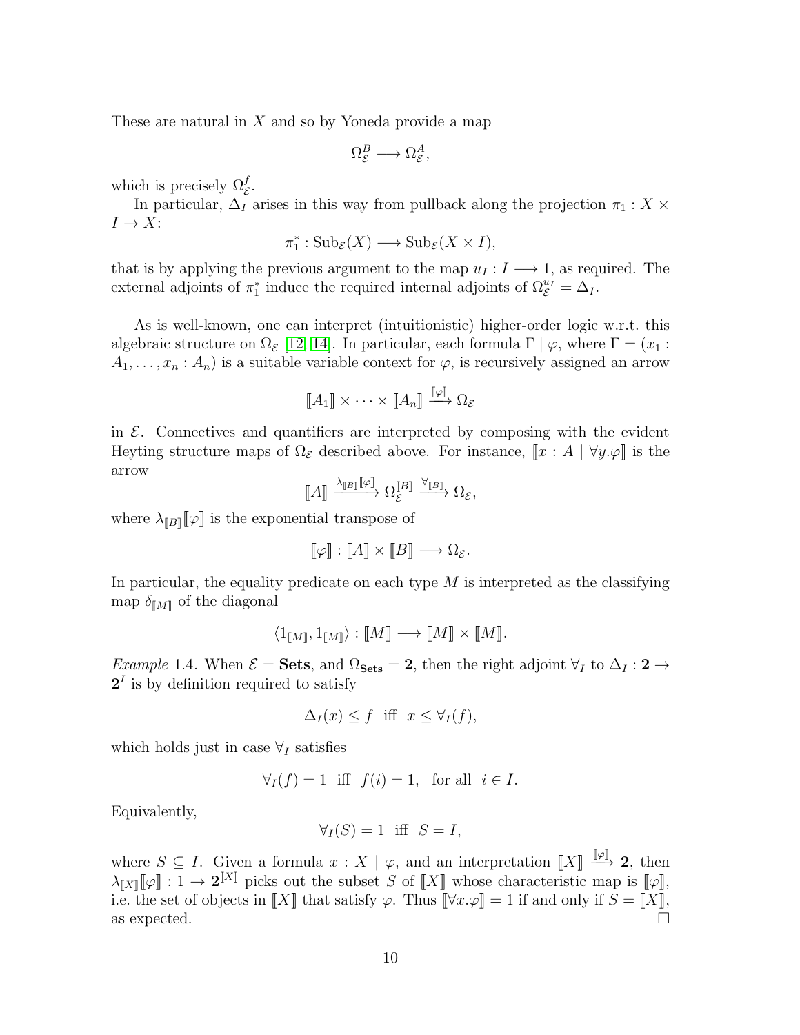These are natural in $X$ and so by Yoneda provide a map

$$\Omega_{\mathcal{E}}^{B} \longrightarrow \Omega_{\mathcal{E}}^{A},$$

which is precisely $\Omega_{\mathcal{E}}^{f}$.

In particular, $\Delta_I$ arises in this way from pullback along the projection $\pi_1 : X \times I \to X$:

$$\pi_1^* : \mathrm{Sub}_{\mathcal{E}}(X) \longrightarrow \mathrm{Sub}_{\mathcal{E}}(X \times I),$$

that is by applying the previous argument to the map $u_I : I \longrightarrow 1$, as required. The external adjoints of $\pi_1^*$ induce the required internal adjoints of $\Omega_{\mathcal{E}}^{u_I} = \Delta_I$.

As is well-known, one can interpret (intuitionistic) higher-order logic w.r.t. this algebraic structure on $\Omega_{\mathcal{E}}$ [12, 14]. In particular, each formula $\Gamma \mid \varphi$, where $\Gamma = (x_1 : A_1, \ldots, x_n : A_n)$ is a suitable variable context for $\varphi$, is recursively assigned an arrow

$$[\![A_1]\!] \times \cdots \times [\![A_n]\!] \xrightarrow{[\![\varphi]\!]} \Omega_{\mathcal{E}}$$

in $\mathcal{E}$. Connectives and quantifiers are interpreted by composing with the evident Heyting structure maps of $\Omega_{\mathcal{E}}$ described above. For instance, $[\![x : A \mid \forall y.\varphi]\!]$ is the arrow

$$[\![A]\!] \xrightarrow{\lambda_{[\![B]\!]}[\![\varphi]\!]} \Omega_{\mathcal{E}}^{[\![B]\!]} \xrightarrow{\forall_{[\![B]\!]}} \Omega_{\mathcal{E}},$$

where $\lambda_{[\![B]\!]}[\![\varphi]\!]$ is the exponential transpose of

$$[\![\varphi]\!] : [\![A]\!] \times [\![B]\!] \longrightarrow \Omega_{\mathcal{E}}.$$

In particular, the equality predicate on each type $M$ is interpreted as the classifying map $\delta_{[\![M]\!]}$ of the diagonal

$$\langle 1_{[\![M]\!]}, 1_{[\![M]\!]} \rangle : [\![M]\!] \longrightarrow [\![M]\!] \times [\![M]\!].$$

*Example* 1.4. When $\mathcal{E} = \mathbf{Sets}$, and $\Omega_{\mathbf{Sets}} = \mathbf{2}$, then the right adjoint $\forall_I$ to $\Delta_I : \mathbf{2} \to \mathbf{2}^I$ is by definition required to satisfy

$$\Delta_I(x) \leq f \ \text{ iff } \ x \leq \forall_I(f),$$

which holds just in case $\forall_I$ satisfies

$$\forall_I(f) = 1 \ \text{ iff } \ f(i) = 1, \ \text{ for all } \ i \in I.$$

Equivalently,

$$\forall_I(S) = 1 \ \text{ iff } \ S = I,$$

where $S \subseteq I$. Given a formula $x : X \mid \varphi$, and an interpretation $[\![X]\!] \xrightarrow{[\![\varphi]\!]} \mathbf{2}$, then $\lambda_{[\![X]\!]}[\![\varphi]\!] : 1 \to \mathbf{2}^{[\![X]\!]}$ picks out the subset $S$ of $[\![X]\!]$ whose characteristic map is $[\![\varphi]\!]$, i.e. the set of objects in $[\![X]\!]$ that satisfy $\varphi$. Thus $[\![\forall x.\varphi]\!] = 1$ if and only if $S = [\![X]\!]$, as expected. □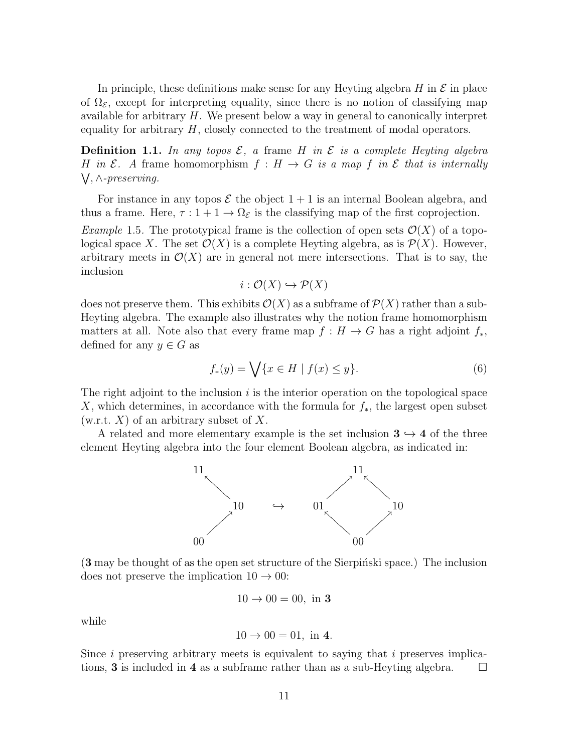In principle, these definitions make sense for any Heyting algebra $H$ in $\mathcal{E}$ in place of $\Omega_{\mathcal{E}}$, except for interpreting equality, since there is no notion of classifying map available for arbitrary $H$. We present below a way in general to canonically interpret equality for arbitrary $H$, closely connected to the treatment of modal operators.

**Definition 1.1.** *In any topos $\mathcal{E}$, a* frame *$H$ in $\mathcal{E}$ is a complete Heyting algebra $H$ in $\mathcal{E}$. A* frame homomorphism *$f : H \to G$ is a map $f$ in $\mathcal{E}$ that is internally $\bigvee, \wedge$-preserving.*

For instance in any topos $\mathcal{E}$ the object $1 + 1$ is an internal Boolean algebra, and thus a frame. Here, $\tau : 1 + 1 \to \Omega_{\mathcal{E}}$ is the classifying map of the first coprojection.

*Example* 1.5. The prototypical frame is the collection of open sets $\mathcal{O}(X)$ of a topological space $X$. The set $\mathcal{O}(X)$ is a complete Heyting algebra, as is $\mathcal{P}(X)$. However, arbitrary meets in $\mathcal{O}(X)$ are in general not mere intersections. That is to say, the inclusion

$$i : \mathcal{O}(X) \hookrightarrow \mathcal{P}(X)$$

does not preserve them. This exhibits $\mathcal{O}(X)$ as a subframe of $\mathcal{P}(X)$ rather than a sub-Heyting algebra. The example also illustrates why the notion frame homomorphism matters at all. Note also that every frame map $f : H \to G$ has a right adjoint $f_*$, defined for any $y \in G$ as

$$f_*(y) = \bigvee \{x \in H \mid f(x) \leq y\}. \tag{6}$$

The right adjoint to the inclusion $i$ is the interior operation on the topological space $X$, which determines, in accordance with the formula for $f_*$, the largest open subset (w.r.t. $X$) of an arbitrary subset of $X$.

A related and more elementary example is the set inclusion $\mathbf{3} \hookrightarrow \mathbf{4}$ of the three element Heyting algebra into the four element Boolean algebra, as indicated in:

$$\begin{array}{ccc} 11 & & \\ \uparrow & & \\ 10 & \hookrightarrow & \\ \uparrow & & \\ 00 & & \end{array} \qquad \begin{array}{ccccc} & & 11 & & \\ & \nearrow & & \nwarrow & \\ 01 & & & & 10 \\ & \nwarrow & & \nearrow & \\ & & 00 & & \end{array}$$

($\mathbf{3}$ may be thought of as the open set structure of the Sierpiński space.) The inclusion does not preserve the implication $10 \to 00$:

$$10 \to 00 = 00, \text{ in } \mathbf{3}$$

while

$$10 \to 00 = 01, \text{ in } \mathbf{4}.$$

Since $i$ preserving arbitrary meets is equivalent to saying that $i$ preserves implications, $\mathbf{3}$ is included in $\mathbf{4}$ as a subframe rather than as a sub-Heyting algebra. $\square$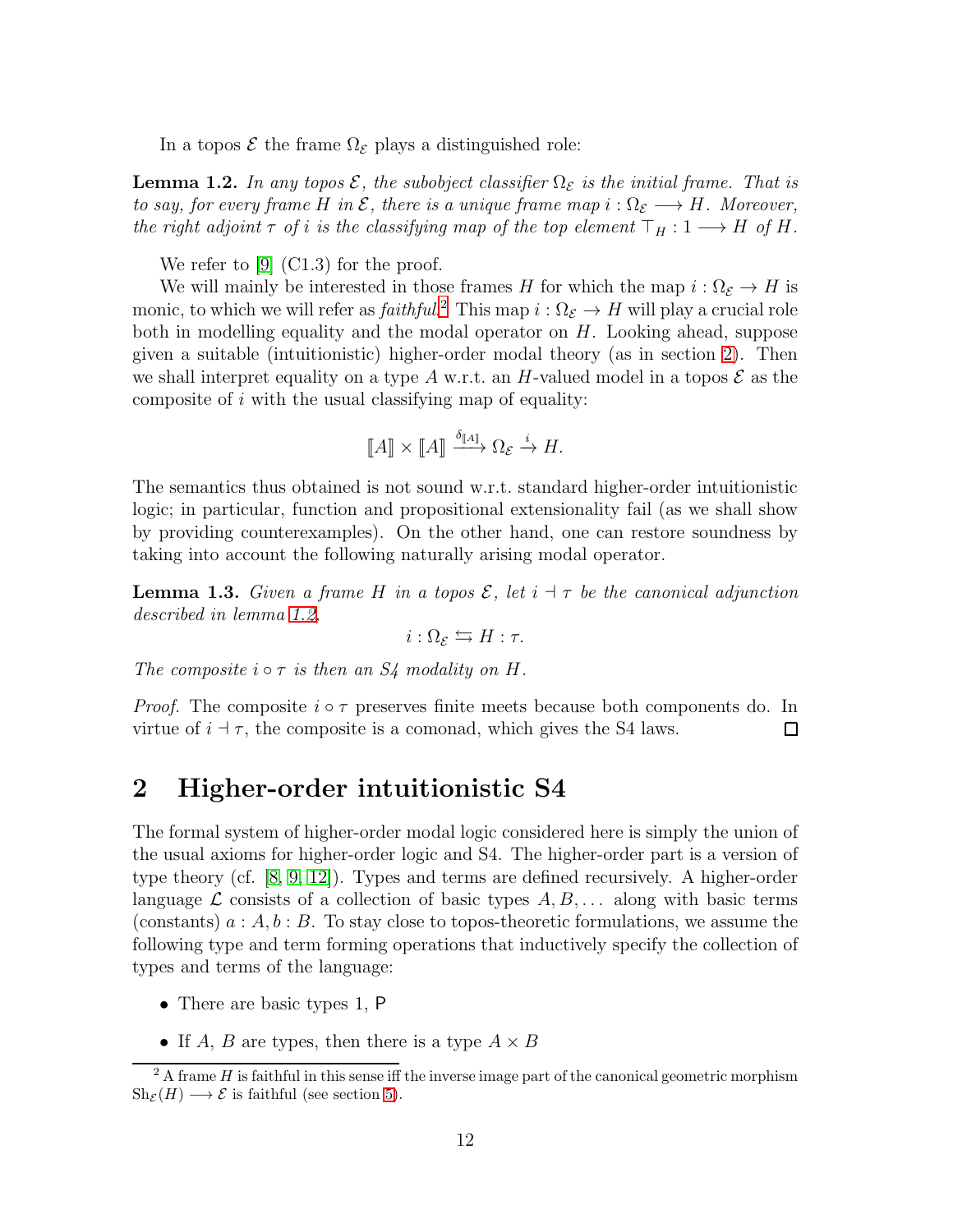In a topos $\mathcal{E}$ the frame $\Omega_{\mathcal{E}}$ plays a distinguished role:

**Lemma 1.2.** *In any topos $\mathcal{E}$, the subobject classifier $\Omega_{\mathcal{E}}$ is the initial frame. That is to say, for every frame $H$ in $\mathcal{E}$, there is a unique frame map $i : \Omega_{\mathcal{E}} \longrightarrow H$. Moreover, the right adjoint $\tau$ of $i$ is the classifying map of the top element $\top_H : 1 \longrightarrow H$ of $H$.*

We refer to [9] (C1.3) for the proof.

We will mainly be interested in those frames $H$ for which the map $i : \Omega_{\mathcal{E}} \to H$ is monic, to which we will refer as *faithful*.[2] This map $i : \Omega_{\mathcal{E}} \to H$ will play a crucial role both in modelling equality and the modal operator on $H$. Looking ahead, suppose given a suitable (intuitionistic) higher-order modal theory (as in section 2). Then we shall interpret equality on a type $A$ w.r.t. an $H$-valued model in a topos $\mathcal{E}$ as the composite of $i$ with the usual classifying map of equality:

$$[\![A]\!] \times [\![A]\!] \xrightarrow{\delta_{[\![A]\!]}} \Omega_{\mathcal{E}} \xrightarrow{i} H.$$

The semantics thus obtained is not sound w.r.t. standard higher-order intuitionistic logic; in particular, function and propositional extensionality fail (as we shall show by providing counterexamples). On the other hand, one can restore soundness by taking into account the following naturally arising modal operator.

**Lemma 1.3.** *Given a frame $H$ in a topos $\mathcal{E}$, let $i \dashv \tau$ be the canonical adjunction described in lemma 1.2,*

$$i : \Omega_{\mathcal{E}} \leftrightarrows H : \tau.$$

*The composite $i \circ \tau$ is then an S4 modality on $H$.*

*Proof.* The composite $i \circ \tau$ preserves finite meets because both components do. In virtue of $i \dashv \tau$, the composite is a comonad, which gives the S4 laws. □

## 2 Higher-order intuitionistic S4

The formal system of higher-order modal logic considered here is simply the union of the usual axioms for higher-order logic and S4. The higher-order part is a version of type theory (cf. [8, 9, 12]). Types and terms are defined recursively. A higher-order language $\mathcal{L}$ consists of a collection of basic types $A, B, \ldots$ along with basic terms (constants) $a : A, b : B$. To stay close to topos-theoretic formulations, we assume the following type and term forming operations that inductively specify the collection of types and terms of the language:

- There are basic types $1$, $\mathsf{P}$
- If $A$, $B$ are types, then there is a type $A \times B$

[2] A frame $H$ is faithful in this sense iff the inverse image part of the canonical geometric morphism $\mathrm{Sh}_{\mathcal{E}}(H) \longrightarrow \mathcal{E}$ is faithful (see section 5).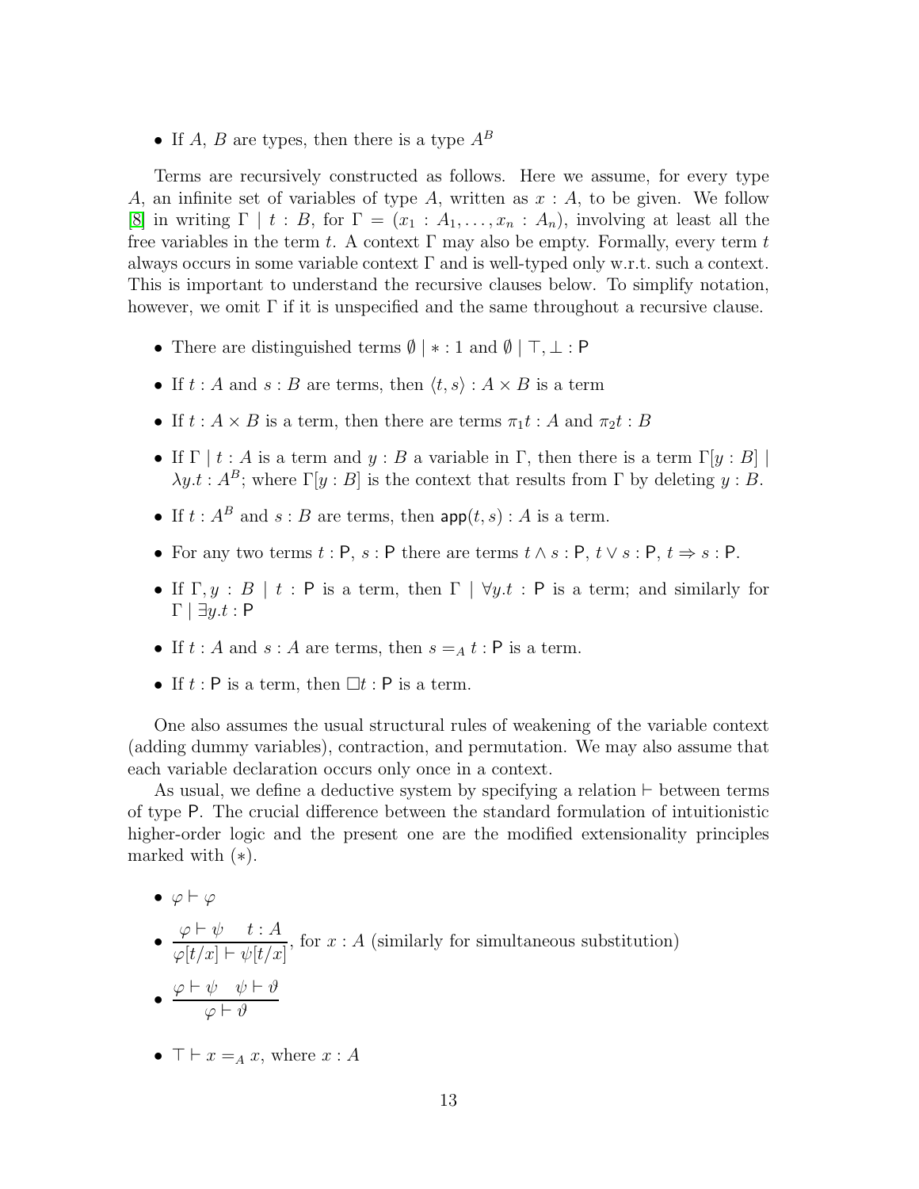- If $A$, $B$ are types, then there is a type $A^B$

Terms are recursively constructed as follows. Here we assume, for every type $A$, an infinite set of variables of type $A$, written as $x : A$, to be given. We follow [8] in writing $\Gamma \mid t : B$, for $\Gamma = (x_1 : A_1, \ldots, x_n : A_n)$, involving at least all the free variables in the term $t$. A context $\Gamma$ may also be empty. Formally, every term $t$ always occurs in some variable context $\Gamma$ and is well-typed only w.r.t. such a context. This is important to understand the recursive clauses below. To simplify notation, however, we omit $\Gamma$ if it is unspecified and the same throughout a recursive clause.

- There are distinguished terms $\emptyset \mid * : 1$ and $\emptyset \mid \top, \bot : \mathsf{P}$
- If $t : A$ and $s : B$ are terms, then $\langle t, s \rangle : A \times B$ is a term
- If $t : A \times B$ is a term, then there are terms $\pi_1 t : A$ and $\pi_2 t : B$
- If $\Gamma \mid t : A$ is a term and $y : B$ a variable in $\Gamma$, then there is a term $\Gamma[y : B] \mid \lambda y.t : A^B$; where $\Gamma[y : B]$ is the context that results from $\Gamma$ by deleting $y : B$.
- If $t : A^B$ and $s : B$ are terms, then $\mathsf{app}(t, s) : A$ is a term.
- For any two terms $t : \mathsf{P}$, $s : \mathsf{P}$ there are terms $t \wedge s : \mathsf{P}$, $t \vee s : \mathsf{P}$, $t \Rightarrow s : \mathsf{P}$.
- If $\Gamma, y : B \mid t : \mathsf{P}$ is a term, then $\Gamma \mid \forall y.t : \mathsf{P}$ is a term; and similarly for $\Gamma \mid \exists y.t : \mathsf{P}$
- If $t : A$ and $s : A$ are terms, then $s =_A t : \mathsf{P}$ is a term.
- If $t : \mathsf{P}$ is a term, then $\Box t : \mathsf{P}$ is a term.

One also assumes the usual structural rules of weakening of the variable context (adding dummy variables), contraction, and permutation. We may also assume that each variable declaration occurs only once in a context.

As usual, we define a deductive system by specifying a relation $\vdash$ between terms of type $\mathsf{P}$. The crucial difference between the standard formulation of intuitionistic higher-order logic and the present one are the modified extensionality principles marked with $(*)$.

- $\varphi \vdash \varphi$
- $\dfrac{\varphi \vdash \psi \quad t : A}{\varphi[t/x] \vdash \psi[t/x]}$, for $x : A$ (similarly for simultaneous substitution)
- $\dfrac{\varphi \vdash \psi \quad \psi \vdash \vartheta}{\varphi \vdash \vartheta}$
- $\top \vdash x =_A x$, where $x : A$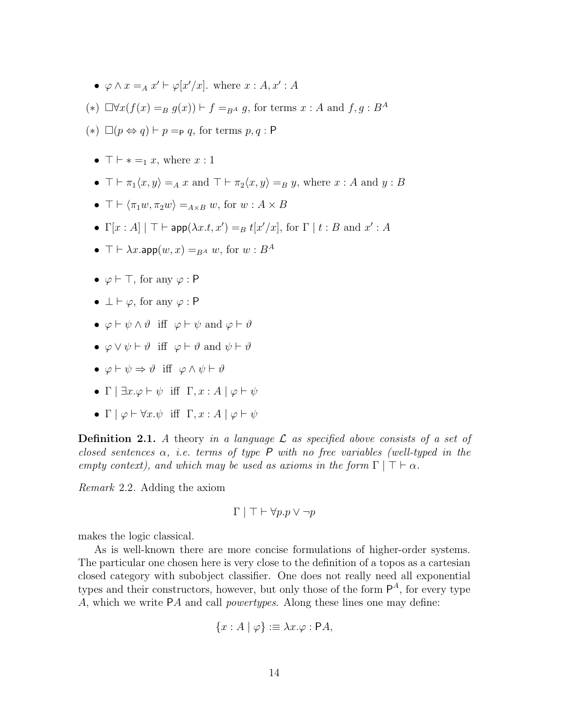- $\varphi \wedge x =_A x' \vdash \varphi[x'/x]$. where $x : A, x' : A$

(∗) $\Box\forall x(f(x) =_B g(x)) \vdash f =_{B^A} g$, for terms $x : A$ and $f, g : B^A$

(∗) $\Box(p \Leftrightarrow q) \vdash p =_{\mathsf{P}} q$, for terms $p, q : \mathsf{P}$

- $\top \vdash * =_1 x$, where $x : 1$
- $\top \vdash \pi_1\langle x, y\rangle =_A x$ and $\top \vdash \pi_2\langle x, y\rangle =_B y$, where $x : A$ and $y : B$
- $\top \vdash \langle \pi_1 w, \pi_2 w\rangle =_{A\times B} w$, for $w : A \times B$
- $\Gamma[x : A] \mid \top \vdash \mathsf{app}(\lambda x.t, x') =_B t[x'/x]$, for $\Gamma \mid t : B$ and $x' : A$
- $\top \vdash \lambda x.\mathsf{app}(w, x) =_{B^A} w$, for $w : B^A$

- $\varphi \vdash \top$, for any $\varphi : \mathsf{P}$
- $\bot \vdash \varphi$, for any $\varphi : \mathsf{P}$
- $\varphi \vdash \psi \wedge \vartheta$ iff $\varphi \vdash \psi$ and $\varphi \vdash \vartheta$
- $\varphi \vee \psi \vdash \vartheta$ iff $\varphi \vdash \vartheta$ and $\psi \vdash \vartheta$
- $\varphi \vdash \psi \Rightarrow \vartheta$ iff $\varphi \wedge \psi \vdash \vartheta$
- $\Gamma \mid \exists x.\varphi \vdash \psi$ iff $\Gamma, x : A \mid \varphi \vdash \psi$
- $\Gamma \mid \varphi \vdash \forall x.\psi$ iff $\Gamma, x : A \mid \varphi \vdash \psi$

**Definition 2.1.** *A* theory *in a language $\mathcal{L}$ as specified above consists of a set of closed sentences $\alpha$, i.e. terms of type $\mathsf{P}$ with no free variables (well-typed in the empty context), and which may be used as axioms in the form $\Gamma \mid \top \vdash \alpha$.*

*Remark* 2.2. Adding the axiom

$$\Gamma \mid \top \vdash \forall p.p \vee \neg p$$

makes the logic classical.

As is well-known there are more concise formulations of higher-order systems. The particular one chosen here is very close to the definition of a topos as a cartesian closed category with subobject classifier. One does not really need all exponential types and their constructors, however, but only those of the form $\mathsf{P}^A$, for every type $A$, which we write $\mathsf{P}A$ and call *powertypes*. Along these lines one may define:

$$\{x : A \mid \varphi\} :\equiv \lambda x.\varphi : \mathsf{P}A,$$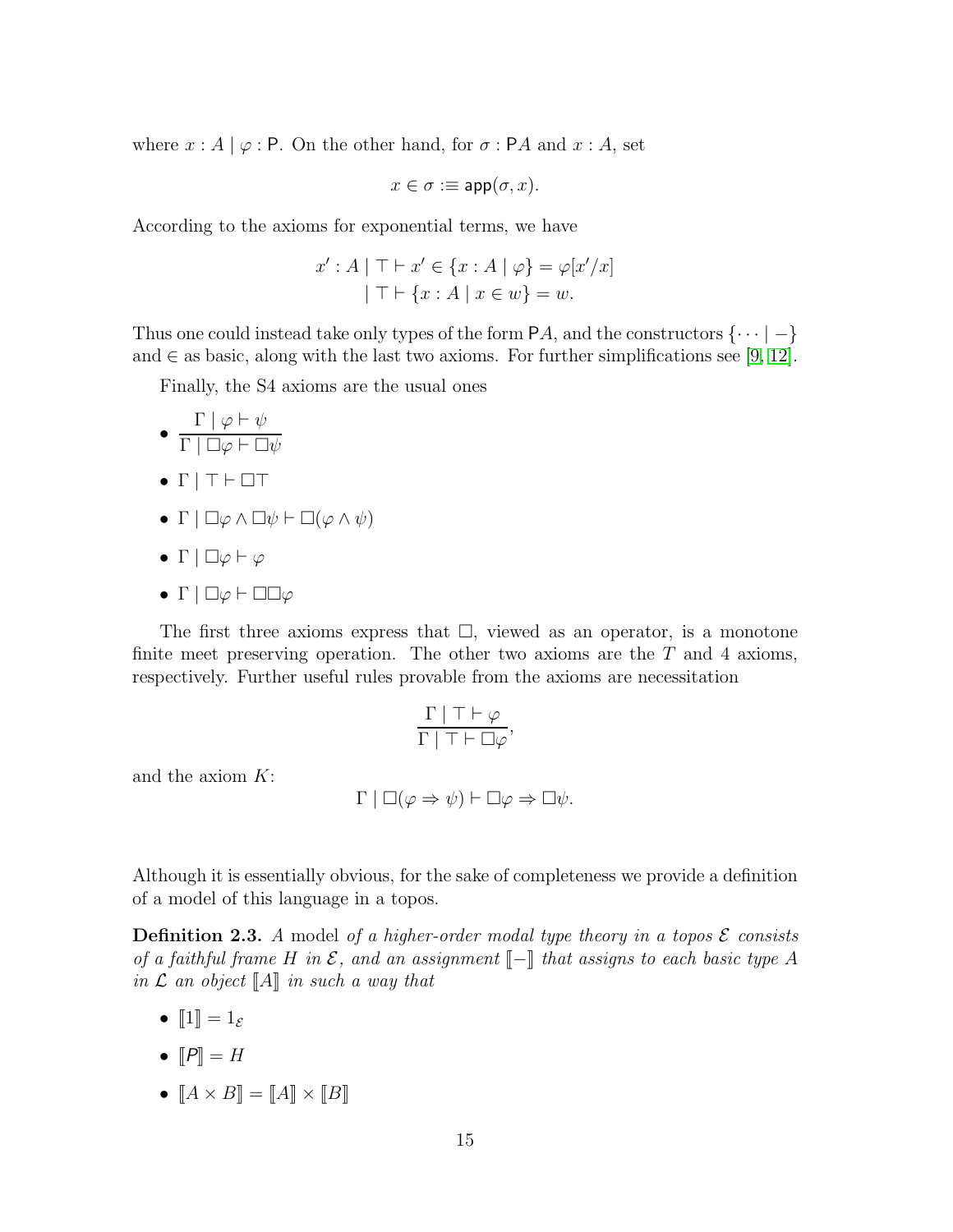where $x : A \mid \varphi : \mathsf{P}$. On the other hand, for $\sigma : \mathsf{P}A$ and $x : A$, set

$$x \in \sigma :\equiv \mathsf{app}(\sigma, x).$$

According to the axioms for exponential terms, we have

$$\begin{aligned} x' : A \mid \top \vdash x' \in \{x : A \mid \varphi\} = \varphi[x'/x] \\ \mid \top \vdash \{x : A \mid x \in w\} = w. \end{aligned}$$

Thus one could instead take only types of the form $\mathsf{P}A$, and the constructors $\{\cdots \mid -\}$ and $\in$ as basic, along with the last two axioms. For further simplifications see [9, 12].

Finally, the S4 axioms are the usual ones

- $\dfrac{\Gamma \mid \varphi \vdash \psi}{\Gamma \mid \Box\varphi \vdash \Box\psi}$
- $\Gamma \mid \top \vdash \Box\top$
- $\Gamma \mid \Box\varphi \wedge \Box\psi \vdash \Box(\varphi \wedge \psi)$
- $\Gamma \mid \Box\varphi \vdash \varphi$
- $\Gamma \mid \Box\varphi \vdash \Box\Box\varphi$

The first three axioms express that $\Box$, viewed as an operator, is a monotone finite meet preserving operation. The other two axioms are the $T$ and 4 axioms, respectively. Further useful rules provable from the axioms are necessitation

$$\frac{\Gamma \mid \top \vdash \varphi}{\Gamma \mid \top \vdash \Box\varphi},$$

and the axiom $K$:

$$\Gamma \mid \Box(\varphi \Rightarrow \psi) \vdash \Box\varphi \Rightarrow \Box\psi.$$

Although it is essentially obvious, for the sake of completeness we provide a definition of a model of this language in a topos.

**Definition 2.3.** *A* model *of a higher-order modal type theory in a topos $\mathcal{E}$ consists of a faithful frame $H$ in $\mathcal{E}$, and an assignment $[\![-]\!]$ that assigns to each basic type $A$ in $\mathcal{L}$ an object $[\![A]\!]$ in such a way that*

- $[\![1]\!] = 1_{\mathcal{E}}$
- $[\![\mathsf{P}]\!] = H$
- $[\![A \times B]\!] = [\![A]\!] \times [\![B]\!]$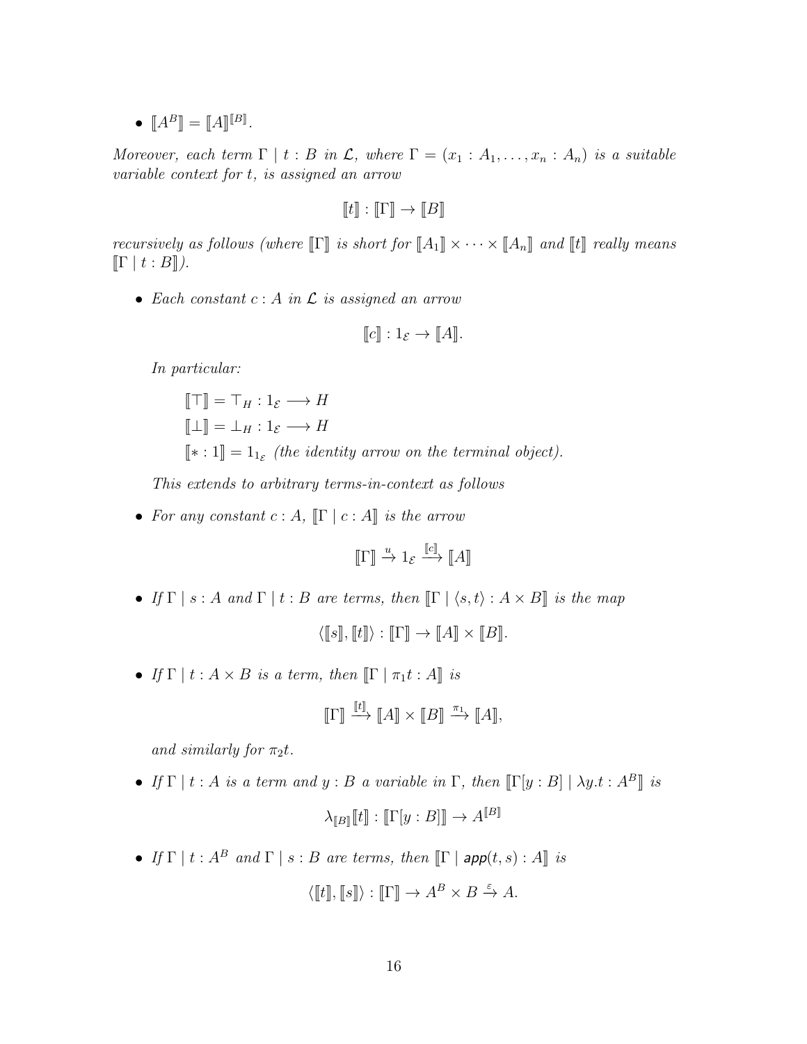- $[\![A^B]\!] = [\![A]\!]^{[\![B]\!]}$.

*Moreover, each term $\Gamma \mid t : B$ in $\mathcal{L}$, where $\Gamma = (x_1 : A_1, \ldots, x_n : A_n)$ is a suitable variable context for $t$, is assigned an arrow*

$$[\![t]\!] : [\![\Gamma]\!] \to [\![B]\!]$$

*recursively as follows (where $[\![\Gamma]\!]$ is short for $[\![A_1]\!] \times \cdots \times [\![A_n]\!]$ and $[\![t]\!]$ really means $[\![\Gamma \mid t : B]\!]$).*

- *Each constant $c : A$ in $\mathcal{L}$ is assigned an arrow*

  $$[\![c]\!] : 1_{\mathcal{E}} \to [\![A]\!].$$

  *In particular:*

  $$[\![\top]\!] = \top_H : 1_{\mathcal{E}} \longrightarrow H$$
  $$[\![\bot]\!] = \bot_H : 1_{\mathcal{E}} \longrightarrow H$$
  $$[\![* : 1]\!] = 1_{1_{\mathcal{E}}} \text{ (the identity arrow on the terminal object).}$$

  *This extends to arbitrary terms-in-context as follows*

- *For any constant $c : A$, $[\![\Gamma \mid c : A]\!]$ is the arrow*

  $$[\![\Gamma]\!] \xrightarrow{u} 1_{\mathcal{E}} \xrightarrow{[\![c]\!]} [\![A]\!]$$

- *If $\Gamma \mid s : A$ and $\Gamma \mid t : B$ are terms, then $[\![\Gamma \mid \langle s, t\rangle : A \times B]\!]$ is the map*

  $$\langle [\![s]\!], [\![t]\!] \rangle : [\![\Gamma]\!] \to [\![A]\!] \times [\![B]\!].$$

- *If $\Gamma \mid t : A \times B$ is a term, then $[\![\Gamma \mid \pi_1 t : A]\!]$ is*

  $$[\![\Gamma]\!] \xrightarrow{[\![t]\!]} [\![A]\!] \times [\![B]\!] \xrightarrow{\pi_1} [\![A]\!],$$

  *and similarly for $\pi_2 t$.*

- *If $\Gamma \mid t : A$ is a term and $y : B$ a variable in $\Gamma$, then $[\![\Gamma[y : B] \mid \lambda y.t : A^B]\!]$ is*

  $$\lambda_{[\![B]\!]}[\![t]\!] : [\![\Gamma[y : B]]\!] \to A^{[\![B]\!]}$$

- *If $\Gamma \mid t : A^B$ and $\Gamma \mid s : B$ are terms, then $[\![\Gamma \mid \mathsf{app}(t, s) : A]\!]$ is*

  $$\langle [\![t]\!], [\![s]\!] \rangle : [\![\Gamma]\!] \to A^B \times B \xrightarrow{\varepsilon} A.$$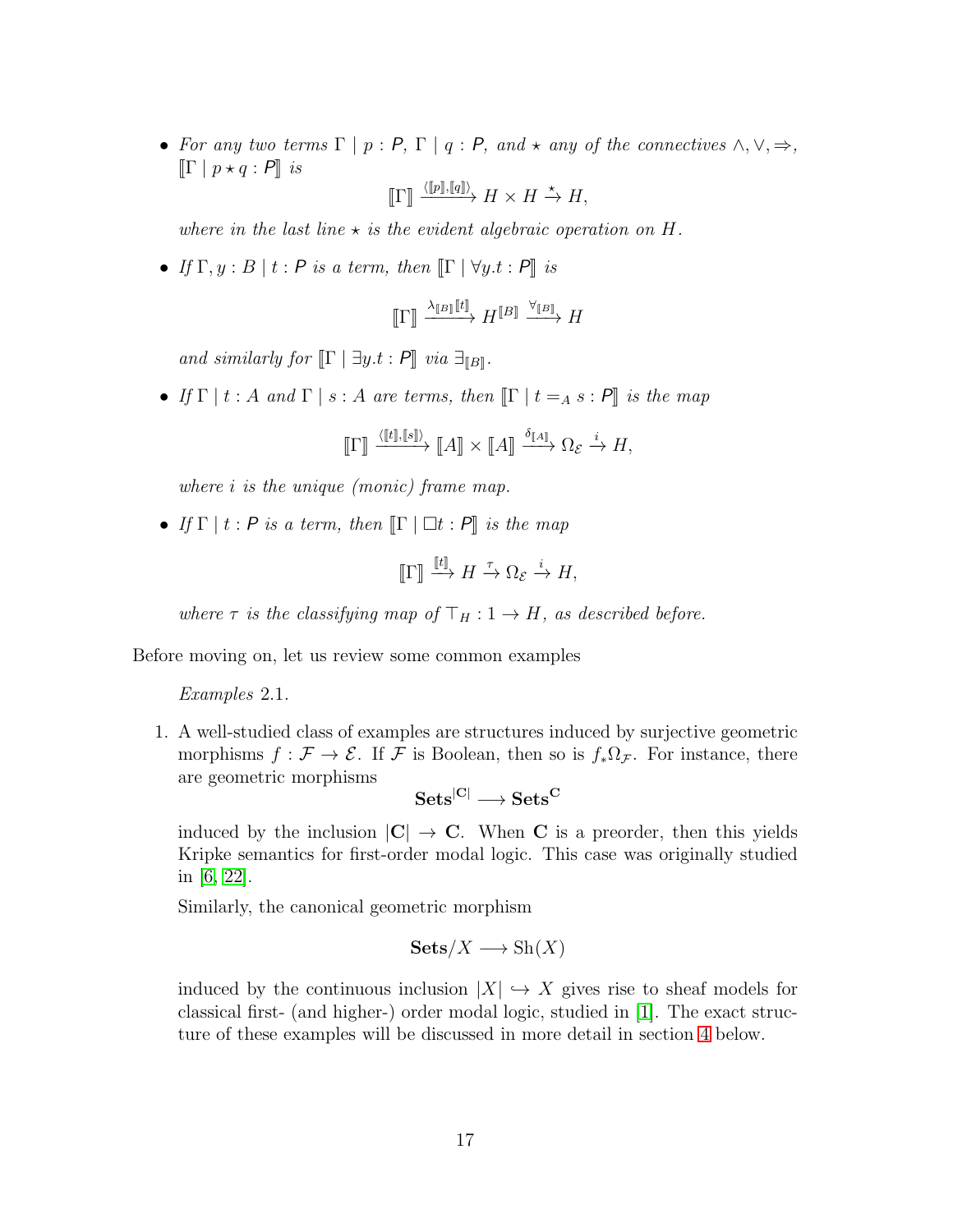- *For any two terms* $\Gamma \mid p : \mathsf{P}$*,* $\Gamma \mid q : \mathsf{P}$*, and* $\star$ *any of the connectives* $\wedge, \vee, \Rightarrow$*,* $[\![\Gamma \mid p \star q : \mathsf{P}]\!]$ *is*

$$[\![\Gamma]\!] \xrightarrow{\langle [\![p]\!], [\![q]\!] \rangle} H \times H \xrightarrow{\star} H,$$

*where in the last line* $\star$ *is the evident algebraic operation on* $H$*.*

- *If* $\Gamma, y : B \mid t : \mathsf{P}$ *is a term, then* $[\![\Gamma \mid \forall y.t : \mathsf{P}]\!]$ *is*

$$[\![\Gamma]\!] \xrightarrow{\lambda_{[\![B]\!]}[\![t]\!]} H^{[\![B]\!]} \xrightarrow{\forall_{[\![B]\!]}} H$$

*and similarly for* $[\![\Gamma \mid \exists y.t : \mathsf{P}]\!]$ *via* $\exists_{[\![B]\!]}$*.*

- *If* $\Gamma \mid t : A$ *and* $\Gamma \mid s : A$ *are terms, then* $[\![\Gamma \mid t =_A s : \mathsf{P}]\!]$ *is the map*

$$[\![\Gamma]\!] \xrightarrow{\langle [\![t]\!], [\![s]\!] \rangle} [\![A]\!] \times [\![A]\!] \xrightarrow{\delta_{[\![A]\!]}} \Omega_{\mathcal{E}} \xrightarrow{i} H,$$

*where* $i$ *is the unique (monic) frame map.*

- *If* $\Gamma \mid t : \mathsf{P}$ *is a term, then* $[\![\Gamma \mid \Box t : \mathsf{P}]\!]$ *is the map*

$$[\![\Gamma]\!] \xrightarrow{[\![t]\!]} H \xrightarrow{\tau} \Omega_{\mathcal{E}} \xrightarrow{i} H,$$

*where* $\tau$ *is the classifying map of* $\top_H : 1 \to H$*, as described before.*

Before moving on, let us review some common examples

*Examples* 2.1.

1. A well-studied class of examples are structures induced by surjective geometric morphisms $f : \mathcal{F} \to \mathcal{E}$. If $\mathcal{F}$ is Boolean, then so is $f_*\Omega_{\mathcal{F}}$. For instance, there are geometric morphisms

$$\mathbf{Sets}^{|\mathbf{C}|} \longrightarrow \mathbf{Sets}^{\mathbf{C}}$$

induced by the inclusion $|\mathbf{C}| \to \mathbf{C}$. When $\mathbf{C}$ is a preorder, then this yields Kripke semantics for first-order modal logic. This case was originally studied in [6, 22].

Similarly, the canonical geometric morphism

$$\mathbf{Sets}/X \longrightarrow \mathrm{Sh}(X)$$

induced by the continuous inclusion $|X| \hookrightarrow X$ gives rise to sheaf models for classical first- (and higher-) order modal logic, studied in [1]. The exact structure of these examples will be discussed in more detail in section 4 below.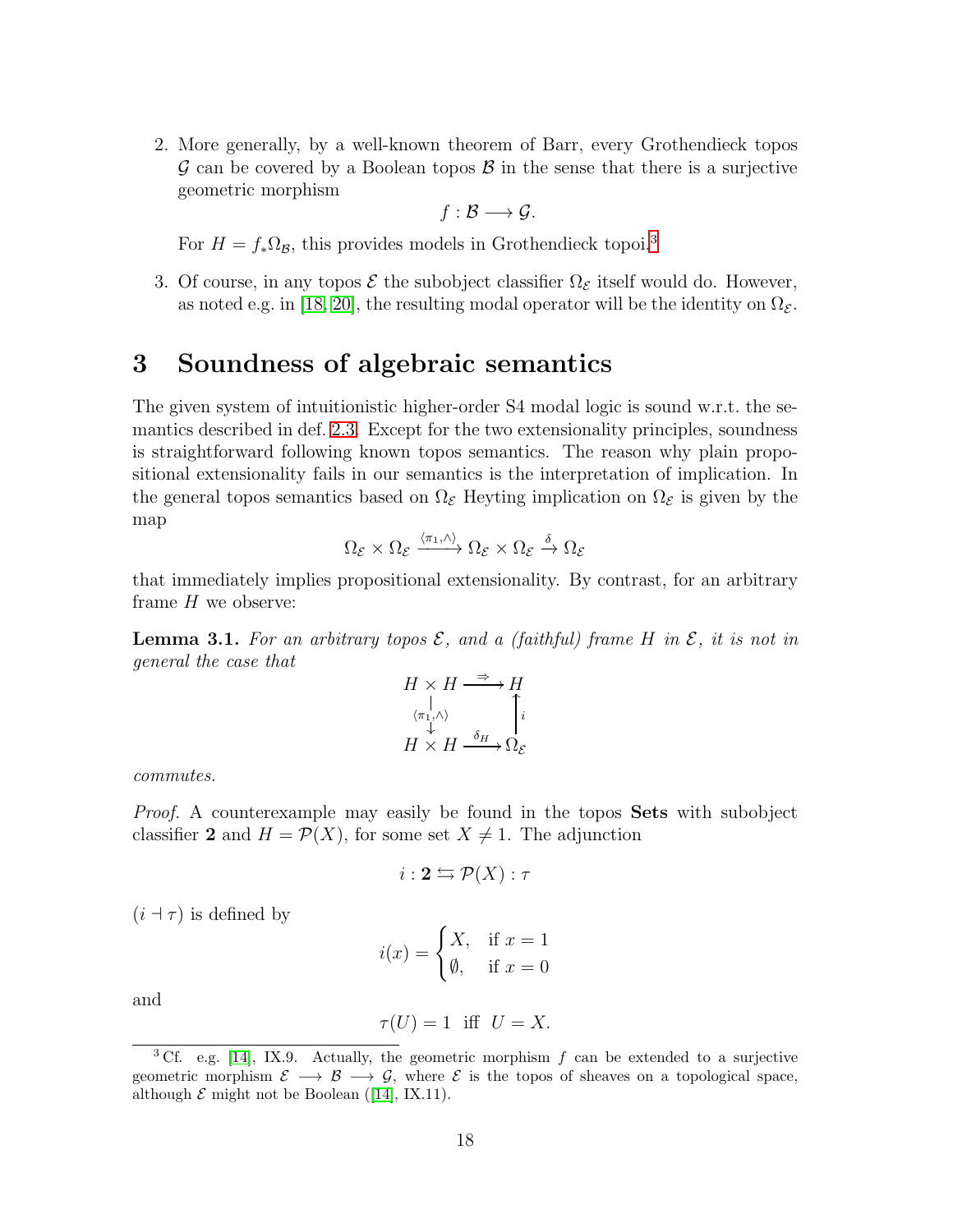2. More generally, by a well-known theorem of Barr, every Grothendieck topos $\mathcal{G}$ can be covered by a Boolean topos $\mathcal{B}$ in the sense that there is a surjective geometric morphism

$$f : \mathcal{B} \longrightarrow \mathcal{G}.$$

   For $H = f_*\Omega_{\mathcal{B}}$, this provides models in Grothendieck topoi.[3]

3. Of course, in any topos $\mathcal{E}$ the subobject classifier $\Omega_{\mathcal{E}}$ itself would do. However, as noted e.g. in [18, 20], the resulting modal operator will be the identity on $\Omega_{\mathcal{E}}$.

# 3 Soundness of algebraic semantics

The given system of intuitionistic higher-order S4 modal logic is sound w.r.t. the semantics described in def. 2.3. Except for the two extensionality principles, soundness is straightforward following known topos semantics. The reason why plain propositional extensionality fails in our semantics is the interpretation of implication. In the general topos semantics based on $\Omega_{\mathcal{E}}$ Heyting implication on $\Omega_{\mathcal{E}}$ is given by the map

$$\Omega_{\mathcal{E}} \times \Omega_{\mathcal{E}} \xrightarrow{\langle \pi_1, \wedge \rangle} \Omega_{\mathcal{E}} \times \Omega_{\mathcal{E}} \xrightarrow{\delta} \Omega_{\mathcal{E}}$$

that immediately implies propositional extensionality. By contrast, for an arbitrary frame $H$ we observe:

**Lemma 3.1.** *For an arbitrary topos $\mathcal{E}$, and a (faithful) frame $H$ in $\mathcal{E}$, it is not in general the case that*

$$\begin{array}{ccc} H \times H & \xrightarrow{\Rightarrow} & H \\ \downarrow{\scriptstyle \langle \pi_1, \wedge \rangle} & & \uparrow{\scriptstyle i} \\ H \times H & \xrightarrow{\delta_H} & \Omega_{\mathcal{E}} \end{array}$$

*commutes.*

*Proof.* A counterexample may easily be found in the topos **Sets** with subobject classifier $\mathbf{2}$ and $H = \mathcal{P}(X)$, for some set $X \neq 1$. The adjunction

$$i : \mathbf{2} \leftrightarrows \mathcal{P}(X) : \tau$$

$(i \dashv \tau)$ is defined by

$$i(x) = \begin{cases} X, & \text{if } x = 1 \\ \emptyset, & \text{if } x = 0 \end{cases}$$

and

$$\tau(U) = 1 \text{ iff } U = X.$$

[3] Cf. e.g. [14], IX.9. Actually, the geometric morphism $f$ can be extended to a surjective geometric morphism $\mathcal{E} \longrightarrow \mathcal{B} \longrightarrow \mathcal{G}$, where $\mathcal{E}$ is the topos of sheaves on a topological space, although $\mathcal{E}$ might not be Boolean ([14], IX.11).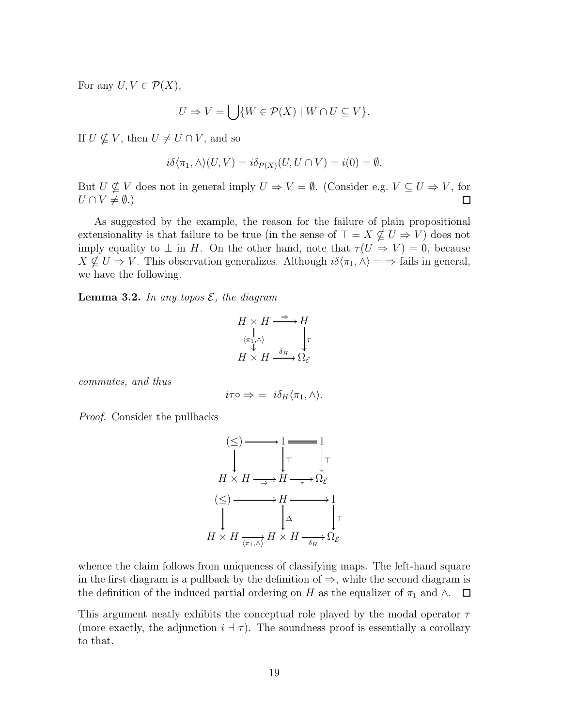For any $U, V \in \mathcal{P}(X)$,

$$U \Rightarrow V = \bigcup\{W \in \mathcal{P}(X) \mid W \cap U \subseteq V\}.$$

If $U \nsubseteq V$, then $U \neq U \cap V$, and so

$$i\delta\langle \pi_1, \wedge\rangle(U, V) = i\delta_{\mathcal{P}(X)}(U, U \cap V) = i(0) = \emptyset.$$

But $U \nsubseteq V$ does not in general imply $U \Rightarrow V = \emptyset$. (Consider e.g. $V \subseteq U \Rightarrow V$, for $U \cap V \neq \emptyset$.) $\square$

As suggested by the example, the reason for the failure of plain propositional extensionality is that failure to be true (in the sense of $\top = X \nsubseteq U \Rightarrow V$) does not imply equality to $\bot$ in $H$. On the other hand, note that $\tau(U \Rightarrow V) = 0$, because $X \nsubseteq U \Rightarrow V$. This observation generalizes. Although $i\delta\langle \pi_1, \wedge\rangle = \Rightarrow$ fails in general, we have the following.

**Lemma 3.2.** *In any topos $\mathcal{E}$, the diagram*

$$\begin{array}{ccc}
H \times H & \xrightarrow{\ \Rightarrow\ } & H \\
{\scriptstyle \langle \pi_1, \wedge\rangle}\downarrow & & \downarrow{\scriptstyle \tau} \\
H \times H & \xrightarrow{\ \delta_H\ } & \Omega_{\mathcal{E}}
\end{array}$$

*commutes, and thus*

$$i\tau \circ \Rightarrow \;=\; i\delta_H\langle \pi_1, \wedge\rangle.$$

*Proof.* Consider the pullbacks

$$\begin{array}{ccccc}
(\leq) & \longrightarrow & 1 & =\!= & 1 \\
\downarrow & & \downarrow{\scriptstyle \top} & & \downarrow{\scriptstyle \top} \\
H \times H & \xrightarrow{\ \Rightarrow\ } & H & \xrightarrow{\ \tau\ } & \Omega_{\mathcal{E}}
\end{array}$$

$$\begin{array}{ccccc}
(\leq) & \longrightarrow & H & \longrightarrow & 1 \\
\downarrow & & \downarrow{\scriptstyle \Delta} & & \downarrow{\scriptstyle \top} \\
H \times H & \xrightarrow{\ \langle \pi_1, \wedge\rangle\ } & H \times H & \xrightarrow{\ \delta_H\ } & \Omega_{\mathcal{E}}
\end{array}$$

whence the claim follows from uniqueness of classifying maps. The left-hand square in the first diagram is a pullback by the definition of $\Rightarrow$, while the second diagram is the definition of the induced partial ordering on $H$ as the equalizer of $\pi_1$ and $\wedge$. $\square$

This argument neatly exhibits the conceptual role played by the modal operator $\tau$ (more exactly, the adjunction $i \dashv \tau$). The soundness proof is essentially a corollary to that.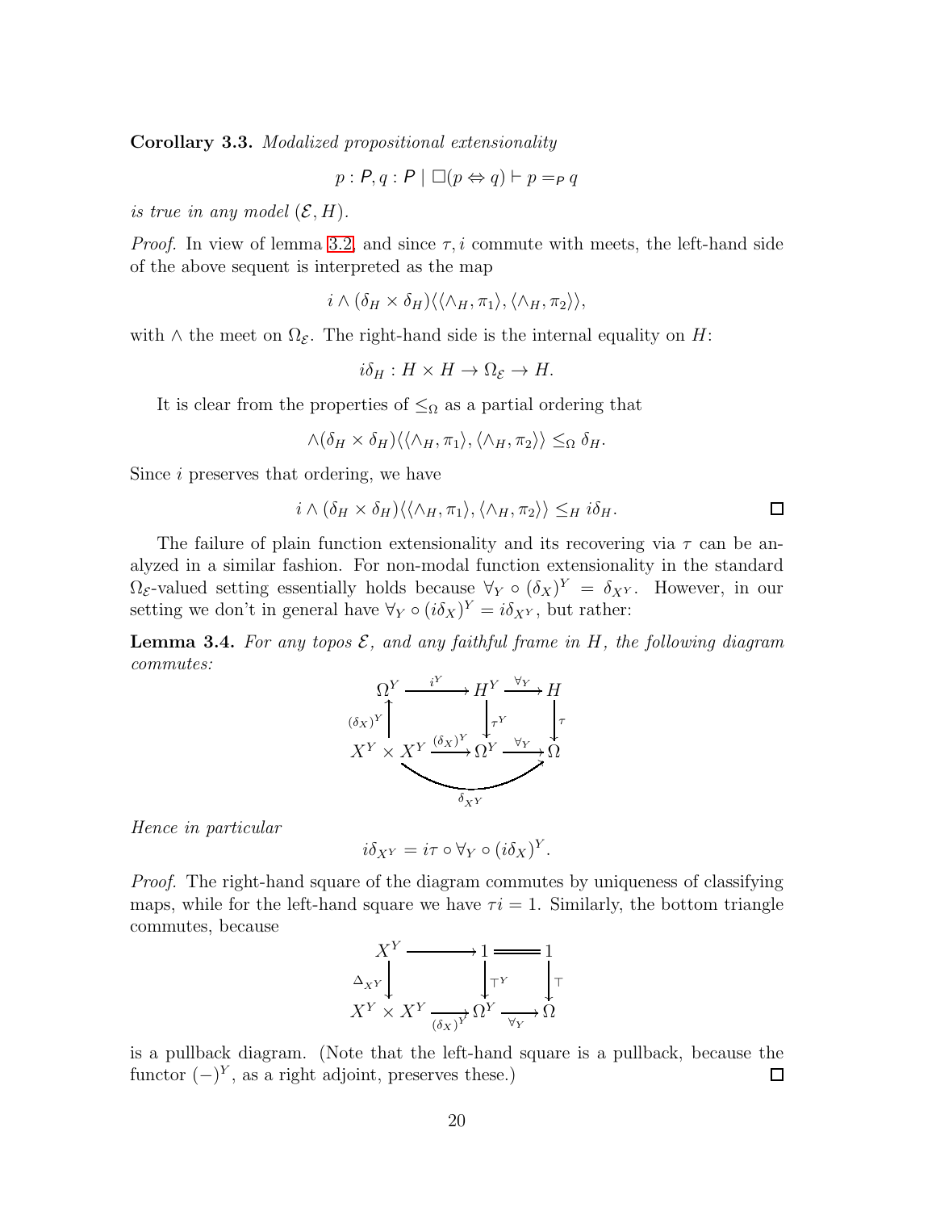**Corollary 3.3.** *Modalized propositional extensionality*

$$p : \mathsf{P}, q : \mathsf{P} \mid \Box(p \Leftrightarrow q) \vdash p =_{\mathsf{P}} q$$

*is true in any model* $(\mathcal{E}, H)$.

*Proof.* In view of lemma 3.2, and since $\tau, i$ commute with meets, the left-hand side of the above sequent is interpreted as the map

$$i \wedge (\delta_H \times \delta_H)\langle\langle \wedge_H, \pi_1\rangle, \langle \wedge_H, \pi_2\rangle\rangle,$$

with $\wedge$ the meet on $\Omega_{\mathcal{E}}$. The right-hand side is the internal equality on $H$:

$$i\delta_H : H \times H \to \Omega_{\mathcal{E}} \to H.$$

It is clear from the properties of $\leq_\Omega$ as a partial ordering that

$$\wedge(\delta_H \times \delta_H)\langle\langle \wedge_H, \pi_1\rangle, \langle \wedge_H, \pi_2\rangle\rangle \leq_\Omega \delta_H.$$

Since $i$ preserves that ordering, we have

$$i \wedge (\delta_H \times \delta_H)\langle\langle \wedge_H, \pi_1\rangle, \langle \wedge_H, \pi_2\rangle\rangle \leq_H i\delta_H.$$

□

The failure of plain function extensionality and its recovering via $\tau$ can be analyzed in a similar fashion. For non-modal function extensionality in the standard $\Omega_{\mathcal{E}}$-valued setting essentially holds because $\forall_Y \circ (\delta_X)^Y = \delta_{X^Y}$. However, in our setting we don't in general have $\forall_Y \circ (i\delta_X)^Y = i\delta_{X^Y}$, but rather:

**Lemma 3.4.** *For any topos* $\mathcal{E}$*, and any faithful frame in* $H$*, the following diagram commutes:*

$$\begin{array}{ccccc}
\Omega^Y & \xrightarrow{i^Y} & H^Y & \xrightarrow{\forall_Y} & H \\
\uparrow{\scriptstyle (\delta_X)^Y} & & \downarrow{\scriptstyle \tau^Y} & & \downarrow{\scriptstyle \tau} \\
X^Y \times X^Y & \xrightarrow{(\delta_X)^Y} & \Omega^Y & \xrightarrow{\forall_Y} & \Omega
\end{array}$$

with the bottom curved arrow $\delta_{X^Y} : X^Y \times X^Y \to \Omega$.

*Hence in particular*

$$i\delta_{X^Y} = i\tau \circ \forall_Y \circ (i\delta_X)^Y.$$

*Proof.* The right-hand square of the diagram commutes by uniqueness of classifying maps, while for the left-hand square we have $\tau i = 1$. Similarly, the bottom triangle commutes, because

$$\begin{array}{ccccc}
X^Y & \longrightarrow & 1 & = & 1 \\
\downarrow{\scriptstyle \Delta_{X^Y}} & & \downarrow{\scriptstyle \top^Y} & & \downarrow{\scriptstyle \top} \\
X^Y \times X^Y & \xrightarrow[(\delta_X)^Y]{} & \Omega^Y & \xrightarrow[\forall_Y]{} & \Omega
\end{array}$$

is a pullback diagram. (Note that the left-hand square is a pullback, because the functor $(-)^Y$, as a right adjoint, preserves these.)

□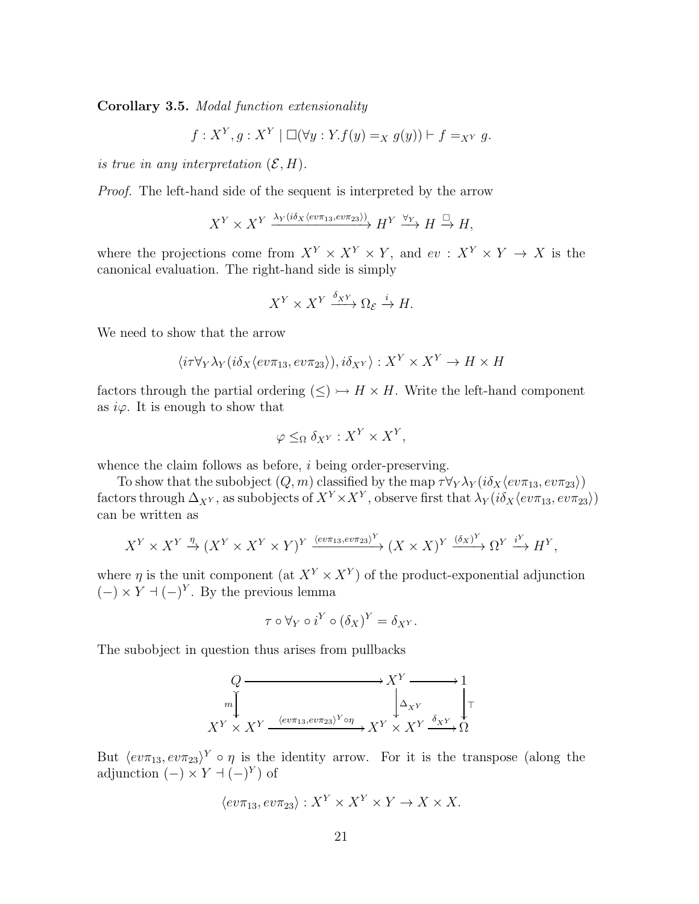**Corollary 3.5.** *Modal function extensionality*

$$f : X^Y, g : X^Y \mid \Box(\forall y : Y. f(y) =_X g(y)) \vdash f =_{X^Y} g.$$

*is true in any interpretation* $(\mathcal{E}, H)$.

*Proof.* The left-hand side of the sequent is interpreted by the arrow

$$X^Y \times X^Y \xrightarrow{\lambda_Y(i\delta_X\langle ev\pi_{13}, ev\pi_{23}\rangle)} H^Y \xrightarrow{\forall_Y} H \xrightarrow{\Box} H,$$

where the projections come from $X^Y \times X^Y \times Y$, and $ev : X^Y \times Y \to X$ is the canonical evaluation. The right-hand side is simply

$$X^Y \times X^Y \xrightarrow{\delta_{X^Y}} \Omega_{\mathcal{E}} \xrightarrow{i} H.$$

We need to show that the arrow

$$\langle i\tau\forall_Y\lambda_Y(i\delta_X\langle ev\pi_{13}, ev\pi_{23}\rangle), i\delta_{X^Y}\rangle : X^Y \times X^Y \to H \times H$$

factors through the partial ordering $(\leq) \rightarrowtail H \times H$. Write the left-hand component as $i\varphi$. It is enough to show that

$$\varphi \leq_\Omega \delta_{X^Y} : X^Y \times X^Y,$$

whence the claim follows as before, $i$ being order-preserving.

To show that the subobject $(Q, m)$ classified by the map $\tau\forall_Y\lambda_Y(i\delta_X\langle ev\pi_{13}, ev\pi_{23}\rangle)$ factors through $\Delta_{X^Y}$, as subobjects of $X^Y \times X^Y$, observe first that $\lambda_Y(i\delta_X\langle ev\pi_{13}, ev\pi_{23}\rangle)$ can be written as

$$X^Y \times X^Y \xrightarrow{\eta} (X^Y \times X^Y \times Y)^Y \xrightarrow{\langle ev\pi_{13}, ev\pi_{23}\rangle^Y} (X \times X)^Y \xrightarrow{(\delta_X)^Y} \Omega^Y \xrightarrow{i^Y} H^Y,$$

where $\eta$ is the unit component (at $X^Y \times X^Y$) of the product-exponential adjunction $(-) \times Y \dashv (-)^Y$. By the previous lemma

$$\tau \circ \forall_Y \circ i^Y \circ (\delta_X)^Y = \delta_{X^Y}.$$

The subobject in question thus arises from pullbacks

$$\begin{array}{ccccc}
Q & \longrightarrow & X^Y & \longrightarrow & 1 \\
{\scriptstyle m}\downarrow & & \downarrow{\scriptstyle \Delta_{X^Y}} & & \downarrow{\scriptstyle \top} \\
X^Y \times X^Y & \xrightarrow{\langle ev\pi_{13}, ev\pi_{23}\rangle^Y \circ \eta} & X^Y \times X^Y & \xrightarrow{\delta_{X^Y}} & \Omega
\end{array}$$

But $\langle ev\pi_{13}, ev\pi_{23}\rangle^Y \circ \eta$ is the identity arrow. For it is the transpose (along the adjunction $(-) \times Y \dashv (-)^Y$) of

$$\langle ev\pi_{13}, ev\pi_{23}\rangle : X^Y \times X^Y \times Y \to X \times X.$$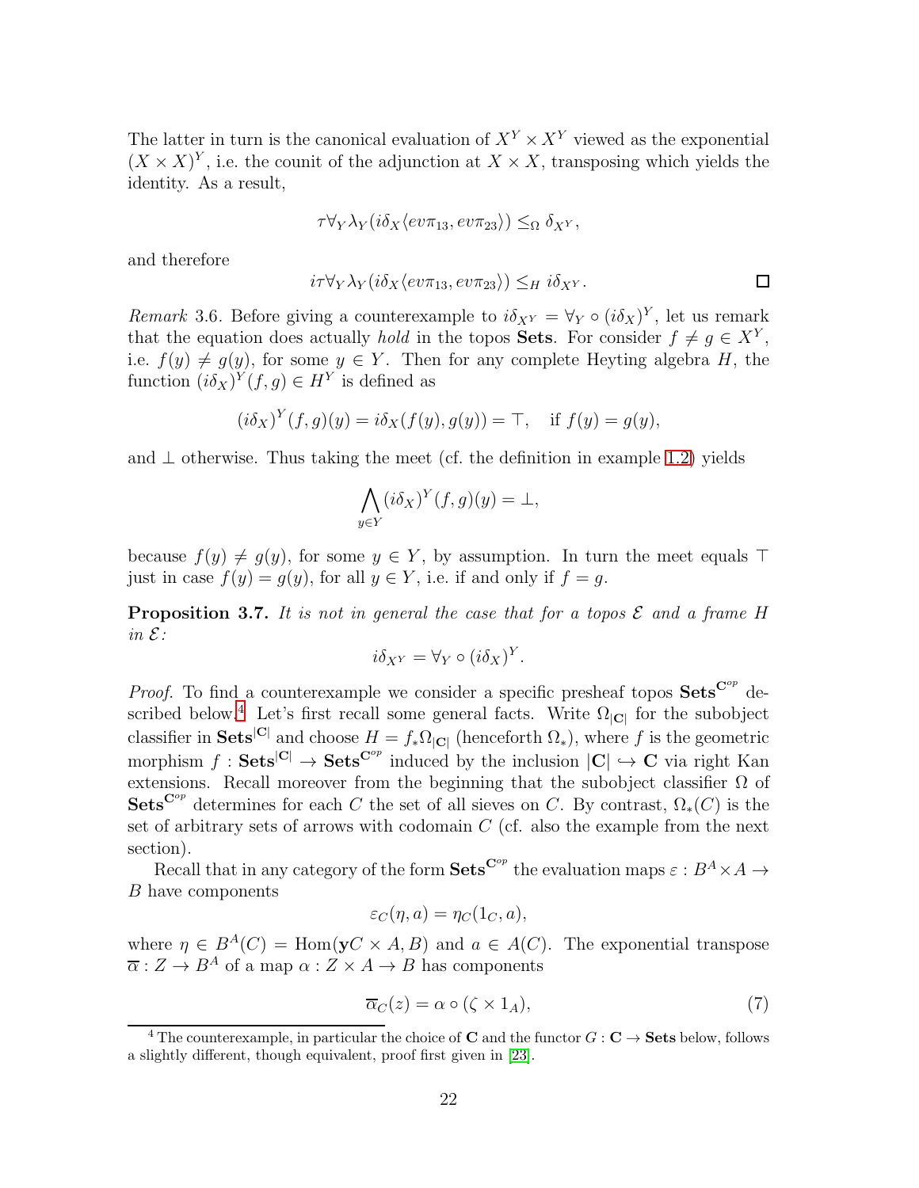The latter in turn is the canonical evaluation of $X^Y \times X^Y$ viewed as the exponential $(X \times X)^Y$, i.e. the counit of the adjunction at $X \times X$, transposing which yields the identity. As a result,

$$\tau \forall_Y \lambda_Y (i\delta_X \langle ev\pi_{13}, ev\pi_{23} \rangle) \leq_\Omega \delta_{X^Y},$$

and therefore

$$i\tau \forall_Y \lambda_Y (i\delta_X \langle ev\pi_{13}, ev\pi_{23} \rangle) \leq_H i\delta_{X^Y}.$$

□

*Remark* 3.6. Before giving a counterexample to $i\delta_{X^Y} = \forall_Y \circ (i\delta_X)^Y$, let us remark that the equation does actually *hold* in the topos **Sets**. For consider $f \neq g \in X^Y$, i.e. $f(y) \neq g(y)$, for some $y \in Y$. Then for any complete Heyting algebra $H$, the function $(i\delta_X)^Y(f, g) \in H^Y$ is defined as

$$(i\delta_X)^Y(f, g)(y) = i\delta_X(f(y), g(y)) = \top, \quad \text{if } f(y) = g(y),$$

and $\bot$ otherwise. Thus taking the meet (cf. the definition in example 1.2) yields

$$\bigwedge_{y \in Y} (i\delta_X)^Y(f, g)(y) = \bot,$$

because $f(y) \neq g(y)$, for some $y \in Y$, by assumption. In turn the meet equals $\top$ just in case $f(y) = g(y)$, for all $y \in Y$, i.e. if and only if $f = g$.

**Proposition 3.7.** *It is not in general the case that for a topos $\mathcal{E}$ and a frame $H$ in $\mathcal{E}$:*

$$i\delta_{X^Y} = \forall_Y \circ (i\delta_X)^Y.$$

*Proof.* To find a counterexample we consider a specific presheaf topos $\mathbf{Sets}^{\mathbf{C}^{op}}$ described below.[4] Let's first recall some general facts. Write $\Omega_{|\mathbf{C}|}$ for the subobject classifier in $\mathbf{Sets}^{|\mathbf{C}|}$ and choose $H = f_* \Omega_{|\mathbf{C}|}$ (henceforth $\Omega_*$), where $f$ is the geometric morphism $f : \mathbf{Sets}^{|\mathbf{C}|} \to \mathbf{Sets}^{\mathbf{C}^{op}}$ induced by the inclusion $|\mathbf{C}| \hookrightarrow \mathbf{C}$ via right Kan extensions. Recall moreover from the beginning that the subobject classifier $\Omega$ of $\mathbf{Sets}^{\mathbf{C}^{op}}$ determines for each $C$ the set of all sieves on $C$. By contrast, $\Omega_*(C)$ is the set of arbitrary sets of arrows with codomain $C$ (cf. also the example from the next section).

Recall that in any category of the form $\mathbf{Sets}^{\mathbf{C}^{op}}$ the evaluation maps $\varepsilon : B^A \times A \to B$ have components

$$\varepsilon_C(\eta, a) = \eta_C(1_C, a),$$

where $\eta \in B^A(C) = \mathrm{Hom}(\mathbf{y}C \times A, B)$ and $a \in A(C)$. The exponential transpose $\overline{\alpha} : Z \to B^A$ of a map $\alpha : Z \times A \to B$ has components

$$\overline{\alpha}_C(z) = \alpha \circ (\zeta \times 1_A), \tag{7}$$

[4] The counterexample, in particular the choice of $\mathbf{C}$ and the functor $G : \mathbf{C} \to \mathbf{Sets}$ below, follows a slightly different, though equivalent, proof first given in [23].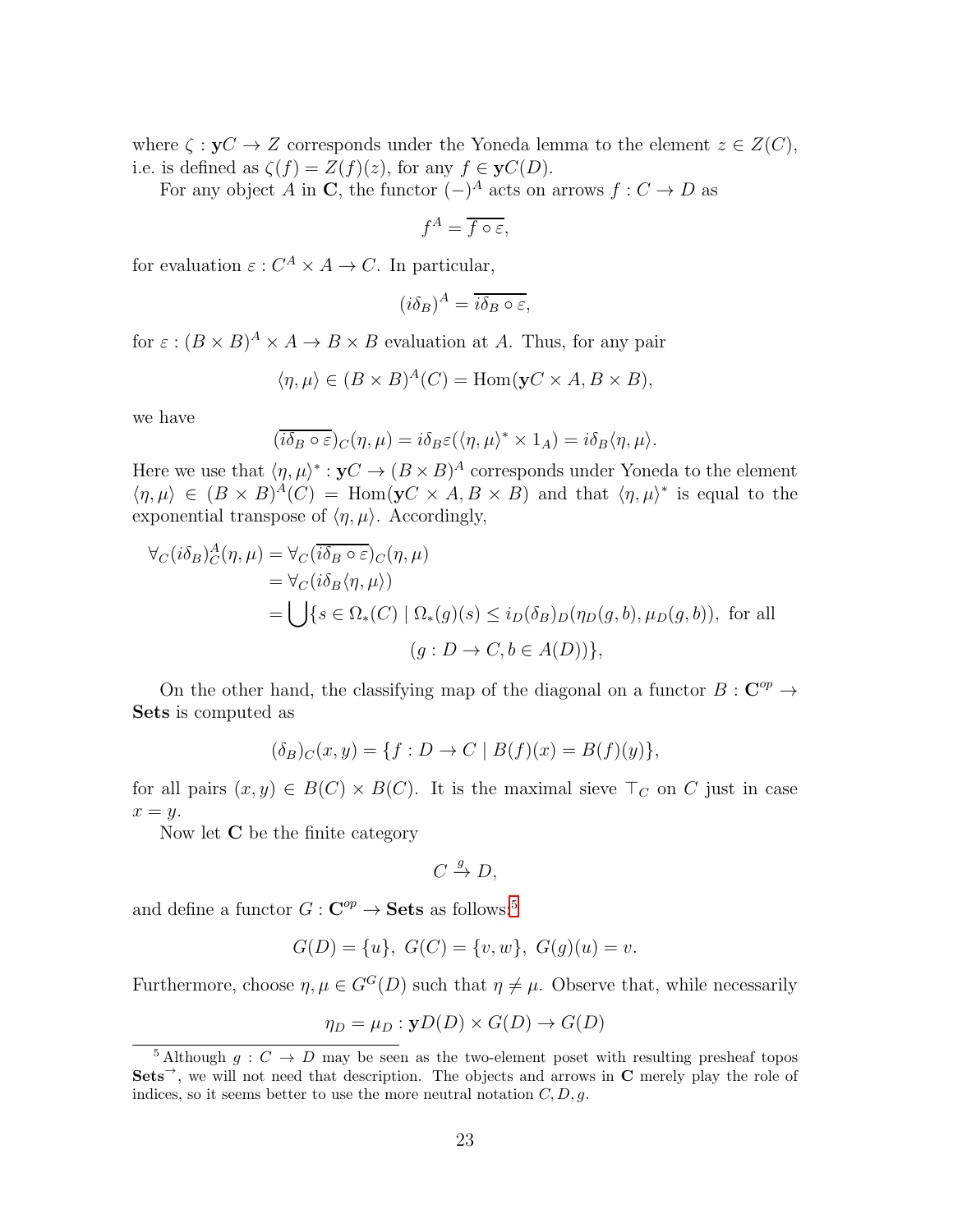where $\zeta : \mathbf{y}C \to Z$ corresponds under the Yoneda lemma to the element $z \in Z(C)$, i.e. is defined as $\zeta(f) = Z(f)(z)$, for any $f \in \mathbf{y}C(D)$.

For any object $A$ in $\mathbf{C}$, the functor $(-)^A$ acts on arrows $f : C \to D$ as

$$f^A = \overline{f \circ \varepsilon},$$

for evaluation $\varepsilon : C^A \times A \to C$. In particular,

$$(i\delta_B)^A = \overline{i\delta_B \circ \varepsilon},$$

for $\varepsilon : (B \times B)^A \times A \to B \times B$ evaluation at $A$. Thus, for any pair

$$\langle \eta, \mu \rangle \in (B \times B)^A(C) = \mathrm{Hom}(\mathbf{y}C \times A, B \times B),$$

we have

$$(\overline{i\delta_B \circ \varepsilon})_C(\eta, \mu) = i\delta_B \varepsilon(\langle \eta, \mu \rangle^* \times 1_A) = i\delta_B \langle \eta, \mu \rangle.$$

Here we use that $\langle \eta, \mu \rangle^* : \mathbf{y}C \to (B \times B)^A$ corresponds under Yoneda to the element $\langle \eta, \mu \rangle \in (B \times B)^A(C) = \mathrm{Hom}(\mathbf{y}C \times A, B \times B)$ and that $\langle \eta, \mu \rangle^*$ is equal to the exponential transpose of $\langle \eta, \mu \rangle$. Accordingly,

$$\begin{aligned}
\forall_C (i\delta_B)^A_C(\eta, \mu) &= \forall_C (\overline{i\delta_B \circ \varepsilon})_C(\eta, \mu) \\
&= \forall_C (i\delta_B \langle \eta, \mu \rangle) \\
&= \bigcup \{ s \in \Omega_*(C) \mid \Omega_*(g)(s) \leq i_D(\delta_B)_D(\eta_D(g, b), \mu_D(g, b)), \text{ for all} \\
&\qquad\qquad (g : D \to C, b \in A(D)) \},
\end{aligned}$$

On the other hand, the classifying map of the diagonal on a functor $B : \mathbf{C}^{op} \to \mathbf{Sets}$ is computed as

$$(\delta_B)_C(x, y) = \{ f : D \to C \mid B(f)(x) = B(f)(y) \},$$

for all pairs $(x, y) \in B(C) \times B(C)$. It is the maximal sieve $\top_C$ on $C$ just in case $x = y$.

Now let $\mathbf{C}$ be the finite category

$$C \xrightarrow{g} D,$$

and define a functor $G : \mathbf{C}^{op} \to \mathbf{Sets}$ as follows:[5]

$$G(D) = \{u\},\ G(C) = \{v, w\},\ G(g)(u) = v.$$

Furthermore, choose $\eta, \mu \in G^G(D)$ such that $\eta \neq \mu$. Observe that, while necessarily

$$\eta_D = \mu_D : \mathbf{y}D(D) \times G(D) \to G(D)$$

[5] Although $g : C \to D$ may be seen as the two-element poset with resulting presheaf topos $\mathbf{Sets}^{\to}$, we will not need that description. The objects and arrows in $\mathbf{C}$ merely play the role of indices, so it seems better to use the more neutral notation $C, D, g$.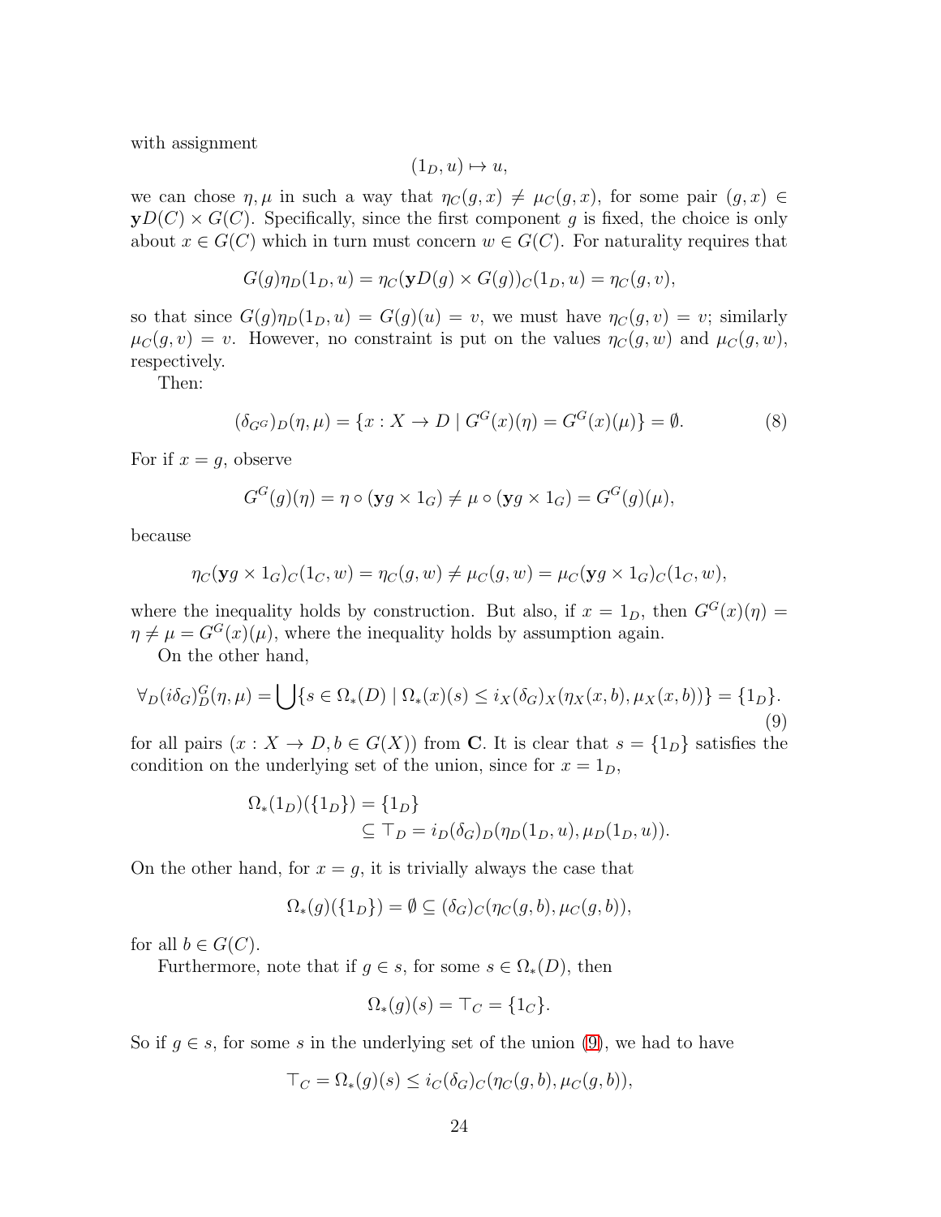with assignment

$$(1_D, u) \mapsto u,$$

we can chose $\eta, \mu$ in such a way that $\eta_C(g, x) \neq \mu_C(g, x)$, for some pair $(g, x) \in \mathbf{y}D(C) \times G(C)$. Specifically, since the first component $g$ is fixed, the choice is only about $x \in G(C)$ which in turn must concern $w \in G(C)$. For naturality requires that

$$G(g)\eta_D(1_D, u) = \eta_C(\mathbf{y}D(g) \times G(g))_C(1_D, u) = \eta_C(g, v),$$

so that since $G(g)\eta_D(1_D, u) = G(g)(u) = v$, we must have $\eta_C(g, v) = v$; similarly $\mu_C(g, v) = v$. However, no constraint is put on the values $\eta_C(g, w)$ and $\mu_C(g, w)$, respectively.

Then:

$$(\delta_{G^G})_D(\eta, \mu) = \{x : X \to D \mid G^G(x)(\eta) = G^G(x)(\mu)\} = \emptyset. \tag{8}$$

For if $x = g$, observe

$$G^G(g)(\eta) = \eta \circ (\mathbf{y}g \times 1_G) \neq \mu \circ (\mathbf{y}g \times 1_G) = G^G(g)(\mu),$$

because

$$\eta_C(\mathbf{y}g \times 1_G)_C(1_C, w) = \eta_C(g, w) \neq \mu_C(g, w) = \mu_C(\mathbf{y}g \times 1_G)_C(1_C, w),$$

where the inequality holds by construction. But also, if $x = 1_D$, then $G^G(x)(\eta) = \eta \neq \mu = G^G(x)(\mu)$, where the inequality holds by assumption again.

On the other hand,

$$\forall_D(i\delta_G)^G_D(\eta, \mu) = \bigcup\{s \in \Omega_*(D) \mid \Omega_*(x)(s) \leq i_X(\delta_G)_X(\eta_X(x, b), \mu_X(x, b))\} = \{1_D\}. \tag{9}$$

for all pairs $(x : X \to D, b \in G(X))$ from $\mathbf{C}$. It is clear that $s = \{1_D\}$ satisfies the condition on the underlying set of the union, since for $x = 1_D$,

$$\begin{aligned}\Omega_*(1_D)(\{1_D\}) &= \{1_D\} \\ &\subseteq \top_D = i_D(\delta_G)_D(\eta_D(1_D, u), \mu_D(1_D, u)).\end{aligned}$$

On the other hand, for $x = g$, it is trivially always the case that

$$\Omega_*(g)(\{1_D\}) = \emptyset \subseteq (\delta_G)_C(\eta_C(g, b), \mu_C(g, b)),$$

for all $b \in G(C)$.

Furthermore, note that if $g \in s$, for some $s \in \Omega_*(D)$, then

$$\Omega_*(g)(s) = \top_C = \{1_C\}.$$

So if $g \in s$, for some $s$ in the underlying set of the union (9), we had to have

$$\top_C = \Omega_*(g)(s) \leq i_C(\delta_G)_C(\eta_C(g, b), \mu_C(g, b)),$$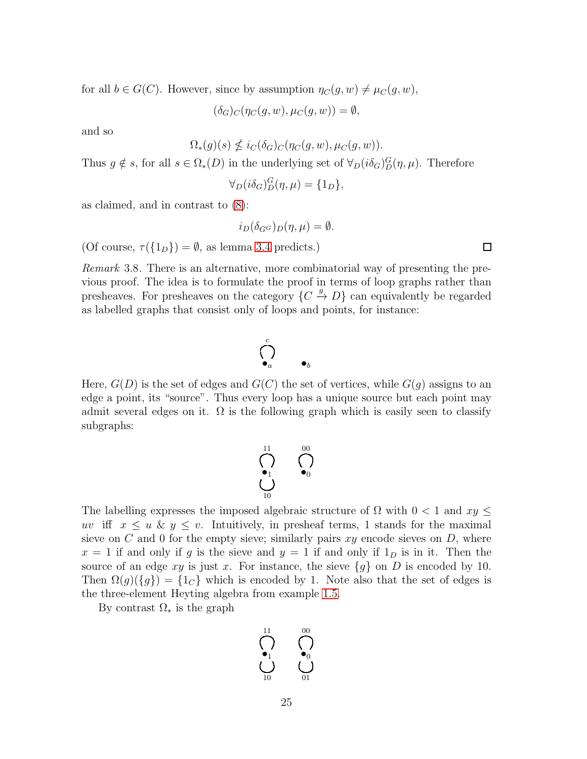for all $b \in G(C)$. However, since by assumption $\eta_C(g, w) \neq \mu_C(g, w)$,

$$(\delta_G)_C(\eta_C(g, w), \mu_C(g, w)) = \emptyset,$$

and so

$$\Omega_*(g)(s) \nleq i_C(\delta_G)_C(\eta_C(g, w), \mu_C(g, w)).$$

Thus $g \notin s$, for all $s \in \Omega_*(D)$ in the underlying set of $\forall_D(i\delta_G)^G_D(\eta, \mu)$. Therefore

$$\forall_D(i\delta_G)^G_D(\eta, \mu) = \{1_D\},$$

as claimed, and in contrast to (8):

$$i_D(\delta_{G^G})_D(\eta, \mu) = \emptyset.$$

(Of course, $\tau(\{1_D\}) = \emptyset$, as lemma 3.4 predicts.) ∎

*Remark* 3.8. There is an alternative, more combinatorial way of presenting the previous proof. The idea is to formulate the proof in terms of loop graphs rather than presheaves. For presheaves on the category $\{C \xrightarrow{g} D\}$ can equivalently be regarded as labelled graphs that consist only of loops and points, for instance:

$$\overset{c}{\bigcirc}\!\!\bullet_a \qquad \bullet_b$$

Here, $G(D)$ is the set of edges and $G(C)$ the set of vertices, while $G(g)$ assigns to an edge a point, its "source". Thus every loop has a unique source but each point may admit several edges on it. $\Omega$ is the following graph which is easily seen to classify subgraphs:

$$\begin{array}{cc} 11 & 00 \\ \bigcirc & \bigcirc \\ \bullet_1 & \bullet_0 \\ \bigcirc & \\ 10 & \end{array}$$

The labelling expresses the imposed algebraic structure of $\Omega$ with $0 < 1$ and $xy \leq uv$ iff $x \leq u$ & $y \leq v$. Intuitively, in presheaf terms, 1 stands for the maximal sieve on $C$ and 0 for the empty sieve; similarly pairs $xy$ encode sieves on $D$, where $x = 1$ if and only if $g$ is the sieve and $y = 1$ if and only if $1_D$ is in it. Then the source of an edge $xy$ is just $x$. For instance, the sieve $\{g\}$ on $D$ is encoded by 10. Then $\Omega(g)(\{g\}) = \{1_C\}$ which is encoded by 1. Note also that the set of edges is the three-element Heyting algebra from example 1.5.

By contrast $\Omega_*$ is the graph

$$\begin{array}{cc} 11 & 00 \\ \bigcirc & \bigcirc \\ \bullet_1 & \bullet_0 \\ \bigcirc & \bigcirc \\ 10 & 01 \end{array}$$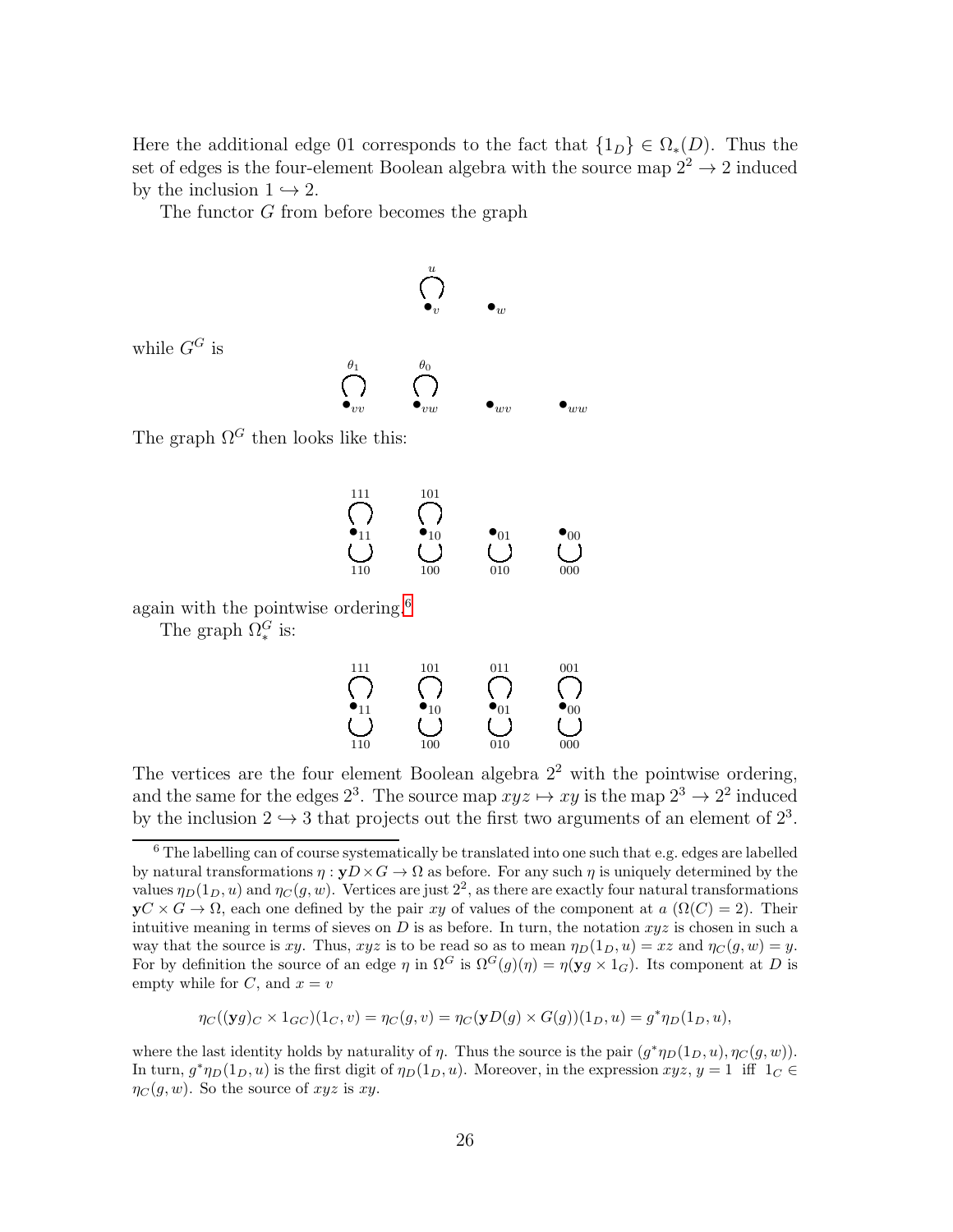Here the additional edge 01 corresponds to the fact that $\{1_D\} \in \Omega_*(D)$. Thus the set of edges is the four-element Boolean algebra with the source map $2^2 \to 2$ induced by the inclusion $1 \hookrightarrow 2$.

The functor $G$ from before becomes the graph

$$\overset{u}{\bigcap}\hspace{-0.9em}\bullet_v \qquad \bullet_w$$

while $G^G$ is

$$\overset{\theta_1}{\bigcap}\hspace{-0.9em}\bullet_{vv} \qquad \overset{\theta_0}{\bigcap}\hspace{-0.9em}\bullet_{vw} \qquad \bullet_{wv} \qquad \bullet_{ww}$$

The graph $\Omega^G$ then looks like this:

| 111 | 101 | | |
|---|---|---|---|
| $\bullet_{11}$ | $\bullet_{10}$ | $\bullet_{01}$ | $\bullet_{00}$ |
| 110 | 100 | 010 | 000 |

again with the pointwise ordering.[6]

The graph $\Omega^G_*$ is:

| 111 | 101 | 011 | 001 |
|---|---|---|---|
| $\bullet_{11}$ | $\bullet_{10}$ | $\bullet_{01}$ | $\bullet_{00}$ |
| 110 | 100 | 010 | 000 |

The vertices are the four element Boolean algebra $2^2$ with the pointwise ordering, and the same for the edges $2^3$. The source map $xyz \mapsto xy$ is the map $2^3 \to 2^2$ induced by the inclusion $2 \hookrightarrow 3$ that projects out the first two arguments of an element of $2^3$.

---

[6] The labelling can of course systematically be translated into one such that e.g. edges are labelled by natural transformations $\eta : \mathbf{y}D \times G \to \Omega$ as before. For any such $\eta$ is uniquely determined by the values $\eta_D(1_D, u)$ and $\eta_C(g, w)$. Vertices are just $2^2$, as there are exactly four natural transformations $\mathbf{y}C \times G \to \Omega$, each one defined by the pair $xy$ of values of the component at $a$ ($\Omega(C) = 2$). Their intuitive meaning in terms of sieves on $D$ is as before. In turn, the notation $xyz$ is chosen in such a way that the source is $xy$. Thus, $xyz$ is to be read so as to mean $\eta_D(1_D, u) = xz$ and $\eta_C(g, w) = y$. For by definition the source of an edge $\eta$ in $\Omega^G$ is $\Omega^G(g)(\eta) = \eta(\mathbf{y}g \times 1_G)$. Its component at $D$ is empty while for $C$, and $x = v$

$$\eta_C((\mathbf{y}g)_C \times 1_{GC})(1_C, v) = \eta_C(g, v) = \eta_C(\mathbf{y}D(g) \times G(g))(1_D, u) = g^*\eta_D(1_D, u),$$

where the last identity holds by naturality of $\eta$. Thus the source is the pair $(g^*\eta_D(1_D, u), \eta_C(g, w))$. In turn, $g^*\eta_D(1_D, u)$ is the first digit of $\eta_D(1_D, u)$. Moreover, in the expression $xyz$, $y = 1$ iff $1_C \in \eta_C(g, w)$. So the source of $xyz$ is $xy$.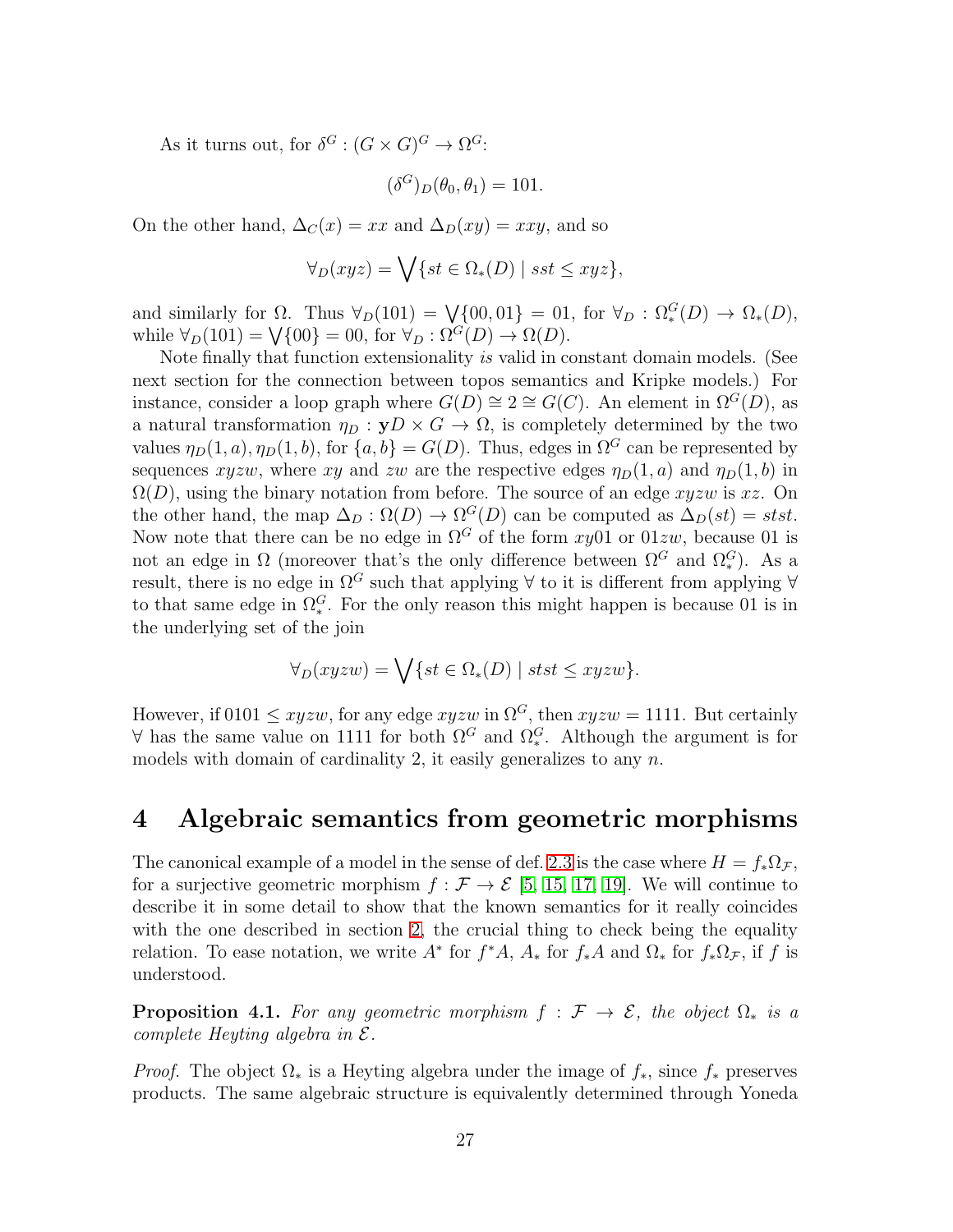As it turns out, for $\delta^G : (G \times G)^G \to \Omega^G$:

$$(\delta^G)_D(\theta_0, \theta_1) = 101.$$

On the other hand, $\Delta_C(x) = xx$ and $\Delta_D(xy) = xxy$, and so

$$\forall_D(xyz) = \bigvee\{st \in \Omega_*(D) \mid sst \leq xyz\},$$

and similarly for $\Omega$. Thus $\forall_D(101) = \bigvee\{00, 01\} = 01$, for $\forall_D : \Omega_*^G(D) \to \Omega_*(D)$, while $\forall_D(101) = \bigvee\{00\} = 00$, for $\forall_D : \Omega^G(D) \to \Omega(D)$.

Note finally that function extensionality *is* valid in constant domain models. (See next section for the connection between topos semantics and Kripke models.) For instance, consider a loop graph where $G(D) \cong 2 \cong G(C)$. An element in $\Omega^G(D)$, as a natural transformation $\eta_D : \mathbf{y}D \times G \to \Omega$, is completely determined by the two values $\eta_D(1, a), \eta_D(1, b)$, for $\{a, b\} = G(D)$. Thus, edges in $\Omega^G$ can be represented by sequences $xyzw$, where $xy$ and $zw$ are the respective edges $\eta_D(1, a)$ and $\eta_D(1, b)$ in $\Omega(D)$, using the binary notation from before. The source of an edge $xyzw$ is $xz$. On the other hand, the map $\Delta_D : \Omega(D) \to \Omega^G(D)$ can be computed as $\Delta_D(st) = stst$. Now note that there can be no edge in $\Omega^G$ of the form $xy01$ or $01zw$, because 01 is not an edge in $\Omega$ (moreover that's the only difference between $\Omega^G$ and $\Omega_*^G$). As a result, there is no edge in $\Omega^G$ such that applying $\forall$ to it is different from applying $\forall$ to that same edge in $\Omega_*^G$. For the only reason this might happen is because 01 is in the underlying set of the join

$$\forall_D(xyzw) = \bigvee\{st \in \Omega_*(D) \mid stst \leq xyzw\}.$$

However, if $0101 \leq xyzw$, for any edge $xyzw$ in $\Omega^G$, then $xyzw = 1111$. But certainly $\forall$ has the same value on 1111 for both $\Omega^G$ and $\Omega_*^G$. Although the argument is for models with domain of cardinality 2, it easily generalizes to any $n$.

# 4 Algebraic semantics from geometric morphisms

The canonical example of a model in the sense of def. 2.3 is the case where $H = f_*\Omega_{\mathcal{F}}$, for a surjective geometric morphism $f : \mathcal{F} \to \mathcal{E}$ [5, 15, 17, 19]. We will continue to describe it in some detail to show that the known semantics for it really coincides with the one described in section 2, the crucial thing to check being the equality relation. To ease notation, we write $A^*$ for $f^*A$, $A_*$ for $f_*A$ and $\Omega_*$ for $f_*\Omega_{\mathcal{F}}$, if $f$ is understood.

**Proposition 4.1.** *For any geometric morphism $f : \mathcal{F} \to \mathcal{E}$, the object $\Omega_*$ is a complete Heyting algebra in $\mathcal{E}$.*

*Proof.* The object $\Omega_*$ is a Heyting algebra under the image of $f_*$, since $f_*$ preserves products. The same algebraic structure is equivalently determined through Yoneda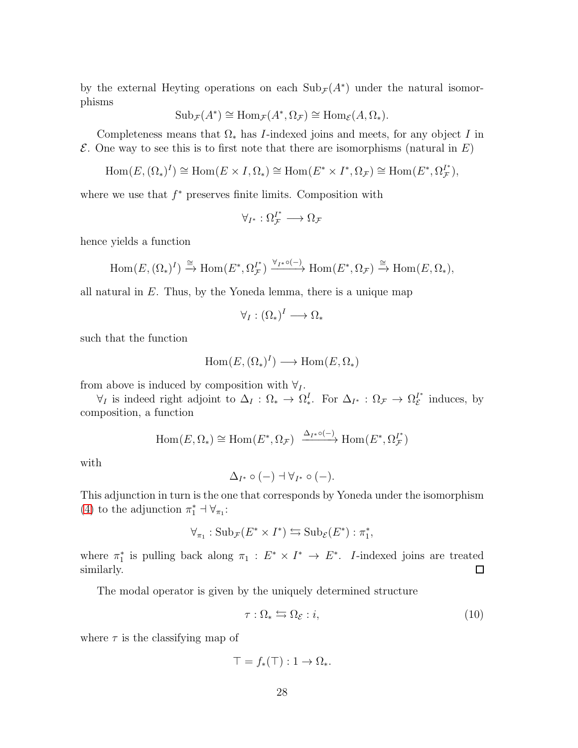by the external Heyting operations on each $\mathrm{Sub}_{\mathcal{F}}(A^*)$ under the natural isomorphisms

$$\mathrm{Sub}_{\mathcal{F}}(A^*) \cong \mathrm{Hom}_{\mathcal{F}}(A^*, \Omega_{\mathcal{F}}) \cong \mathrm{Hom}_{\mathcal{E}}(A, \Omega_*).$$

Completeness means that $\Omega_*$ has $I$-indexed joins and meets, for any object $I$ in $\mathcal{E}$. One way to see this is to first note that there are isomorphisms (natural in $E$)

$$\mathrm{Hom}(E, (\Omega_*)^I) \cong \mathrm{Hom}(E \times I, \Omega_*) \cong \mathrm{Hom}(E^* \times I^*, \Omega_{\mathcal{F}}) \cong \mathrm{Hom}(E^*, \Omega_{\mathcal{F}}^{I^*}),$$

where we use that $f^*$ preserves finite limits. Composition with

$$\forall_{I^*} : \Omega_{\mathcal{F}}^{I^*} \longrightarrow \Omega_{\mathcal{F}}$$

hence yields a function

$$\mathrm{Hom}(E, (\Omega_*)^I) \xrightarrow{\cong} \mathrm{Hom}(E^*, \Omega_{\mathcal{F}}^{I^*}) \xrightarrow{\forall_{I^*} \circ (-)} \mathrm{Hom}(E^*, \Omega_{\mathcal{F}}) \xrightarrow{\cong} \mathrm{Hom}(E, \Omega_*),$$

all natural in $E$. Thus, by the Yoneda lemma, there is a unique map

$$\forall_I : (\Omega_*)^I \longrightarrow \Omega_*$$

such that the function

$$\mathrm{Hom}(E, (\Omega_*)^I) \longrightarrow \mathrm{Hom}(E, \Omega_*)$$

from above is induced by composition with $\forall_I$.

$\forall_I$ is indeed right adjoint to $\Delta_I : \Omega_* \to \Omega_*^I$. For $\Delta_{I^*} : \Omega_{\mathcal{F}} \to \Omega_{\mathcal{E}}^{I^*}$ induces, by composition, a function

$$\mathrm{Hom}(E, \Omega_*) \cong \mathrm{Hom}(E^*, \Omega_{\mathcal{F}}) \xrightarrow{\Delta_{I^*} \circ (-)} \mathrm{Hom}(E^*, \Omega_{\mathcal{F}}^{I^*})$$

with

$$\Delta_{I^*} \circ (-) \dashv \forall_{I^*} \circ (-).$$

This adjunction in turn is the one that corresponds by Yoneda under the isomorphism (4) to the adjunction $\pi_1^* \dashv \forall_{\pi_1}$:

$$\forall_{\pi_1} : \mathrm{Sub}_{\mathcal{F}}(E^* \times I^*) \leftrightarrows \mathrm{Sub}_{\mathcal{E}}(E^*) : \pi_1^*,$$

where $\pi_1^*$ is pulling back along $\pi_1 : E^* \times I^* \to E^*$. $I$-indexed joins are treated similarly. □

The modal operator is given by the uniquely determined structure

$$\tau : \Omega_* \leftrightarrows \Omega_{\mathcal{E}} : i, \tag{10}$$

where $\tau$ is the classifying map of

$$\top = f_*(\top) : 1 \to \Omega_*.$$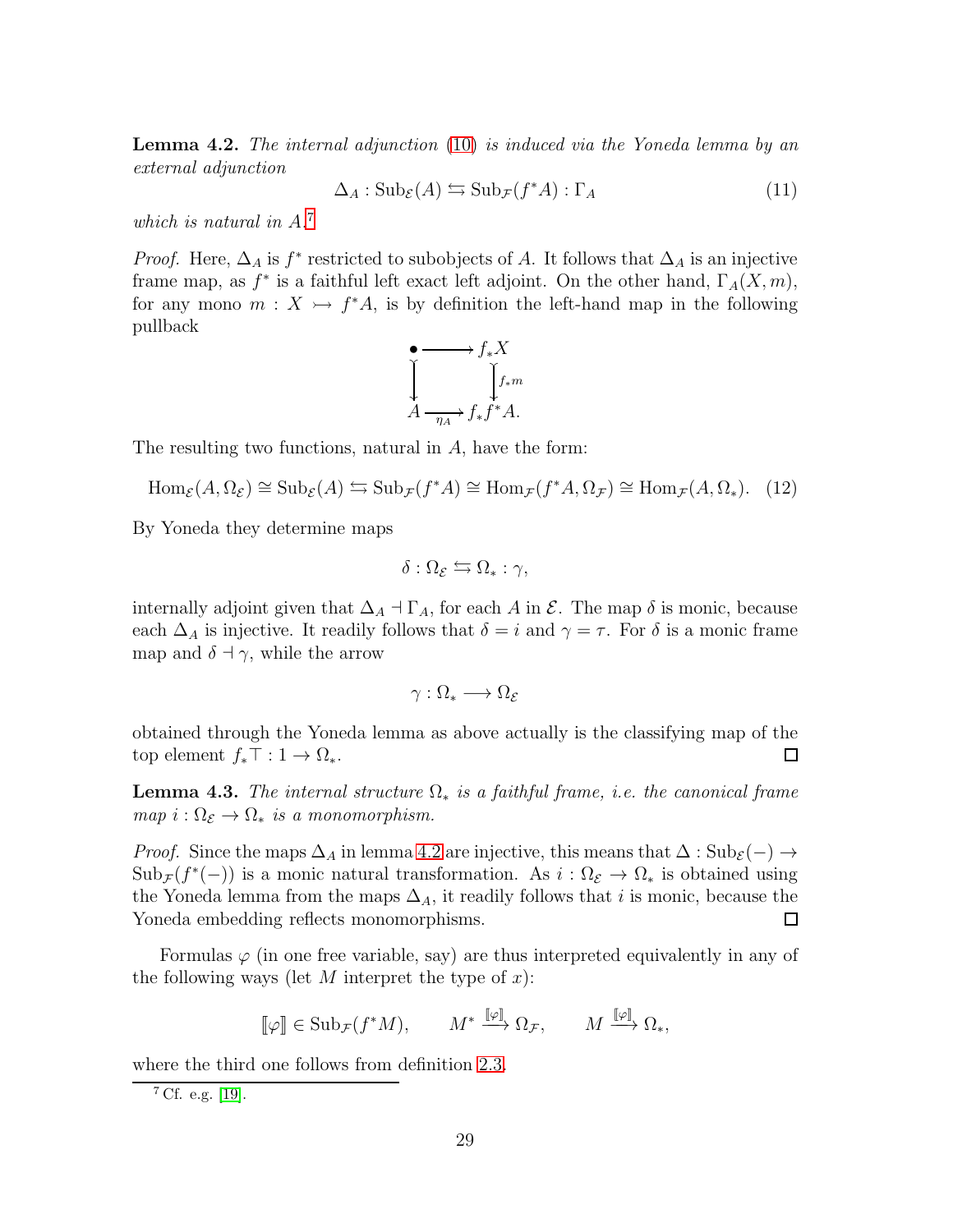**Lemma 4.2.** *The internal adjunction (10) is induced via the Yoneda lemma by an external adjunction*

$$\Delta_A : \mathrm{Sub}_{\mathcal{E}}(A) \leftrightarrows \mathrm{Sub}_{\mathcal{F}}(f^*A) : \Gamma_A \tag{11}$$

*which is natural in $A$.*[7]

*Proof.* Here, $\Delta_A$ is $f^*$ restricted to subobjects of $A$. It follows that $\Delta_A$ is an injective frame map, as $f^*$ is a faithful left exact left adjoint. On the other hand, $\Gamma_A(X, m)$, for any mono $m : X \rightarrowtail f^*A$, is by definition the left-hand map in the following pullback

$$\begin{array}{ccc} \bullet & \longrightarrow & f_*X \\ \downarrow & & \downarrow{\scriptstyle f_*m} \\ A & \xrightarrow[\eta_A]{} & f_*f^*A. \end{array}$$

The resulting two functions, natural in $A$, have the form:

$$\mathrm{Hom}_{\mathcal{E}}(A, \Omega_{\mathcal{E}}) \cong \mathrm{Sub}_{\mathcal{E}}(A) \leftrightarrows \mathrm{Sub}_{\mathcal{F}}(f^*A) \cong \mathrm{Hom}_{\mathcal{F}}(f^*A, \Omega_{\mathcal{F}}) \cong \mathrm{Hom}_{\mathcal{F}}(A, \Omega_*). \tag{12}$$

By Yoneda they determine maps

$$\delta : \Omega_{\mathcal{E}} \leftrightarrows \Omega_* : \gamma,$$

internally adjoint given that $\Delta_A \dashv \Gamma_A$, for each $A$ in $\mathcal{E}$. The map $\delta$ is monic, because each $\Delta_A$ is injective. It readily follows that $\delta = i$ and $\gamma = \tau$. For $\delta$ is a monic frame map and $\delta \dashv \gamma$, while the arrow

$$\gamma : \Omega_* \longrightarrow \Omega_{\mathcal{E}}$$

obtained through the Yoneda lemma as above actually is the classifying map of the top element $f_*\top : 1 \to \Omega_*$. ◻

**Lemma 4.3.** *The internal structure $\Omega_*$ is a faithful frame, i.e. the canonical frame map $i : \Omega_{\mathcal{E}} \to \Omega_*$ is a monomorphism.*

*Proof.* Since the maps $\Delta_A$ in lemma 4.2 are injective, this means that $\Delta : \mathrm{Sub}_{\mathcal{E}}(-) \to \mathrm{Sub}_{\mathcal{F}}(f^*(-))$ is a monic natural transformation. As $i : \Omega_{\mathcal{E}} \to \Omega_*$ is obtained using the Yoneda lemma from the maps $\Delta_A$, it readily follows that $i$ is monic, because the Yoneda embedding reflects monomorphisms. ◻

Formulas $\varphi$ (in one free variable, say) are thus interpreted equivalently in any of the following ways (let $M$ interpret the type of $x$):

$$[\![\varphi]\!] \in \mathrm{Sub}_{\mathcal{F}}(f^*M), \qquad M^* \xrightarrow{[\![\varphi]\!]} \Omega_{\mathcal{F}}, \qquad M \xrightarrow{[\![\varphi]\!]} \Omega_*,$$

where the third one follows from definition 2.3.

[7] Cf. e.g. [19].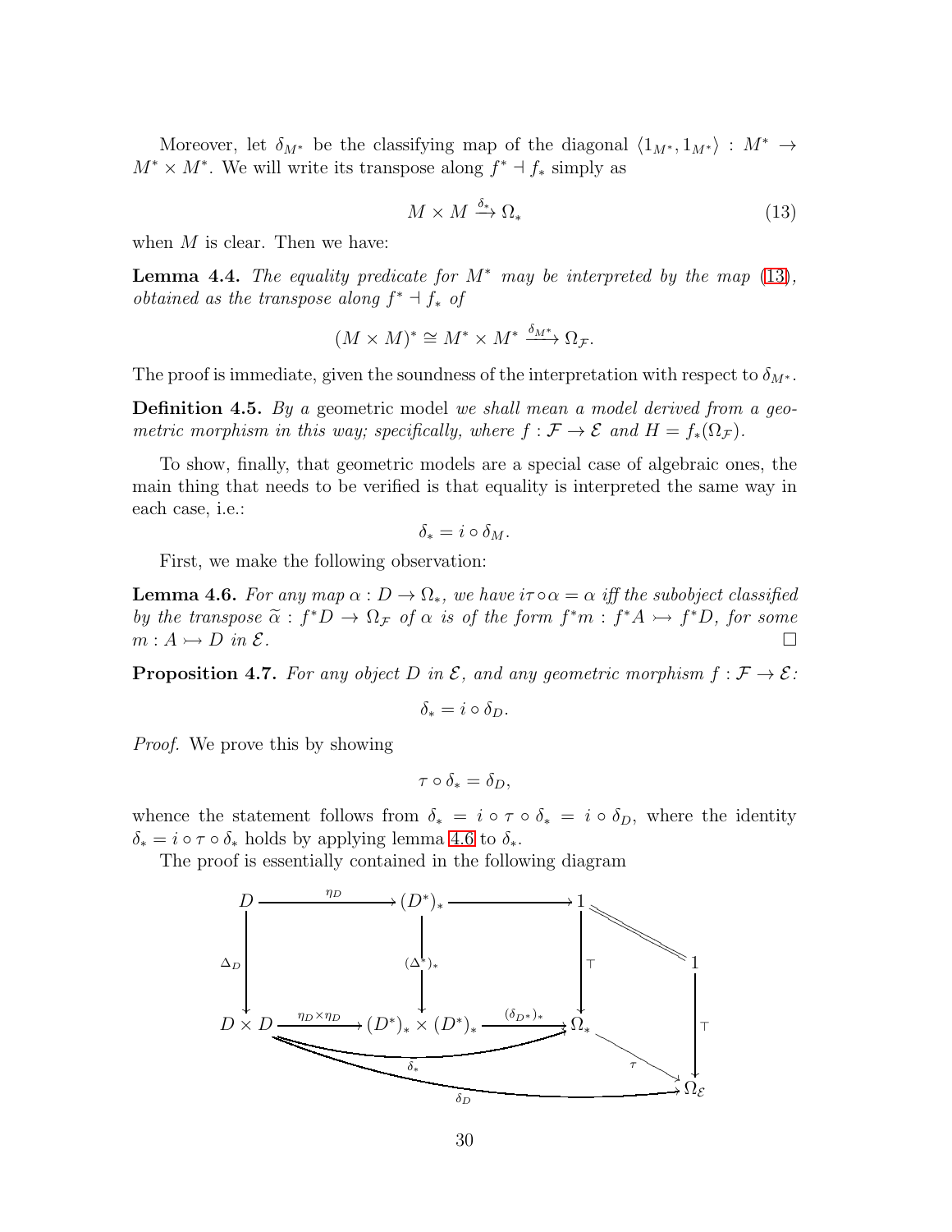Moreover, let $\delta_{M^*}$ be the classifying map of the diagonal $\langle 1_{M^*}, 1_{M^*}\rangle : M^* \to M^* \times M^*$. We will write its transpose along $f^* \dashv f_*$ simply as

$$M \times M \xrightarrow{\delta_*} \Omega_* \tag{13}$$

when $M$ is clear. Then we have:

**Lemma 4.4.** *The equality predicate for $M^*$ may be interpreted by the map (13), obtained as the transpose along $f^* \dashv f_*$ of*

$$(M \times M)^* \cong M^* \times M^* \xrightarrow{\delta_{M^*}} \Omega_{\mathcal{F}}.$$

The proof is immediate, given the soundness of the interpretation with respect to $\delta_{M^*}$.

**Definition 4.5.** *By a* geometric model *we shall mean a model derived from a geometric morphism in this way; specifically, where $f : \mathcal{F} \to \mathcal{E}$ and $H = f_*(\Omega_{\mathcal{F}})$.*

To show, finally, that geometric models are a special case of algebraic ones, the main thing that needs to be verified is that equality is interpreted the same way in each case, i.e.:

$$\delta_* = i \circ \delta_M.$$

First, we make the following observation:

**Lemma 4.6.** *For any map $\alpha : D \to \Omega_*$, we have $i\tau \circ \alpha = \alpha$ iff the subobject classified by the transpose $\widetilde{\alpha} : f^*D \to \Omega_{\mathcal{F}}$ of $\alpha$ is of the form $f^*m : f^*A \rightarrowtail f^*D$, for some $m : A \rightarrowtail D$ in $\mathcal{E}$.* $\square$

**Proposition 4.7.** *For any object $D$ in $\mathcal{E}$, and any geometric morphism $f : \mathcal{F} \to \mathcal{E}$:*

$$\delta_* = i \circ \delta_D.$$

*Proof.* We prove this by showing

$$\tau \circ \delta_* = \delta_D,$$

whence the statement follows from $\delta_* = i \circ \tau \circ \delta_* = i \circ \delta_D$, where the identity $\delta_* = i \circ \tau \circ \delta_*$ holds by applying lemma 4.6 to $\delta_*$.

The proof is essentially contained in the following diagram

$$\begin{array}{ccccccc}
D & \xrightarrow{\eta_D} & (D^*)_* & \longrightarrow & 1 & = & 1 \\
\downarrow{\scriptstyle \Delta_D} & & \downarrow{\scriptstyle (\Delta^*)_*} & & \downarrow{\scriptstyle \top} & & \downarrow{\scriptstyle \top} \\
D \times D & \xrightarrow{\eta_D \times \eta_D} & (D^*)_* \times (D^*)_* & \xrightarrow{(\delta_{D^*})_*} & \Omega_* & \xrightarrow{\tau} & \Omega_{\mathcal{E}}
\end{array}$$

with $\delta_* : D \times D \to \Omega_*$ and $\delta_D : D \times D \to \Omega_{\mathcal{E}}$.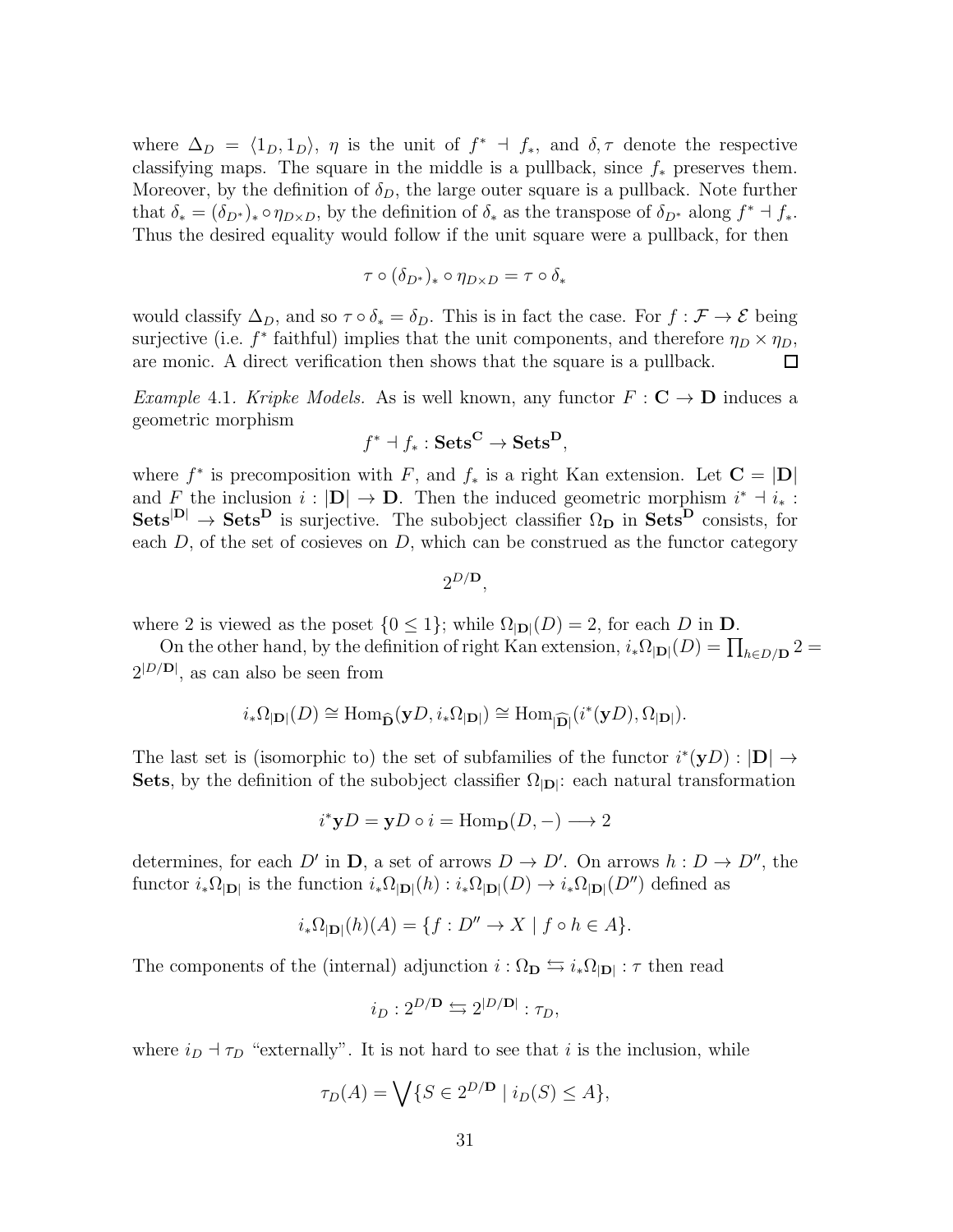where $\Delta_D = \langle 1_D, 1_D \rangle$, $\eta$ is the unit of $f^* \dashv f_*$, and $\delta, \tau$ denote the respective classifying maps. The square in the middle is a pullback, since $f_*$ preserves them. Moreover, by the definition of $\delta_D$, the large outer square is a pullback. Note further that $\delta_* = (\delta_{D^*})_* \circ \eta_{D \times D}$, by the definition of $\delta_*$ as the transpose of $\delta_{D^*}$ along $f^* \dashv f_*$. Thus the desired equality would follow if the unit square were a pullback, for then

$$\tau \circ (\delta_{D^*})_* \circ \eta_{D \times D} = \tau \circ \delta_*$$

would classify $\Delta_D$, and so $\tau \circ \delta_* = \delta_D$. This is in fact the case. For $f : \mathcal{F} \to \mathcal{E}$ being surjective (i.e. $f^*$ faithful) implies that the unit components, and therefore $\eta_D \times \eta_D$, are monic. A direct verification then shows that the square is a pullback. $\square$

*Example* 4.1. *Kripke Models.* As is well known, any functor $F : \mathbf{C} \to \mathbf{D}$ induces a geometric morphism

$$f^* \dashv f_* : \mathbf{Sets}^{\mathbf{C}} \to \mathbf{Sets}^{\mathbf{D}},$$

where $f^*$ is precomposition with $F$, and $f_*$ is a right Kan extension. Let $\mathbf{C} = |\mathbf{D}|$ and $F$ the inclusion $i : |\mathbf{D}| \to \mathbf{D}$. Then the induced geometric morphism $i^* \dashv i_* : \mathbf{Sets}^{|\mathbf{D}|} \to \mathbf{Sets}^{\mathbf{D}}$ is surjective. The subobject classifier $\Omega_{\mathbf{D}}$ in $\mathbf{Sets}^{\mathbf{D}}$ consists, for each $D$, of the set of cosieves on $D$, which can be construed as the functor category

$$2^{D/\mathbf{D}},$$

where 2 is viewed as the poset $\{0 \leq 1\}$; while $\Omega_{|\mathbf{D}|}(D) = 2$, for each $D$ in $\mathbf{D}$.

On the other hand, by the definition of right Kan extension, $i_*\Omega_{|\mathbf{D}|}(D) = \prod_{h \in D/\mathbf{D}} 2 = 2^{|D/\mathbf{D}|}$, as can also be seen from

$$i_*\Omega_{|\mathbf{D}|}(D) \cong \mathrm{Hom}_{\widehat{\mathbf{D}}}(\mathbf{y}D, i_*\Omega_{|\mathbf{D}|}) \cong \mathrm{Hom}_{\widehat{|\mathbf{D}|}}(i^*(\mathbf{y}D), \Omega_{|\mathbf{D}|}).$$

The last set is (isomorphic to) the set of subfamilies of the functor $i^*(\mathbf{y}D) : |\mathbf{D}| \to \mathbf{Sets}$, by the definition of the subobject classifier $\Omega_{|\mathbf{D}|}$: each natural transformation

$$i^*\mathbf{y}D = \mathbf{y}D \circ i = \mathrm{Hom}_{\mathbf{D}}(D, -) \longrightarrow 2$$

determines, for each $D'$ in $\mathbf{D}$, a set of arrows $D \to D'$. On arrows $h : D \to D''$, the functor $i_*\Omega_{|\mathbf{D}|}$ is the function $i_*\Omega_{|\mathbf{D}|}(h) : i_*\Omega_{|\mathbf{D}|}(D) \to i_*\Omega_{|\mathbf{D}|}(D'')$ defined as

$$i_*\Omega_{|\mathbf{D}|}(h)(A) = \{f : D'' \to X \mid f \circ h \in A\}.$$

The components of the (internal) adjunction $i : \Omega_{\mathbf{D}} \leftrightarrows i_*\Omega_{|\mathbf{D}|} : \tau$ then read

$$i_D : 2^{D/\mathbf{D}} \leftrightarrows 2^{|D/\mathbf{D}|} : \tau_D,$$

where $i_D \dashv \tau_D$ "externally". It is not hard to see that $i$ is the inclusion, while

$$\tau_D(A) = \bigvee \{S \in 2^{D/\mathbf{D}} \mid i_D(S) \leq A\},$$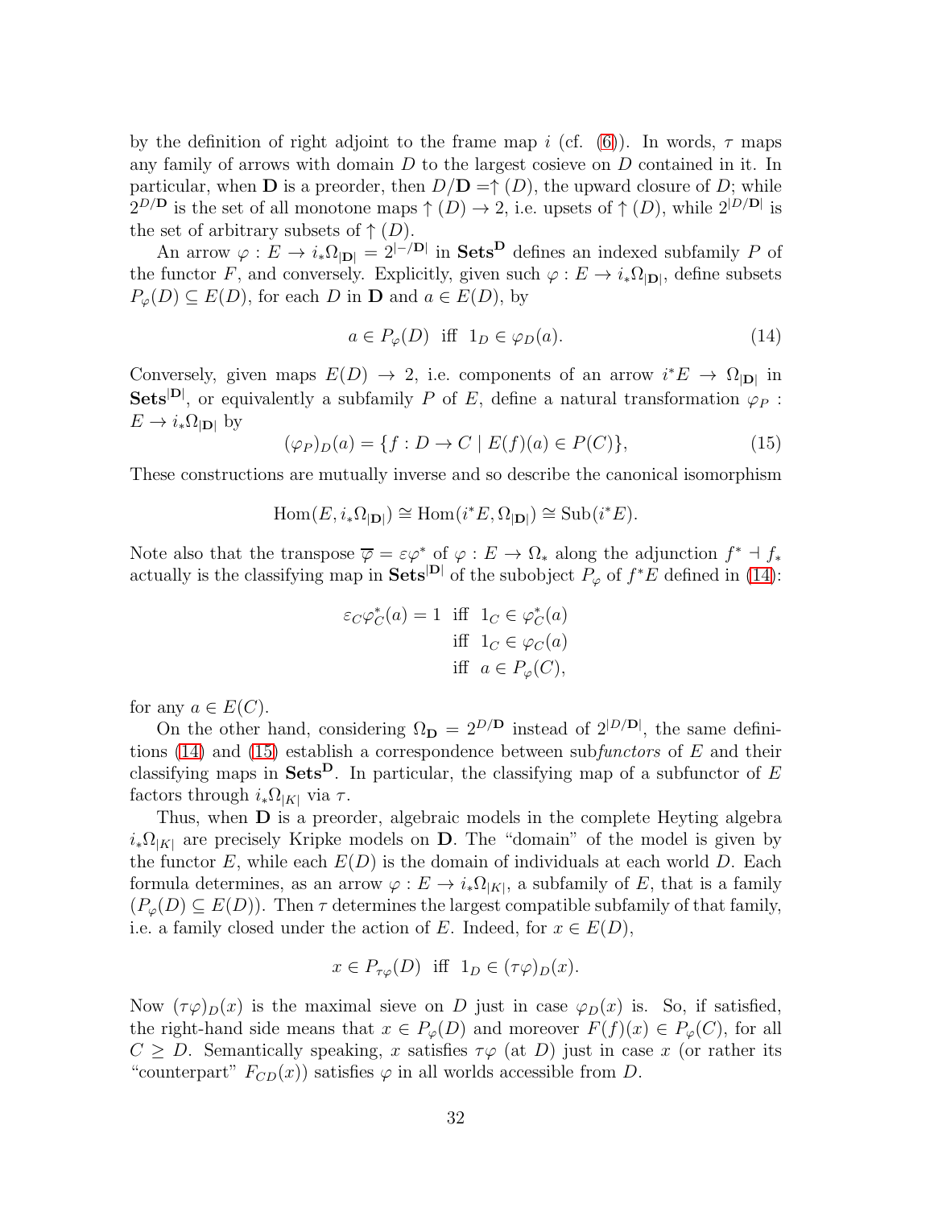by the definition of right adjoint to the frame map $i$ (cf. (6)). In words, $\tau$ maps any family of arrows with domain $D$ to the largest cosieve on $D$ contained in it. In particular, when $\mathbf{D}$ is a preorder, then $D/\mathbf{D} = \uparrow(D)$, the upward closure of $D$; while $2^{D/\mathbf{D}}$ is the set of all monotone maps $\uparrow(D) \to 2$, i.e. upsets of $\uparrow(D)$, while $2^{|D/\mathbf{D}|}$ is the set of arbitrary subsets of $\uparrow(D)$.

An arrow $\varphi : E \to i_*\Omega_{|\mathbf{D}|} = 2^{|-/\mathbf{D}|}$ in $\mathbf{Sets}^{\mathbf{D}}$ defines an indexed subfamily $P$ of the functor $F$, and conversely. Explicitly, given such $\varphi : E \to i_*\Omega_{|\mathbf{D}|}$, define subsets $P_\varphi(D) \subseteq E(D)$, for each $D$ in $\mathbf{D}$ and $a \in E(D)$, by

$$a \in P_\varphi(D) \ \text{ iff } \ 1_D \in \varphi_D(a). \tag{14}$$

Conversely, given maps $E(D) \to 2$, i.e. components of an arrow $i^*E \to \Omega_{|\mathbf{D}|}$ in $\mathbf{Sets}^{|\mathbf{D}|}$, or equivalently a subfamily $P$ of $E$, define a natural transformation $\varphi_P : E \to i_*\Omega_{|\mathbf{D}|}$ by

$$(\varphi_P)_D(a) = \{f : D \to C \mid E(f)(a) \in P(C)\}, \tag{15}$$

These constructions are mutually inverse and so describe the canonical isomorphism

$$\mathrm{Hom}(E, i_*\Omega_{|\mathbf{D}|}) \cong \mathrm{Hom}(i^*E, \Omega_{|\mathbf{D}|}) \cong \mathrm{Sub}(i^*E).$$

Note also that the transpose $\overline{\varphi} = \varepsilon\varphi^*$ of $\varphi : E \to \Omega_*$ along the adjunction $f^* \dashv f_*$ actually is the classifying map in $\mathbf{Sets}^{|\mathbf{D}|}$ of the subobject $P_\varphi$ of $f^*E$ defined in (14):

$$\begin{aligned} \varepsilon_C\varphi^*_C(a) = 1 \ &\text{ iff } \ 1_C \in \varphi^*_C(a) \\ &\text{ iff } \ 1_C \in \varphi_C(a) \\ &\text{ iff } \ a \in P_\varphi(C), \end{aligned}$$

for any $a \in E(C)$.

On the other hand, considering $\Omega_{\mathbf{D}} = 2^{D/\mathbf{D}}$ instead of $2^{|D/\mathbf{D}|}$, the same definitions (14) and (15) establish a correspondence between sub*functors* of $E$ and their classifying maps in $\mathbf{Sets}^{\mathbf{D}}$. In particular, the classifying map of a subfunctor of $E$ factors through $i_*\Omega_{|K|}$ via $\tau$.

Thus, when $\mathbf{D}$ is a preorder, algebraic models in the complete Heyting algebra $i_*\Omega_{|K|}$ are precisely Kripke models on $\mathbf{D}$. The "domain" of the model is given by the functor $E$, while each $E(D)$ is the domain of individuals at each world $D$. Each formula determines, as an arrow $\varphi : E \to i_*\Omega_{|K|}$, a subfamily of $E$, that is a family $(P_\varphi(D) \subseteq E(D))$. Then $\tau$ determines the largest compatible subfamily of that family, i.e. a family closed under the action of $E$. Indeed, for $x \in E(D)$,

$$x \in P_{\tau\varphi}(D) \ \text{ iff } \ 1_D \in (\tau\varphi)_D(x).$$

Now $(\tau\varphi)_D(x)$ is the maximal sieve on $D$ just in case $\varphi_D(x)$ is. So, if satisfied, the right-hand side means that $x \in P_\varphi(D)$ and moreover $F(f)(x) \in P_\varphi(C)$, for all $C \geq D$. Semantically speaking, $x$ satisfies $\tau\varphi$ (at $D$) just in case $x$ (or rather its "counterpart" $F_{CD}(x)$) satisfies $\varphi$ in all worlds accessible from $D$.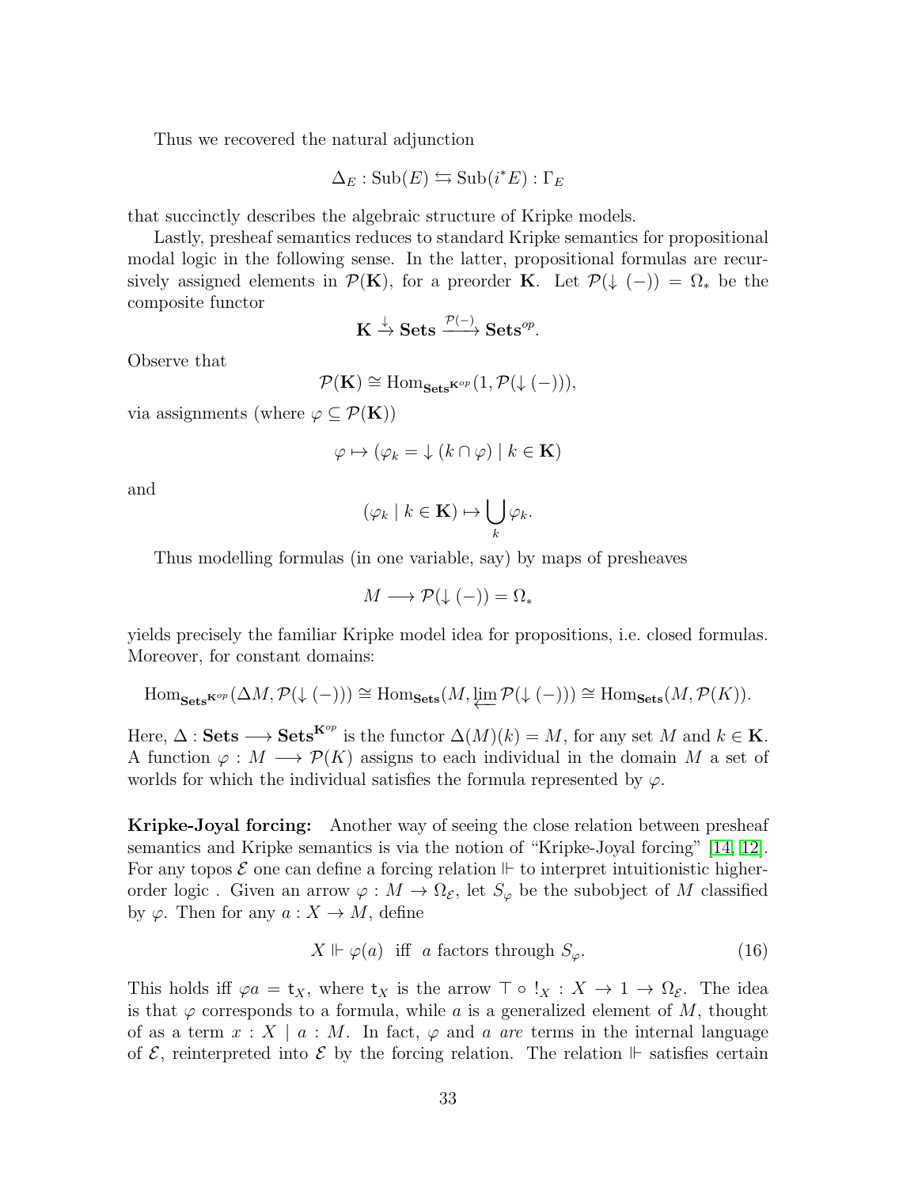Thus we recovered the natural adjunction

$$\Delta_E : \mathrm{Sub}(E) \leftrightarrows \mathrm{Sub}(i^*E) : \Gamma_E$$

that succinctly describes the algebraic structure of Kripke models.

Lastly, presheaf semantics reduces to standard Kripke semantics for propositional modal logic in the following sense. In the latter, propositional formulas are recursively assigned elements in $\mathcal{P}(\mathbf{K})$, for a preorder $\mathbf{K}$. Let $\mathcal{P}(\downarrow(-)) = \Omega_*$ be the composite functor

$$\mathbf{K} \xrightarrow{\downarrow} \mathbf{Sets} \xrightarrow{\mathcal{P}(-)} \mathbf{Sets}^{op}.$$

Observe that

$$\mathcal{P}(\mathbf{K}) \cong \mathrm{Hom}_{\mathbf{Sets}^{\mathbf{K}^{op}}}(1, \mathcal{P}(\downarrow(-))),$$

via assignments (where $\varphi \subseteq \mathcal{P}(\mathbf{K})$)

$$\varphi \mapsto (\varphi_k = \downarrow(k \cap \varphi) \mid k \in \mathbf{K})$$

and

$$(\varphi_k \mid k \in \mathbf{K}) \mapsto \bigcup_k \varphi_k.$$

Thus modelling formulas (in one variable, say) by maps of presheaves

$$M \longrightarrow \mathcal{P}(\downarrow(-)) = \Omega_*$$

yields precisely the familiar Kripke model idea for propositions, i.e. closed formulas. Moreover, for constant domains:

$$\mathrm{Hom}_{\mathbf{Sets}^{\mathbf{K}^{op}}}(\Delta M, \mathcal{P}(\downarrow(-))) \cong \mathrm{Hom}_{\mathbf{Sets}}(M, \varprojlim \mathcal{P}(\downarrow(-))) \cong \mathrm{Hom}_{\mathbf{Sets}}(M, \mathcal{P}(K)).$$

Here, $\Delta : \mathbf{Sets} \longrightarrow \mathbf{Sets}^{\mathbf{K}^{op}}$ is the functor $\Delta(M)(k) = M$, for any set $M$ and $k \in \mathbf{K}$. A function $\varphi : M \longrightarrow \mathcal{P}(K)$ assigns to each individual in the domain $M$ a set of worlds for which the individual satisfies the formula represented by $\varphi$.

**Kripke-Joyal forcing:** Another way of seeing the close relation between presheaf semantics and Kripke semantics is via the notion of "Kripke-Joyal forcing" [14, 12]. For any topos $\mathcal{E}$ one can define a forcing relation $\Vdash$ to interpret intuitionistic higher-order logic . Given an arrow $\varphi : M \to \Omega_{\mathcal{E}}$, let $S_\varphi$ be the subobject of $M$ classified by $\varphi$. Then for any $a : X \to M$, define

$$X \Vdash \varphi(a) \;\text{ iff }\; a \text{ factors through } S_\varphi. \tag{16}$$

This holds iff $\varphi a = \mathtt{t}_X$, where $\mathtt{t}_X$ is the arrow $\top \circ !_X : X \to 1 \to \Omega_{\mathcal{E}}$. The idea is that $\varphi$ corresponds to a formula, while $a$ is a generalized element of $M$, thought of as a term $x : X \mid a : M$. In fact, $\varphi$ and $a$ *are* terms in the internal language of $\mathcal{E}$, reinterpreted into $\mathcal{E}$ by the forcing relation. The relation $\Vdash$ satisfies certain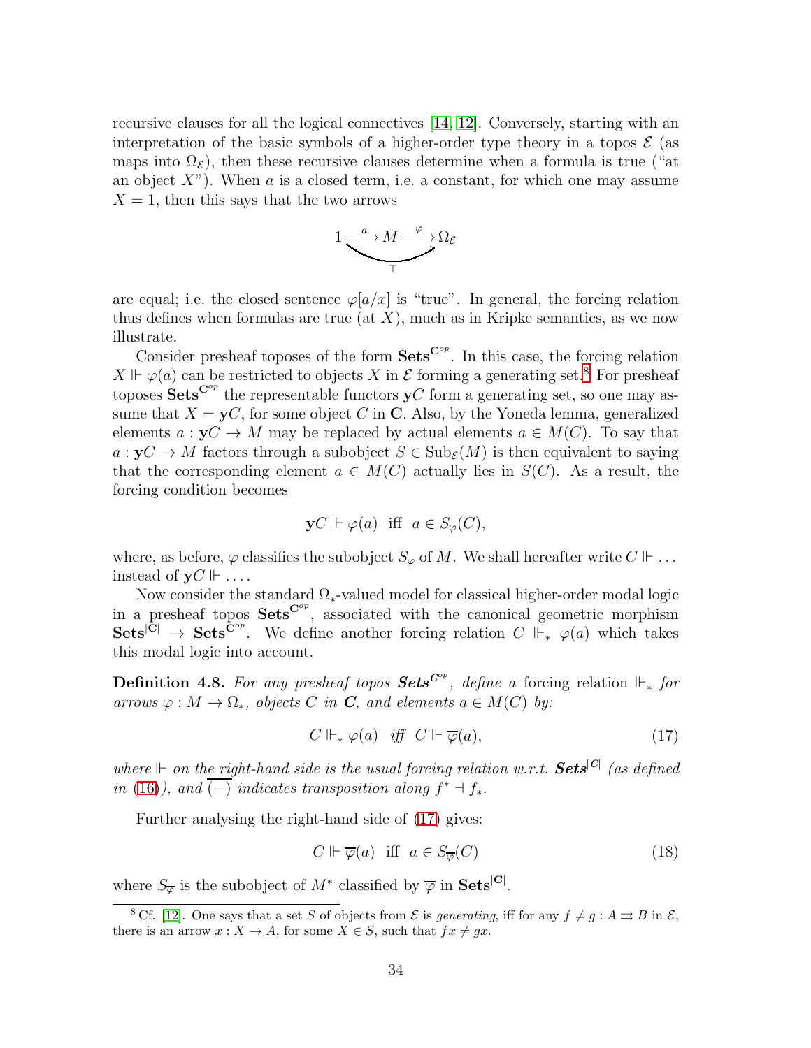recursive clauses for all the logical connectives [14, 12]. Conversely, starting with an interpretation of the basic symbols of a higher-order type theory in a topos $\mathcal{E}$ (as maps into $\Omega_{\mathcal{E}}$), then these recursive clauses determine when a formula is true ("at an object $X$"). When $a$ is a closed term, i.e. a constant, for which one may assume $X = 1$, then this says that the two arrows

$$1 \xrightarrow{a} M \xrightarrow{\varphi} \Omega_{\mathcal{E}}, \qquad 1 \xrightarrow{\top} \Omega_{\mathcal{E}}$$

are equal; i.e. the closed sentence $\varphi[a/x]$ is "true". In general, the forcing relation thus defines when formulas are true (at $X$), much as in Kripke semantics, as we now illustrate.

Consider presheaf toposes of the form $\mathbf{Sets}^{\mathbf{C}^{op}}$. In this case, the forcing relation $X \Vdash \varphi(a)$ can be restricted to objects $X$ in $\mathcal{E}$ forming a generating set.[8] For presheaf toposes $\mathbf{Sets}^{\mathbf{C}^{op}}$ the representable functors $\mathbf{y}C$ form a generating set, so one may assume that $X = \mathbf{y}C$, for some object $C$ in $\mathbf{C}$. Also, by the Yoneda lemma, generalized elements $a : \mathbf{y}C \to M$ may be replaced by actual elements $a \in M(C)$. To say that $a : \mathbf{y}C \to M$ factors through a subobject $S \in \mathrm{Sub}_{\mathcal{E}}(M)$ is then equivalent to saying that the corresponding element $a \in M(C)$ actually lies in $S(C)$. As a result, the forcing condition becomes

$$\mathbf{y}C \Vdash \varphi(a) \text{ iff } a \in S_{\varphi}(C),$$

where, as before, $\varphi$ classifies the subobject $S_{\varphi}$ of $M$. We shall hereafter write $C \Vdash \ldots$ instead of $\mathbf{y}C \Vdash \ldots$.

Now consider the standard $\Omega_*$-valued model for classical higher-order modal logic in a presheaf topos $\mathbf{Sets}^{\mathbf{C}^{op}}$, associated with the canonical geometric morphism $\mathbf{Sets}^{|\mathbf{C}|} \to \mathbf{Sets}^{\mathbf{C}^{op}}$. We define another forcing relation $C \Vdash_* \varphi(a)$ which takes this modal logic into account.

**Definition 4.8.** *For any presheaf topos $\mathbf{Sets}^{\mathbf{C}^{op}}$, define a* forcing relation $\Vdash_*$ *for arrows $\varphi : M \to \Omega_*$, objects $C$ in $\mathbf{C}$, and elements $a \in M(C)$ by:*

$$C \Vdash_* \varphi(a) \quad \text{iff} \quad C \Vdash \overline{\varphi}(a), \tag{17}$$

*where $\Vdash$ on the right-hand side is the usual forcing relation w.r.t. $\mathbf{Sets}^{|\mathbf{C}|}$ (as defined in (16)), and $\overline{(-)}$ indicates transposition along $f^* \dashv f_*$.*

Further analysing the right-hand side of (17) gives:

$$C \Vdash \overline{\varphi}(a) \text{ iff } a \in S_{\overline{\varphi}}(C) \tag{18}$$

where $S_{\overline{\varphi}}$ is the subobject of $M^*$ classified by $\overline{\varphi}$ in $\mathbf{Sets}^{|\mathbf{C}|}$.

[8] Cf. [12]. One says that a set $S$ of objects from $\mathcal{E}$ is *generating*, iff for any $f \neq g : A \rightrightarrows B$ in $\mathcal{E}$, there is an arrow $x : X \to A$, for some $X \in S$, such that $fx \neq gx$.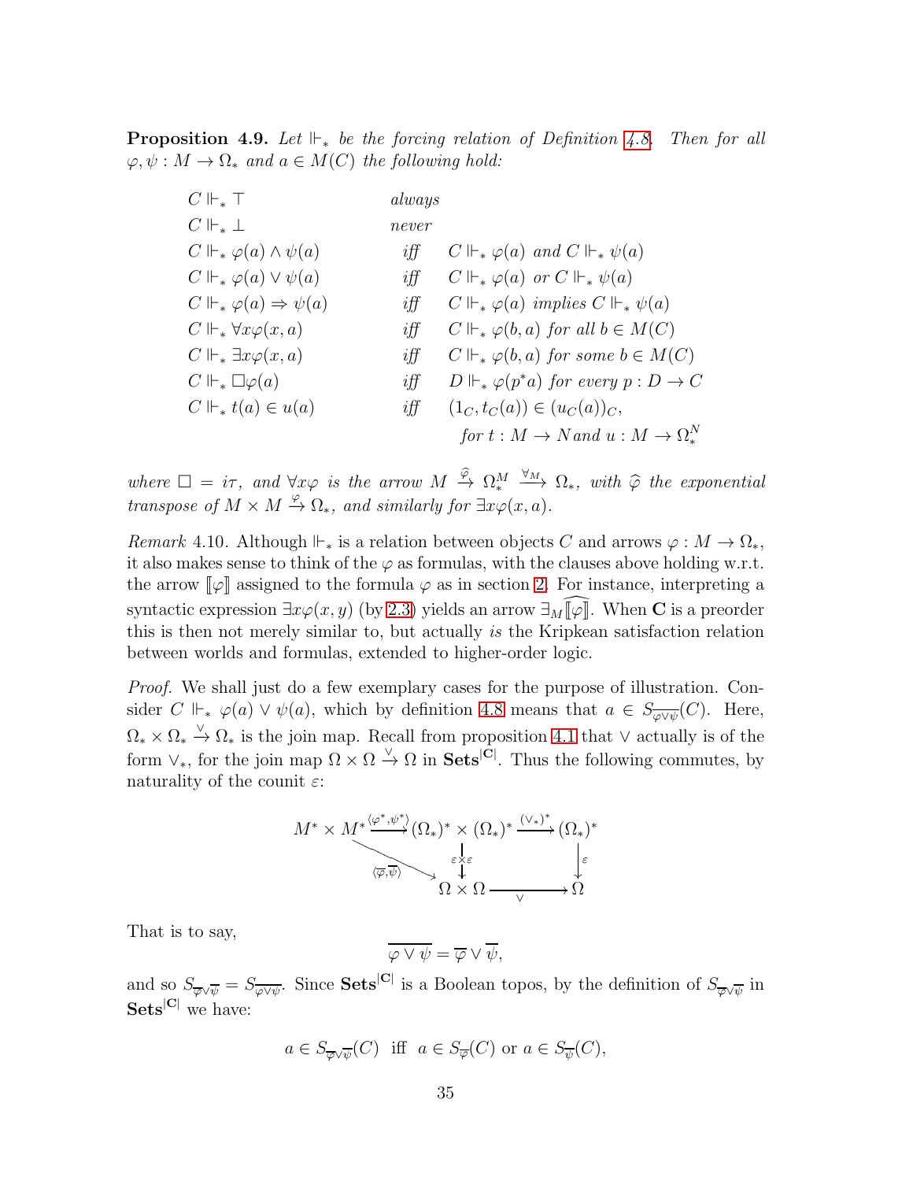**Proposition 4.9.** *Let $\Vdash_*$ be the forcing relation of Definition 4.8. Then for all $\varphi, \psi : M \to \Omega_*$ and $a \in M(C)$ the following hold:*

$$
\begin{array}{lll}
C \Vdash_* \top & \textit{always} & \\
C \Vdash_* \bot & \textit{never} & \\
C \Vdash_* \varphi(a) \wedge \psi(a) & \textit{iff} & C \Vdash_* \varphi(a) \textit{ and } C \Vdash_* \psi(a) \\
C \Vdash_* \varphi(a) \vee \psi(a) & \textit{iff} & C \Vdash_* \varphi(a) \textit{ or } C \Vdash_* \psi(a) \\
C \Vdash_* \varphi(a) \Rightarrow \psi(a) & \textit{iff} & C \Vdash_* \varphi(a) \textit{ implies } C \Vdash_* \psi(a) \\
C \Vdash_* \forall x \varphi(x, a) & \textit{iff} & C \Vdash_* \varphi(b, a) \textit{ for all } b \in M(C) \\
C \Vdash_* \exists x \varphi(x, a) & \textit{iff} & C \Vdash_* \varphi(b, a) \textit{ for some } b \in M(C) \\
C \Vdash_* \Box \varphi(a) & \textit{iff} & D \Vdash_* \varphi(p^* a) \textit{ for every } p : D \to C \\
C \Vdash_* t(a) \in u(a) & \textit{iff} & (1_C, t_C(a)) \in (u_C(a))_C, \\
 & & \textit{for } t : M \to N \textit{ and } u : M \to \Omega_*^N
\end{array}
$$

*where $\Box = i\tau$, and $\forall x \varphi$ is the arrow $M \overset{\widehat{\varphi}}{\to} \Omega_*^M \xrightarrow{\forall_M} \Omega_*$, with $\widehat{\varphi}$ the exponential transpose of $M \times M \xrightarrow{\varphi} \Omega_*$, and similarly for $\exists x \varphi(x, a)$.*

*Remark* 4.10. Although $\Vdash_*$ is a relation between objects $C$ and arrows $\varphi : M \to \Omega_*$, it also makes sense to think of the $\varphi$ as formulas, with the clauses above holding w.r.t. the arrow $[\![\varphi]\!]$ assigned to the formula $\varphi$ as in section 2. For instance, interpreting a syntactic expression $\exists x \varphi(x, y)$ (by 2.3) yields an arrow $\exists_M \widehat{[\![\varphi]\!]}$. When $\mathbf{C}$ is a preorder this is then not merely similar to, but actually *is* the Kripkean satisfaction relation between worlds and formulas, extended to higher-order logic.

*Proof.* We shall just do a few exemplary cases for the purpose of illustration. Consider $C \Vdash_* \varphi(a) \vee \psi(a)$, which by definition 4.8 means that $a \in S_{\overline{\varphi \vee \psi}}(C)$. Here, $\Omega_* \times \Omega_* \xrightarrow{\vee} \Omega_*$ is the join map. Recall from proposition 4.1 that $\vee$ actually is of the form $\vee_*$, for the join map $\Omega \times \Omega \xrightarrow{\vee} \Omega$ in $\mathbf{Sets}^{|\mathbf{C}|}$. Thus the following commutes, by naturality of the counit $\varepsilon$:

$$
\begin{array}{ccccc}
M^* \times M^* & \xrightarrow{\langle \varphi^*, \psi^* \rangle} & (\Omega_*)^* \times (\Omega_*)^* & \xrightarrow{(\vee_*)^*} & (\Omega_*)^* \\
 & \searrow^{\langle \overline{\varphi}, \overline{\psi} \rangle} & \downarrow{\scriptstyle \varepsilon \times \varepsilon} & & \downarrow{\scriptstyle \varepsilon} \\
 & & \Omega \times \Omega & \xrightarrow[\vee]{} & \Omega
\end{array}
$$

That is to say,

$$
\overline{\varphi \vee \psi} = \overline{\varphi} \vee \overline{\psi},
$$

and so $S_{\overline{\varphi} \vee \overline{\psi}} = S_{\overline{\varphi \vee \psi}}$. Since $\mathbf{Sets}^{|\mathbf{C}|}$ is a Boolean topos, by the definition of $S_{\overline{\varphi} \vee \overline{\psi}}$ in $\mathbf{Sets}^{|\mathbf{C}|}$ we have:

$$
a \in S_{\overline{\varphi} \vee \overline{\psi}}(C) \ \text{ iff } \ a \in S_{\overline{\varphi}}(C) \text{ or } a \in S_{\overline{\psi}}(C),
$$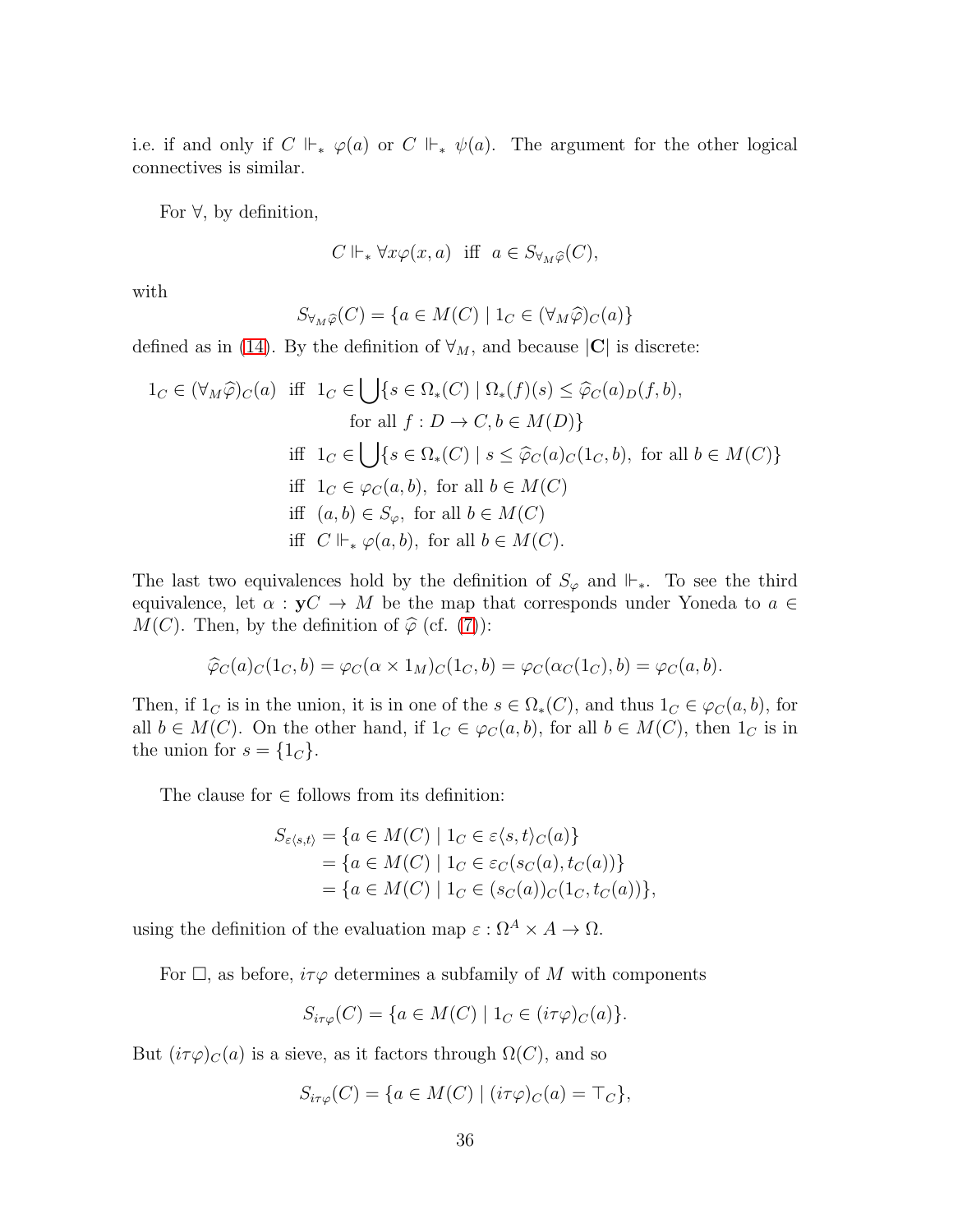i.e. if and only if $C \Vdash_* \varphi(a)$ or $C \Vdash_* \psi(a)$. The argument for the other logical connectives is similar.

For $\forall$, by definition,

$$C \Vdash_* \forall x \varphi(x, a) \text{ iff } a \in S_{\forall_M \widehat{\varphi}}(C),$$

with

$$S_{\forall_M \widehat{\varphi}}(C) = \{a \in M(C) \mid 1_C \in (\forall_M \widehat{\varphi})_C(a)\}$$

defined as in (14). By the definition of $\forall_M$, and because $|\mathbf{C}|$ is discrete:

$$\begin{aligned}
1_C \in (\forall_M \widehat{\varphi})_C(a) \ \text{ iff } \ & 1_C \in \bigcup \{s \in \Omega_*(C) \mid \Omega_*(f)(s) \leq \widehat{\varphi}_C(a)_D(f, b), \\
& \qquad \text{for all } f : D \to C, b \in M(D)\} \\
\text{iff } \ & 1_C \in \bigcup \{s \in \Omega_*(C) \mid s \leq \widehat{\varphi}_C(a)_C(1_C, b), \text{ for all } b \in M(C)\} \\
\text{iff } \ & 1_C \in \varphi_C(a, b), \text{ for all } b \in M(C) \\
\text{iff } \ & (a, b) \in S_\varphi, \text{ for all } b \in M(C) \\
\text{iff } \ & C \Vdash_* \varphi(a, b), \text{ for all } b \in M(C).
\end{aligned}$$

The last two equivalences hold by the definition of $S_\varphi$ and $\Vdash_*$. To see the third equivalence, let $\alpha : \mathbf{y}C \to M$ be the map that corresponds under Yoneda to $a \in M(C)$. Then, by the definition of $\widehat{\varphi}$ (cf. (7)):

$$\widehat{\varphi}_C(a)_C(1_C, b) = \varphi_C(\alpha \times 1_M)_C(1_C, b) = \varphi_C(\alpha_C(1_C), b) = \varphi_C(a, b).$$

Then, if $1_C$ is in the union, it is in one of the $s \in \Omega_*(C)$, and thus $1_C \in \varphi_C(a, b)$, for all $b \in M(C)$. On the other hand, if $1_C \in \varphi_C(a, b)$, for all $b \in M(C)$, then $1_C$ is in the union for $s = \{1_C\}$.

The clause for $\in$ follows from its definition:

$$\begin{aligned}
S_{\varepsilon\langle s,t\rangle} &= \{a \in M(C) \mid 1_C \in \varepsilon\langle s, t\rangle_C(a)\} \\
&= \{a \in M(C) \mid 1_C \in \varepsilon_C(s_C(a), t_C(a))\} \\
&= \{a \in M(C) \mid 1_C \in (s_C(a))_C(1_C, t_C(a))\},
\end{aligned}$$

using the definition of the evaluation map $\varepsilon : \Omega^A \times A \to \Omega$.

For $\Box$, as before, $i\tau\varphi$ determines a subfamily of $M$ with components

$$S_{i\tau\varphi}(C) = \{a \in M(C) \mid 1_C \in (i\tau\varphi)_C(a)\}.$$

But $(i\tau\varphi)_C(a)$ is a sieve, as it factors through $\Omega(C)$, and so

$$S_{i\tau\varphi}(C) = \{a \in M(C) \mid (i\tau\varphi)_C(a) = \top_C\},$$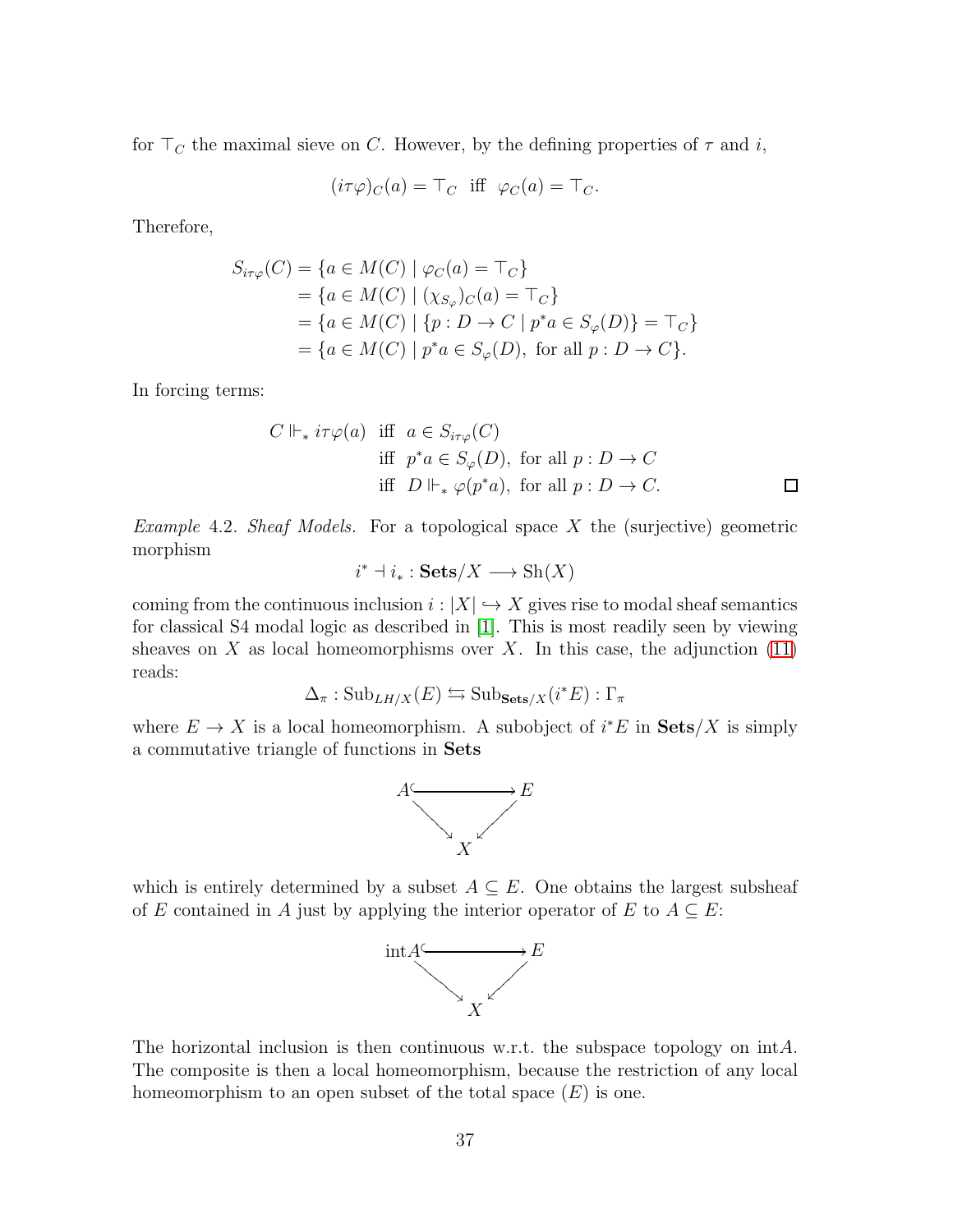for $\top_C$ the maximal sieve on $C$. However, by the defining properties of $\tau$ and $i$,

$$(i\tau\varphi)_C(a) = \top_C \text{ iff } \varphi_C(a) = \top_C.$$

Therefore,

$$\begin{aligned}
S_{i\tau\varphi}(C) &= \{a \in M(C) \mid \varphi_C(a) = \top_C\} \\
&= \{a \in M(C) \mid (\chi_{S_\varphi})_C(a) = \top_C\} \\
&= \{a \in M(C) \mid \{p : D \to C \mid p^*a \in S_\varphi(D)\} = \top_C\} \\
&= \{a \in M(C) \mid p^*a \in S_\varphi(D), \text{ for all } p : D \to C\}.
\end{aligned}$$

In forcing terms:

$$\begin{aligned}
C \Vdash_* i\tau\varphi(a) &\text{ iff } a \in S_{i\tau\varphi}(C) \\
&\text{ iff } p^*a \in S_\varphi(D), \text{ for all } p : D \to C \\
&\text{ iff } D \Vdash_* \varphi(p^*a), \text{ for all } p : D \to C.
\end{aligned}$$

□

*Example* 4.2. *Sheaf Models.* For a topological space $X$ the (surjective) geometric morphism

$$i^* \dashv i_* : \mathbf{Sets}/X \longrightarrow \mathrm{Sh}(X)$$

coming from the continuous inclusion $i : |X| \hookrightarrow X$ gives rise to modal sheaf semantics for classical S4 modal logic as described in [1]. This is most readily seen by viewing sheaves on $X$ as local homeomorphisms over $X$. In this case, the adjunction (11) reads:

$$\Delta_\pi : \mathrm{Sub}_{LH/X}(E) \leftrightarrows \mathrm{Sub}_{\mathbf{Sets}/X}(i^*E) : \Gamma_\pi$$

where $E \to X$ is a local homeomorphism. A subobject of $i^*E$ in $\mathbf{Sets}/X$ is simply a commutative triangle of functions in $\mathbf{Sets}$

$$\begin{array}{ccc} A & \hookrightarrow & E \\ & \searrow \;\; \swarrow & \\ & X & \end{array}$$

which is entirely determined by a subset $A \subseteq E$. One obtains the largest subsheaf of $E$ contained in $A$ just by applying the interior operator of $E$ to $A \subseteq E$:

$$\begin{array}{ccc} \mathrm{int}A & \hookrightarrow & E \\ & \searrow \;\; \swarrow & \\ & X & \end{array}$$

The horizontal inclusion is then continuous w.r.t. the subspace topology on $\mathrm{int}A$. The composite is then a local homeomorphism, because the restriction of any local homeomorphism to an open subset of the total space ($E$) is one.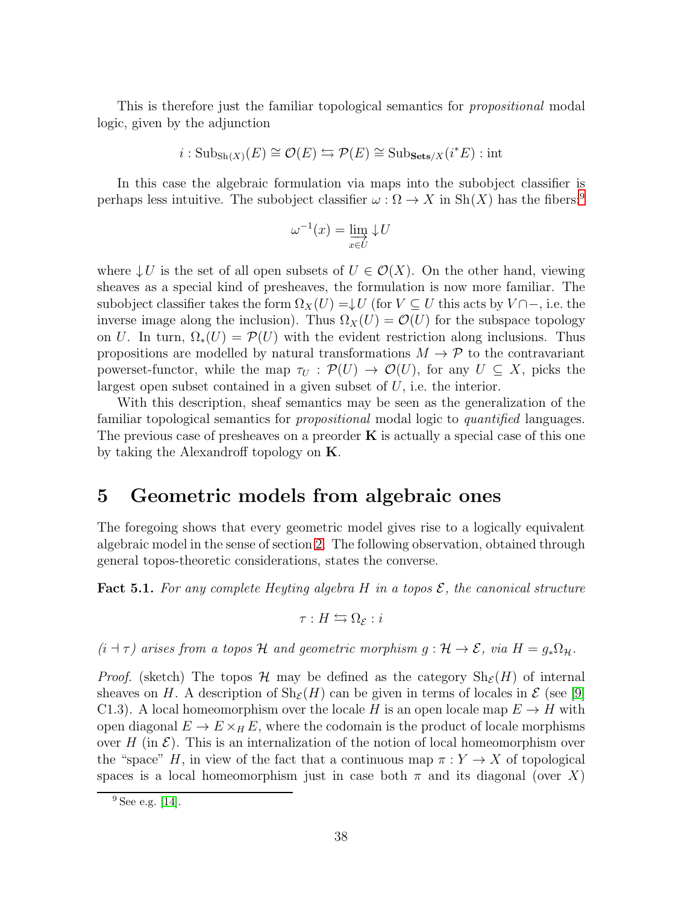This is therefore just the familiar topological semantics for *propositional* modal logic, given by the adjunction

$$i : \mathrm{Sub}_{\mathrm{Sh}(X)}(E) \cong \mathcal{O}(E) \leftrightarrows \mathcal{P}(E) \cong \mathrm{Sub}_{\mathbf{Sets}/X}(i^*E) : \mathrm{int}$$

In this case the algebraic formulation via maps into the subobject classifier is perhaps less intuitive. The subobject classifier $\omega : \Omega \to X$ in $\mathrm{Sh}(X)$ has the fibers:[9]

$$\omega^{-1}(x) = \varinjlim_{x \in U} \downarrow U$$

where $\downarrow U$ is the set of all open subsets of $U \in \mathcal{O}(X)$. On the other hand, viewing sheaves as a special kind of presheaves, the formulation is now more familiar. The subobject classifier takes the form $\Omega_X(U) = \downarrow U$ (for $V \subseteq U$ this acts by $V \cap -$, i.e. the inverse image along the inclusion). Thus $\Omega_X(U) = \mathcal{O}(U)$ for the subspace topology on $U$. In turn, $\Omega_*(U) = \mathcal{P}(U)$ with the evident restriction along inclusions. Thus propositions are modelled by natural transformations $M \to \mathcal{P}$ to the contravariant powerset-functor, while the map $\tau_U : \mathcal{P}(U) \to \mathcal{O}(U)$, for any $U \subseteq X$, picks the largest open subset contained in a given subset of $U$, i.e. the interior.

With this description, sheaf semantics may be seen as the generalization of the familiar topological semantics for *propositional* modal logic to *quantified* languages. The previous case of presheaves on a preorder $\mathbf{K}$ is actually a special case of this one by taking the Alexandroff topology on $\mathbf{K}$.

# 5 Geometric models from algebraic ones

The foregoing shows that every geometric model gives rise to a logically equivalent algebraic model in the sense of section 2. The following observation, obtained through general topos-theoretic considerations, states the converse.

**Fact 5.1.** *For any complete Heyting algebra $H$ in a topos $\mathcal{E}$, the canonical structure*

$$\tau : H \leftrightarrows \Omega_{\mathcal{E}} : i$$

*($i \dashv \tau$) arises from a topos $\mathcal{H}$ and geometric morphism $g : \mathcal{H} \to \mathcal{E}$, via $H = g_*\Omega_{\mathcal{H}}$.*

*Proof.* (sketch) The topos $\mathcal{H}$ may be defined as the category $\mathrm{Sh}_{\mathcal{E}}(H)$ of internal sheaves on $H$. A description of $\mathrm{Sh}_{\mathcal{E}}(H)$ can be given in terms of locales in $\mathcal{E}$ (see [9] C1.3). A local homeomorphism over the locale $H$ is an open locale map $E \to H$ with open diagonal $E \to E \times_H E$, where the codomain is the product of locale morphisms over $H$ (in $\mathcal{E}$). This is an internalization of the notion of local homeomorphism over the "space" $H$, in view of the fact that a continuous map $\pi : Y \to X$ of topological spaces is a local homeomorphism just in case both $\pi$ and its diagonal (over $X$)

[9] See e.g. [14].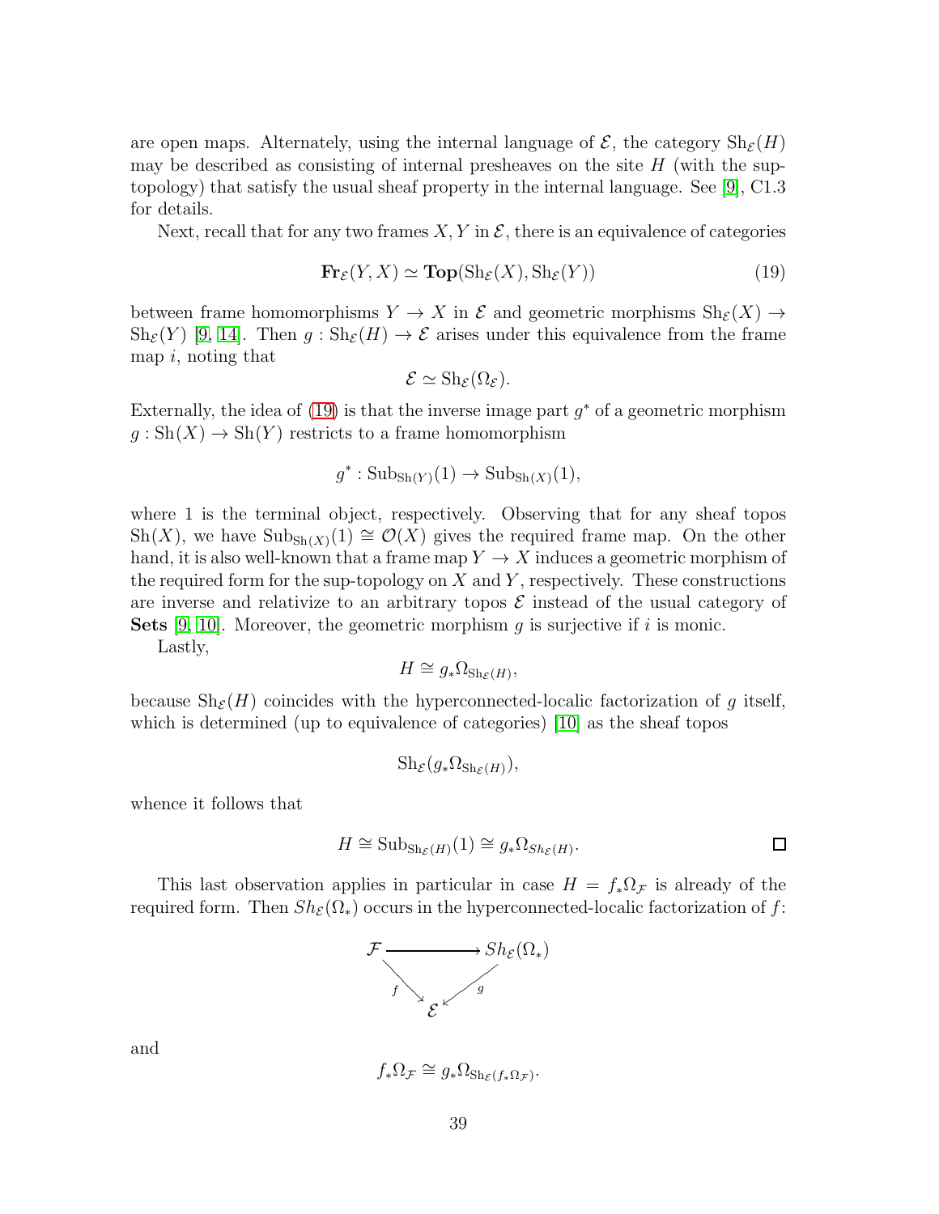are open maps. Alternately, using the internal language of $\mathcal{E}$, the category $\mathrm{Sh}_{\mathcal{E}}(H)$ may be described as consisting of internal presheaves on the site $H$ (with the sup-topology) that satisfy the usual sheaf property in the internal language. See [9], C1.3 for details.

Next, recall that for any two frames $X, Y$ in $\mathcal{E}$, there is an equivalence of categories

$$\mathbf{Fr}_{\mathcal{E}}(Y, X) \simeq \mathbf{Top}(\mathrm{Sh}_{\mathcal{E}}(X), \mathrm{Sh}_{\mathcal{E}}(Y)) \tag{19}$$

between frame homomorphisms $Y \to X$ in $\mathcal{E}$ and geometric morphisms $\mathrm{Sh}_{\mathcal{E}}(X) \to \mathrm{Sh}_{\mathcal{E}}(Y)$ [9, 14]. Then $g : \mathrm{Sh}_{\mathcal{E}}(H) \to \mathcal{E}$ arises under this equivalence from the frame map $i$, noting that

$$\mathcal{E} \simeq \mathrm{Sh}_{\mathcal{E}}(\Omega_{\mathcal{E}}).$$

Externally, the idea of (19) is that the inverse image part $g^*$ of a geometric morphism $g : \mathrm{Sh}(X) \to \mathrm{Sh}(Y)$ restricts to a frame homomorphism

$$g^* : \mathrm{Sub}_{\mathrm{Sh}(Y)}(1) \to \mathrm{Sub}_{\mathrm{Sh}(X)}(1),$$

where 1 is the terminal object, respectively. Observing that for any sheaf topos $\mathrm{Sh}(X)$, we have $\mathrm{Sub}_{\mathrm{Sh}(X)}(1) \cong \mathcal{O}(X)$ gives the required frame map. On the other hand, it is also well-known that a frame map $Y \to X$ induces a geometric morphism of the required form for the sup-topology on $X$ and $Y$, respectively. These constructions are inverse and relativize to an arbitrary topos $\mathcal{E}$ instead of the usual category of **Sets** [9, 10]. Moreover, the geometric morphism $g$ is surjective if $i$ is monic.

Lastly,

$$H \cong g_* \Omega_{\mathrm{Sh}_{\mathcal{E}}(H)},$$

because $\mathrm{Sh}_{\mathcal{E}}(H)$ coincides with the hyperconnected-localic factorization of $g$ itself, which is determined (up to equivalence of categories) [10] as the sheaf topos

$$\mathrm{Sh}_{\mathcal{E}}(g_* \Omega_{\mathrm{Sh}_{\mathcal{E}}(H)}),$$

whence it follows that

$$H \cong \mathrm{Sub}_{\mathrm{Sh}_{\mathcal{E}}(H)}(1) \cong g_* \Omega_{Sh_{\mathcal{E}}(H)}.$$

□

This last observation applies in particular in case $H = f_* \Omega_{\mathcal{F}}$ is already of the required form. Then $Sh_{\mathcal{E}}(\Omega_*)$ occurs in the hyperconnected-localic factorization of $f$:

$$\begin{array}{ccc} \mathcal{F} & \longrightarrow & Sh_{\mathcal{E}}(\Omega_*) \\ & {\scriptstyle f} \searrow \quad \swarrow {\scriptstyle g} & \\ & \mathcal{E} & \end{array}$$

and

$$f_* \Omega_{\mathcal{F}} \cong g_* \Omega_{\mathrm{Sh}_{\mathcal{E}}(f_* \Omega_{\mathcal{F}})}.$$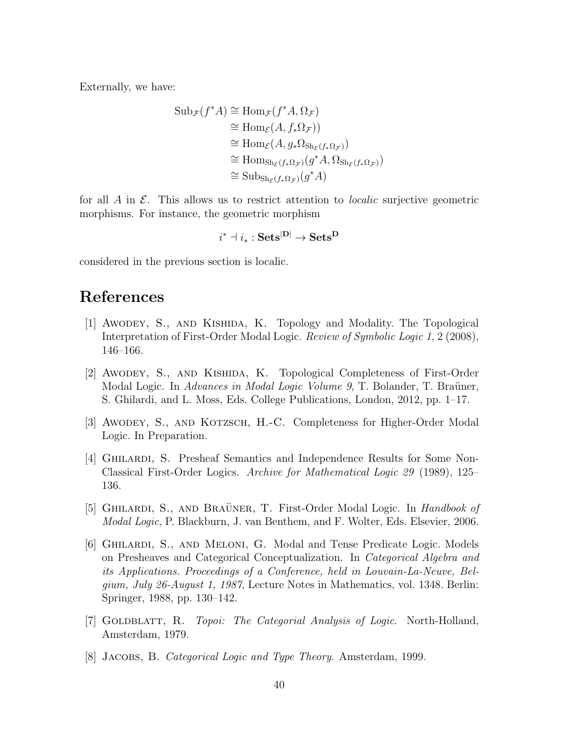Externally, we have:

$$
\begin{aligned}
\mathrm{Sub}_{\mathcal{F}}(f^*A) &\cong \mathrm{Hom}_{\mathcal{F}}(f^*A, \Omega_{\mathcal{F}}) \\
&\cong \mathrm{Hom}_{\mathcal{E}}(A, f_*\Omega_{\mathcal{F}})) \\
&\cong \mathrm{Hom}_{\mathcal{E}}(A, g_*\Omega_{\mathrm{Sh}_{\mathcal{E}}(f_*\Omega_{\mathcal{F}})}) \\
&\cong \mathrm{Hom}_{\mathrm{Sh}_{\mathcal{E}}(f_*\Omega_{\mathcal{F}})}(g^*A, \Omega_{\mathrm{Sh}_{\mathcal{E}}(f_*\Omega_{\mathcal{F}})}) \\
&\cong \mathrm{Sub}_{\mathrm{Sh}_{\mathcal{E}}(f_*\Omega_{\mathcal{F}})}(g^*A)
\end{aligned}
$$

for all $A$ in $\mathcal{E}$. This allows us to restrict attention to *localic* surjective geometric morphisms. For instance, the geometric morphism

$$
i^* \dashv i_* : \mathbf{Sets}^{|\mathbf{D}|} \to \mathbf{Sets}^{\mathbf{D}}
$$

considered in the previous section is localic.

# References

[1] Awodey, S., and Kishida, K. Topology and Modality. The Topological Interpretation of First-Order Modal Logic. *Review of Symbolic Logic 1*, 2 (2008), 146–166.

[2] Awodey, S., and Kishida, K. Topological Completeness of First-Order Modal Logic. In *Advances in Modal Logic Volume 9*, T. Bolander, T. Braüner, S. Ghilardi, and L. Moss, Eds. College Publications, London, 2012, pp. 1–17.

[3] Awodey, S., and Kotzsch, H.-C. Completeness for Higher-Order Modal Logic. In Preparation.

[4] Ghilardi, S. Presheaf Semantics and Independence Results for Some Non-Classical First-Order Logics. *Archive for Mathematical Logic 29* (1989), 125–136.

[5] Ghilardi, S., and Braüner, T. First-Order Modal Logic. In *Handbook of Modal Logic*, P. Blackburn, J. van Benthem, and F. Wolter, Eds. Elsevier, 2006.

[6] Ghilardi, S., and Meloni, G. Modal and Tense Predicate Logic. Models on Presheaves and Categorical Conceptualization. In *Categorical Algebra and its Applications. Proceedings of a Conference, held in Louvain-La-Neuve, Belgium, July 26-August 1, 1987*, Lecture Notes in Mathematics, vol. 1348. Berlin: Springer, 1988, pp. 130–142.

[7] Goldblatt, R. *Topoi: The Categorial Analysis of Logic*. North-Holland, Amsterdam, 1979.

[8] Jacobs, B. *Categorical Logic and Type Theory*. Amsterdam, 1999.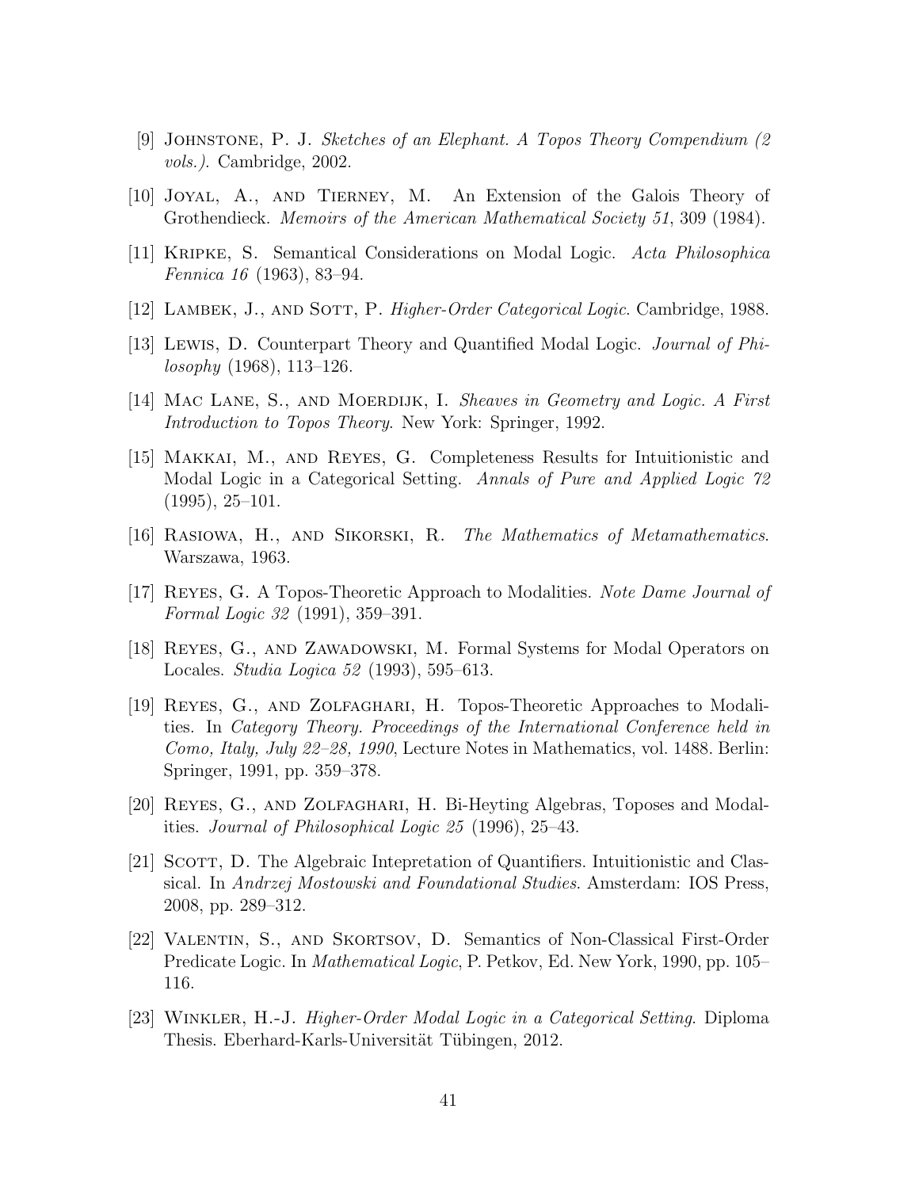[9] Johnstone, P. J. *Sketches of an Elephant. A Topos Theory Compendium (2 vols.)*. Cambridge, 2002.

[10] Joyal, A., and Tierney, M. An Extension of the Galois Theory of Grothendieck. *Memoirs of the American Mathematical Society 51*, 309 (1984).

[11] Kripke, S. Semantical Considerations on Modal Logic. *Acta Philosophica Fennica 16* (1963), 83–94.

[12] Lambek, J., and Sott, P. *Higher-Order Categorical Logic*. Cambridge, 1988.

[13] Lewis, D. Counterpart Theory and Quantified Modal Logic. *Journal of Philosophy* (1968), 113–126.

[14] Mac Lane, S., and Moerdijk, I. *Sheaves in Geometry and Logic. A First Introduction to Topos Theory*. New York: Springer, 1992.

[15] Makkai, M., and Reyes, G. Completeness Results for Intuitionistic and Modal Logic in a Categorical Setting. *Annals of Pure and Applied Logic 72* (1995), 25–101.

[16] Rasiowa, H., and Sikorski, R. *The Mathematics of Metamathematics*. Warszawa, 1963.

[17] Reyes, G. A Topos-Theoretic Approach to Modalities. *Note Dame Journal of Formal Logic 32* (1991), 359–391.

[18] Reyes, G., and Zawadowski, M. Formal Systems for Modal Operators on Locales. *Studia Logica 52* (1993), 595–613.

[19] Reyes, G., and Zolfaghari, H. Topos-Theoretic Approaches to Modalities. In *Category Theory. Proceedings of the International Conference held in Como, Italy, July 22–28, 1990*, Lecture Notes in Mathematics, vol. 1488. Berlin: Springer, 1991, pp. 359–378.

[20] Reyes, G., and Zolfaghari, H. Bi-Heyting Algebras, Toposes and Modalities. *Journal of Philosophical Logic 25* (1996), 25–43.

[21] Scott, D. The Algebraic Intepretation of Quantifiers. Intuitionistic and Classical. In *Andrzej Mostowski and Foundational Studies*. Amsterdam: IOS Press, 2008, pp. 289–312.

[22] Valentin, S., and Skortsov, D. Semantics of Non-Classical First-Order Predicate Logic. In *Mathematical Logic*, P. Petkov, Ed. New York, 1990, pp. 105–116.

[23] Winkler, H.-J. *Higher-Order Modal Logic in a Categorical Setting*. Diploma Thesis. Eberhard-Karls-Universität Tübingen, 2012.